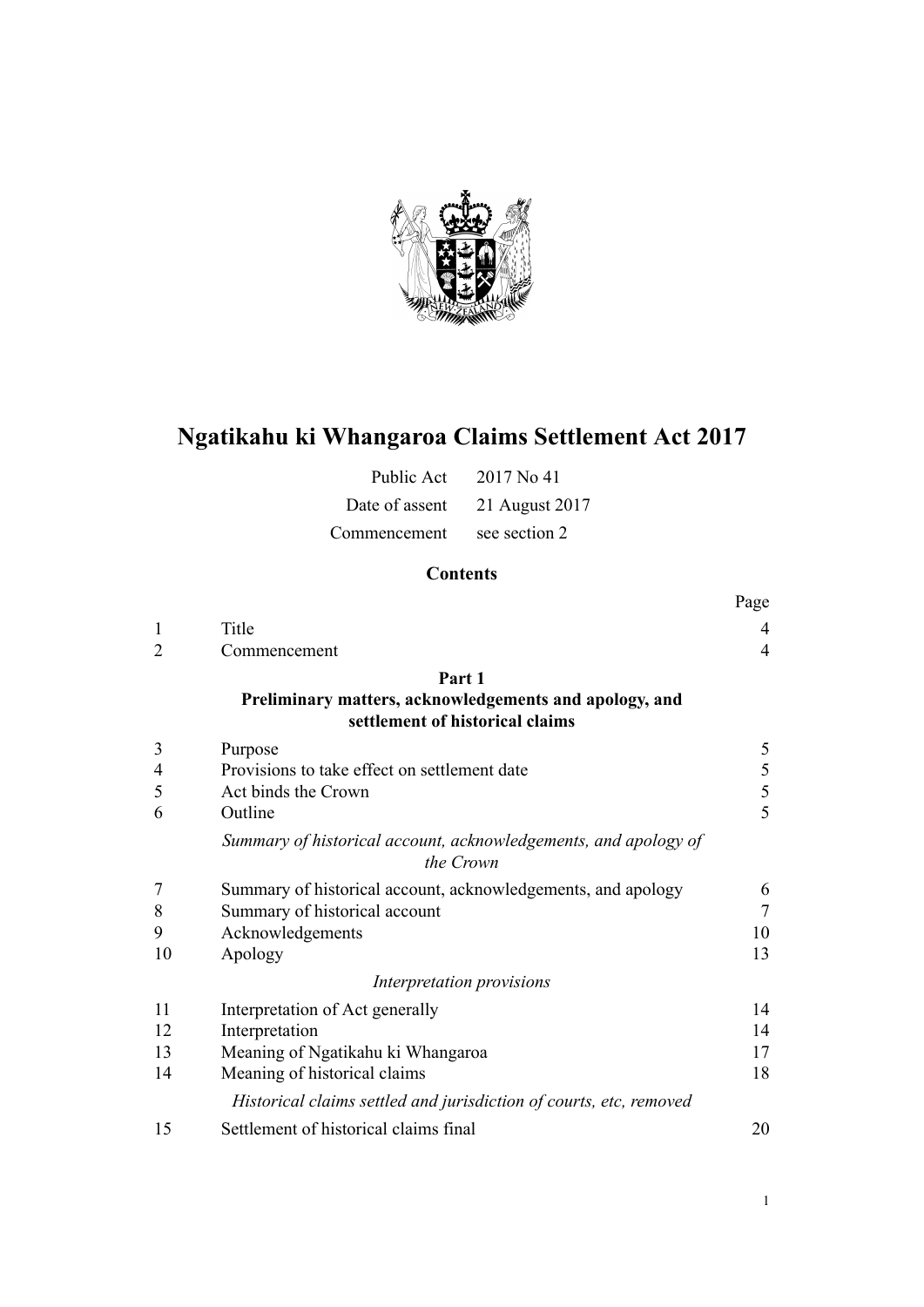# Ngatikahu ki Whangaroa Claims Settlement Act 2017

| | |
|---|---|
| Public Act | 2017 No 41 |
| Date of assent | 21 August 2017 |
| Commencement | see section 2 |

## Contents

| | | Page |
|---|---|---|
| 1 | Title | 4 |
| 2 | Commencement | 4 |
| | **Part 1** **Preliminary matters, acknowledgements and apology, and settlement of historical claims** | |
| 3 | Purpose | 5 |
| 4 | Provisions to take effect on settlement date | 5 |
| 5 | Act binds the Crown | 5 |
| 6 | Outline | 5 |
| | *Summary of historical account, acknowledgements, and apology of the Crown* | |
| 7 | Summary of historical account, acknowledgements, and apology | 6 |
| 8 | Summary of historical account | 7 |
| 9 | Acknowledgements | 10 |
| 10 | Apology | 13 |
| | *Interpretation provisions* | |
| 11 | Interpretation of Act generally | 14 |
| 12 | Interpretation | 14 |
| 13 | Meaning of Ngatikahu ki Whangaroa | 17 |
| 14 | Meaning of historical claims | 18 |
| | *Historical claims settled and jurisdiction of courts, etc, removed* | |
| 15 | Settlement of historical claims final | 20 |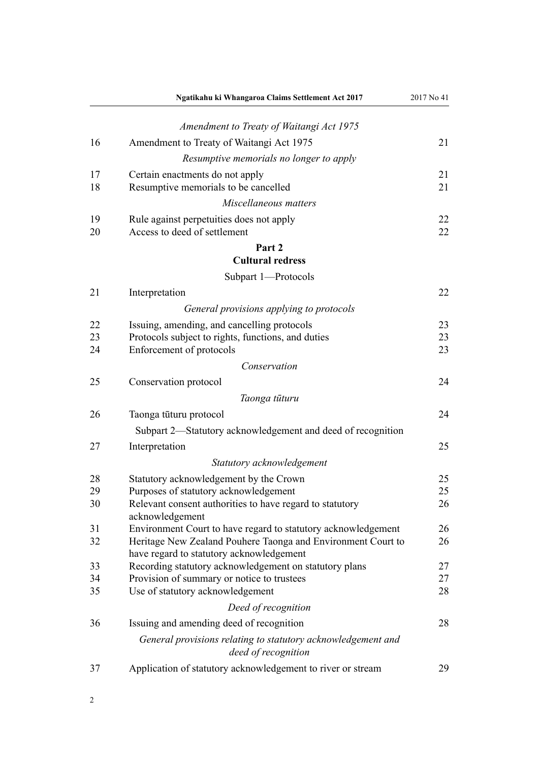*Amendment to Treaty of Waitangi Act 1975*

| | | |
|---|---|---|
| 16 | Amendment to Treaty of Waitangi Act 1975 | 21 |

*Resumptive memorials no longer to apply*

| | | |
|---|---|---|
| 17 | Certain enactments do not apply | 21 |
| 18 | Resumptive memorials to be cancelled | 21 |

*Miscellaneous matters*

| | | |
|---|---|---|
| 19 | Rule against perpetuities does not apply | 22 |
| 20 | Access to deed of settlement | 22 |

**Part 2**
**Cultural redress**

Subpart 1—Protocols

| | | |
|---|---|---|
| 21 | Interpretation | 22 |

*General provisions applying to protocols*

| | | |
|---|---|---|
| 22 | Issuing, amending, and cancelling protocols | 23 |
| 23 | Protocols subject to rights, functions, and duties | 23 |
| 24 | Enforcement of protocols | 23 |

*Conservation*

| | | |
|---|---|---|
| 25 | Conservation protocol | 24 |

*Taonga tūturu*

| | | |
|---|---|---|
| 26 | Taonga tūturu protocol | 24 |

Subpart 2—Statutory acknowledgement and deed of recognition

| | | |
|---|---|---|
| 27 | Interpretation | 25 |

*Statutory acknowledgement*

| | | |
|---|---|---|
| 28 | Statutory acknowledgement by the Crown | 25 |
| 29 | Purposes of statutory acknowledgement | 25 |
| 30 | Relevant consent authorities to have regard to statutory acknowledgement | 26 |
| 31 | Environment Court to have regard to statutory acknowledgement | 26 |
| 32 | Heritage New Zealand Pouhere Taonga and Environment Court to have regard to statutory acknowledgement | 26 |
| 33 | Recording statutory acknowledgement on statutory plans | 27 |
| 34 | Provision of summary or notice to trustees | 27 |
| 35 | Use of statutory acknowledgement | 28 |

*Deed of recognition*

| | | |
|---|---|---|
| 36 | Issuing and amending deed of recognition | 28 |

*General provisions relating to statutory acknowledgement and deed of recognition*

| | | |
|---|---|---|
| 37 | Application of statutory acknowledgement to river or stream | 29 |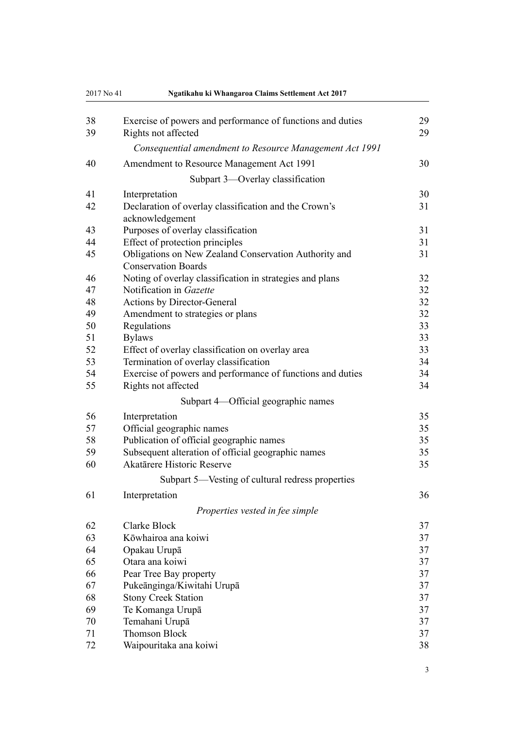| | | |
|---|---|---|
| 38 | Exercise of powers and performance of functions and duties | 29 |
| 39 | Rights not affected | 29 |
| | *Consequential amendment to Resource Management Act 1991* | |
| 40 | Amendment to Resource Management Act 1991 | 30 |
| | Subpart 3—Overlay classification | |
| 41 | Interpretation | 30 |
| 42 | Declaration of overlay classification and the Crown's acknowledgement | 31 |
| 43 | Purposes of overlay classification | 31 |
| 44 | Effect of protection principles | 31 |
| 45 | Obligations on New Zealand Conservation Authority and Conservation Boards | 31 |
| 46 | Noting of overlay classification in strategies and plans | 32 |
| 47 | Notification in *Gazette* | 32 |
| 48 | Actions by Director-General | 32 |
| 49 | Amendment to strategies or plans | 32 |
| 50 | Regulations | 33 |
| 51 | Bylaws | 33 |
| 52 | Effect of overlay classification on overlay area | 33 |
| 53 | Termination of overlay classification | 34 |
| 54 | Exercise of powers and performance of functions and duties | 34 |
| 55 | Rights not affected | 34 |
| | Subpart 4—Official geographic names | |
| 56 | Interpretation | 35 |
| 57 | Official geographic names | 35 |
| 58 | Publication of official geographic names | 35 |
| 59 | Subsequent alteration of official geographic names | 35 |
| 60 | Akatārere Historic Reserve | 35 |
| | Subpart 5—Vesting of cultural redress properties | |
| 61 | Interpretation | 36 |
| | *Properties vested in fee simple* | |
| 62 | Clarke Block | 37 |
| 63 | Kōwhairoa ana koiwi | 37 |
| 64 | Opakau Urupā | 37 |
| 65 | Otara ana koiwi | 37 |
| 66 | Pear Tree Bay property | 37 |
| 67 | Pukeānginga/Kiwitahi Urupā | 37 |
| 68 | Stony Creek Station | 37 |
| 69 | Te Komanga Urupā | 37 |
| 70 | Temahani Urupā | 37 |
| 71 | Thomson Block | 37 |
| 72 | Waipouritaka ana koiwi | 38 |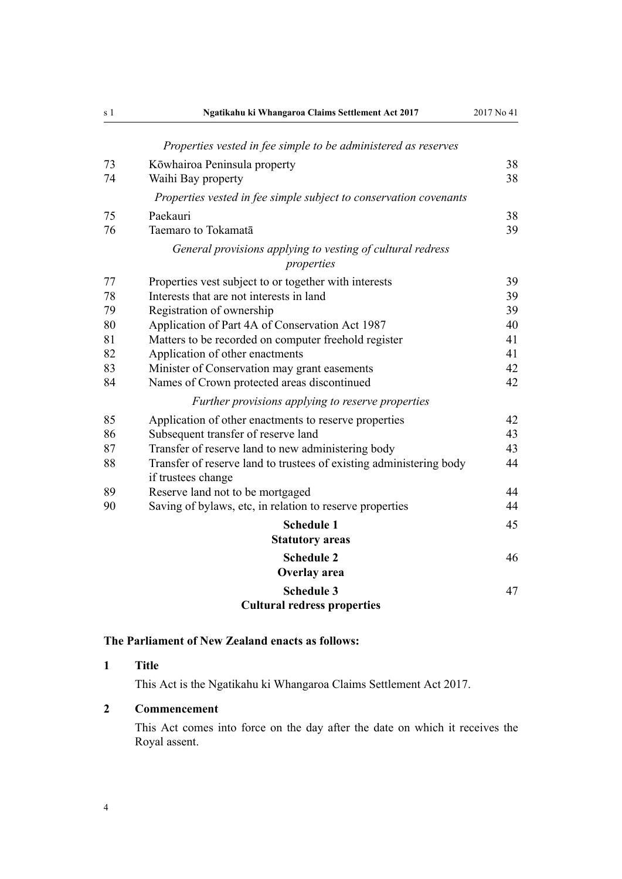*Properties vested in fee simple to be administered as reserves*

| | | |
|---|---|---|
| 73 | Kōwhairoa Peninsula property | 38 |
| 74 | Waihi Bay property | 38 |

*Properties vested in fee simple subject to conservation covenants*

| | | |
|---|---|---|
| 75 | Paekauri | 38 |
| 76 | Taemaro to Tokamatā | 39 |

*General provisions applying to vesting of cultural redress properties*

| | | |
|---|---|---|
| 77 | Properties vest subject to or together with interests | 39 |
| 78 | Interests that are not interests in land | 39 |
| 79 | Registration of ownership | 39 |
| 80 | Application of Part 4A of Conservation Act 1987 | 40 |
| 81 | Matters to be recorded on computer freehold register | 41 |
| 82 | Application of other enactments | 41 |
| 83 | Minister of Conservation may grant easements | 42 |
| 84 | Names of Crown protected areas discontinued | 42 |

*Further provisions applying to reserve properties*

| | | |
|---|---|---|
| 85 | Application of other enactments to reserve properties | 42 |
| 86 | Subsequent transfer of reserve land | 43 |
| 87 | Transfer of reserve land to new administering body | 43 |
| 88 | Transfer of reserve land to trustees of existing administering body if trustees change | 44 |
| 89 | Reserve land not to be mortgaged | 44 |
| 90 | Saving of bylaws, etc, in relation to reserve properties | 44 |

**Schedule 1** — **Statutory areas** 45

**Schedule 2** — **Overlay area** 46

**Schedule 3** — **Cultural redress properties** 47

**The Parliament of New Zealand enacts as follows:**

## 1 Title

This Act is the Ngatikahu ki Whangaroa Claims Settlement Act 2017.

## 2 Commencement

This Act comes into force on the day after the date on which it receives the Royal assent.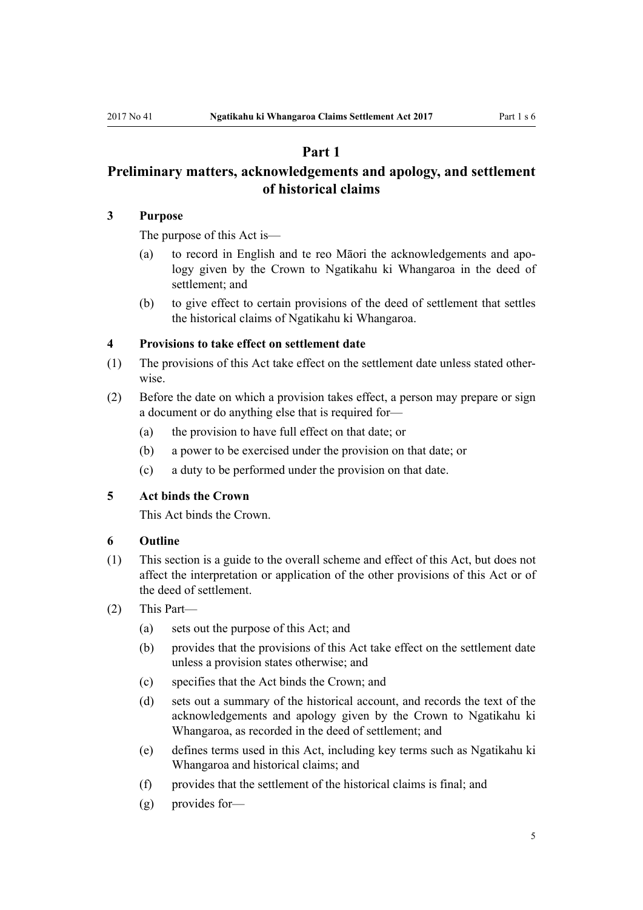# Part 1

# Preliminary matters, acknowledgements and apology, and settlement of historical claims

### 3 Purpose

The purpose of this Act is—

(a) to record in English and te reo Māori the acknowledgements and apology given by the Crown to Ngatikahu ki Whangaroa in the deed of settlement; and

(b) to give effect to certain provisions of the deed of settlement that settles the historical claims of Ngatikahu ki Whangaroa.

### 4 Provisions to take effect on settlement date

(1) The provisions of this Act take effect on the settlement date unless stated otherwise.

(2) Before the date on which a provision takes effect, a person may prepare or sign a document or do anything else that is required for—

(a) the provision to have full effect on that date; or

(b) a power to be exercised under the provision on that date; or

(c) a duty to be performed under the provision on that date.

### 5 Act binds the Crown

This Act binds the Crown.

### 6 Outline

(1) This section is a guide to the overall scheme and effect of this Act, but does not affect the interpretation or application of the other provisions of this Act or of the deed of settlement.

(2) This Part—

(a) sets out the purpose of this Act; and

(b) provides that the provisions of this Act take effect on the settlement date unless a provision states otherwise; and

(c) specifies that the Act binds the Crown; and

(d) sets out a summary of the historical account, and records the text of the acknowledgements and apology given by the Crown to Ngatikahu ki Whangaroa, as recorded in the deed of settlement; and

(e) defines terms used in this Act, including key terms such as Ngatikahu ki Whangaroa and historical claims; and

(f) provides that the settlement of the historical claims is final; and

(g) provides for—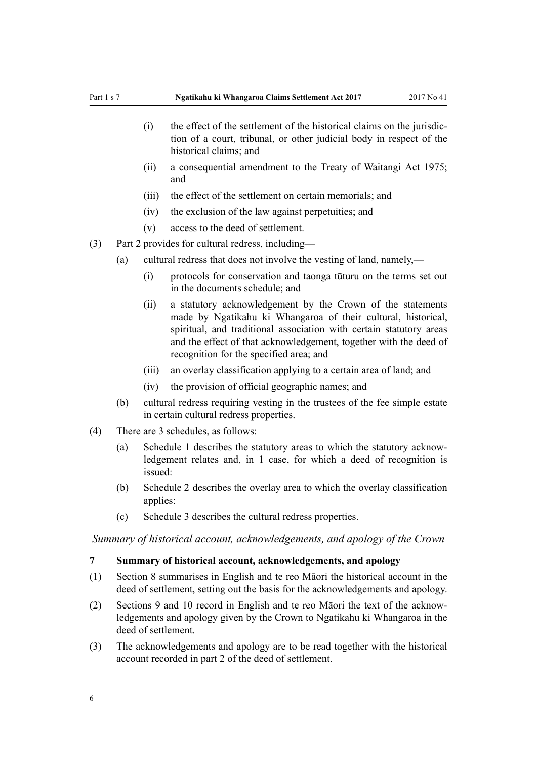(i) the effect of the settlement of the historical claims on the jurisdiction of a court, tribunal, or other judicial body in respect of the historical claims; and

(ii) a consequential amendment to the Treaty of Waitangi Act 1975; and

(iii) the effect of the settlement on certain memorials; and

(iv) the exclusion of the law against perpetuities; and

(v) access to the deed of settlement.

(3) Part 2 provides for cultural redress, including—

(a) cultural redress that does not involve the vesting of land, namely,—

(i) protocols for conservation and taonga tūturu on the terms set out in the documents schedule; and

(ii) a statutory acknowledgement by the Crown of the statements made by Ngatikahu ki Whangaroa of their cultural, historical, spiritual, and traditional association with certain statutory areas and the effect of that acknowledgement, together with the deed of recognition for the specified area; and

(iii) an overlay classification applying to a certain area of land; and

(iv) the provision of official geographic names; and

(b) cultural redress requiring vesting in the trustees of the fee simple estate in certain cultural redress properties.

(4) There are 3 schedules, as follows:

(a) Schedule 1 describes the statutory areas to which the statutory acknowledgement relates and, in 1 case, for which a deed of recognition is issued:

(b) Schedule 2 describes the overlay area to which the overlay classification applies:

(c) Schedule 3 describes the cultural redress properties.

*Summary of historical account, acknowledgements, and apology of the Crown*

### 7 Summary of historical account, acknowledgements, and apology

(1) Section 8 summarises in English and te reo Māori the historical account in the deed of settlement, setting out the basis for the acknowledgements and apology.

(2) Sections 9 and 10 record in English and te reo Māori the text of the acknowledgements and apology given by the Crown to Ngatikahu ki Whangaroa in the deed of settlement.

(3) The acknowledgements and apology are to be read together with the historical account recorded in part 2 of the deed of settlement.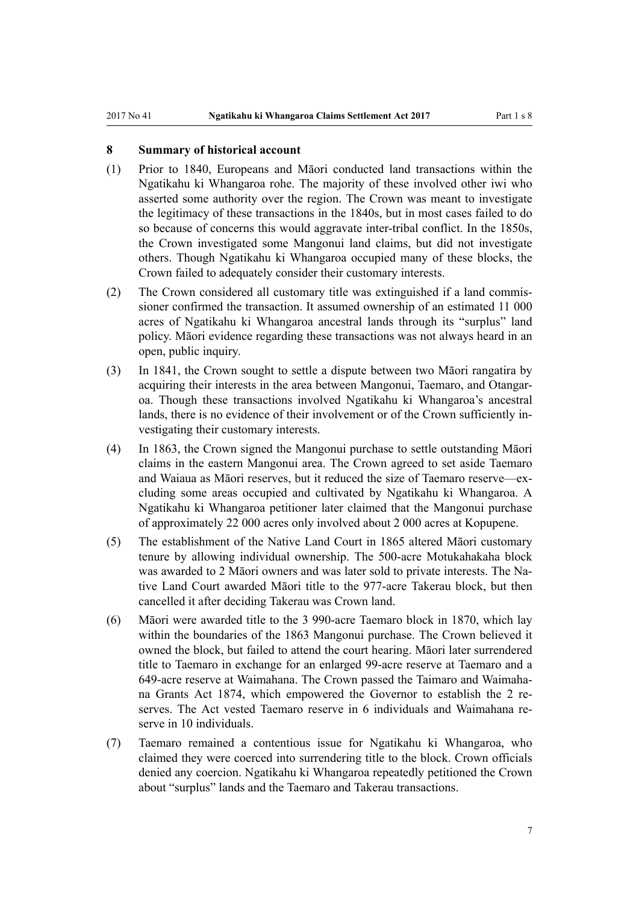## 8 Summary of historical account

(1) Prior to 1840, Europeans and Māori conducted land transactions within the Ngatikahu ki Whangaroa rohe. The majority of these involved other iwi who asserted some authority over the region. The Crown was meant to investigate the legitimacy of these transactions in the 1840s, but in most cases failed to do so because of concerns this would aggravate inter-tribal conflict. In the 1850s, the Crown investigated some Mangonui land claims, but did not investigate others. Though Ngatikahu ki Whangaroa occupied many of these blocks, the Crown failed to adequately consider their customary interests.

(2) The Crown considered all customary title was extinguished if a land commissioner confirmed the transaction. It assumed ownership of an estimated 11 000 acres of Ngatikahu ki Whangaroa ancestral lands through its "surplus" land policy. Māori evidence regarding these transactions was not always heard in an open, public inquiry.

(3) In 1841, the Crown sought to settle a dispute between two Māori rangatira by acquiring their interests in the area between Mangonui, Taemaro, and Otangaroa. Though these transactions involved Ngatikahu ki Whangaroa's ancestral lands, there is no evidence of their involvement or of the Crown sufficiently investigating their customary interests.

(4) In 1863, the Crown signed the Mangonui purchase to settle outstanding Māori claims in the eastern Mangonui area. The Crown agreed to set aside Taemaro and Waiaua as Māori reserves, but it reduced the size of Taemaro reserve—excluding some areas occupied and cultivated by Ngatikahu ki Whangaroa. A Ngatikahu ki Whangaroa petitioner later claimed that the Mangonui purchase of approximately 22 000 acres only involved about 2 000 acres at Kopupene.

(5) The establishment of the Native Land Court in 1865 altered Māori customary tenure by allowing individual ownership. The 500-acre Motukahakaha block was awarded to 2 Māori owners and was later sold to private interests. The Native Land Court awarded Māori title to the 977-acre Takerau block, but then cancelled it after deciding Takerau was Crown land.

(6) Māori were awarded title to the 3 990-acre Taemaro block in 1870, which lay within the boundaries of the 1863 Mangonui purchase. The Crown believed it owned the block, but failed to attend the court hearing. Māori later surrendered title to Taemaro in exchange for an enlarged 99-acre reserve at Taemaro and a 649-acre reserve at Waimahana. The Crown passed the Taimaro and Waimahana Grants Act 1874, which empowered the Governor to establish the 2 reserves. The Act vested Taemaro reserve in 6 individuals and Waimahana reserve in 10 individuals.

(7) Taemaro remained a contentious issue for Ngatikahu ki Whangaroa, who claimed they were coerced into surrendering title to the block. Crown officials denied any coercion. Ngatikahu ki Whangaroa repeatedly petitioned the Crown about "surplus" lands and the Taemaro and Takerau transactions.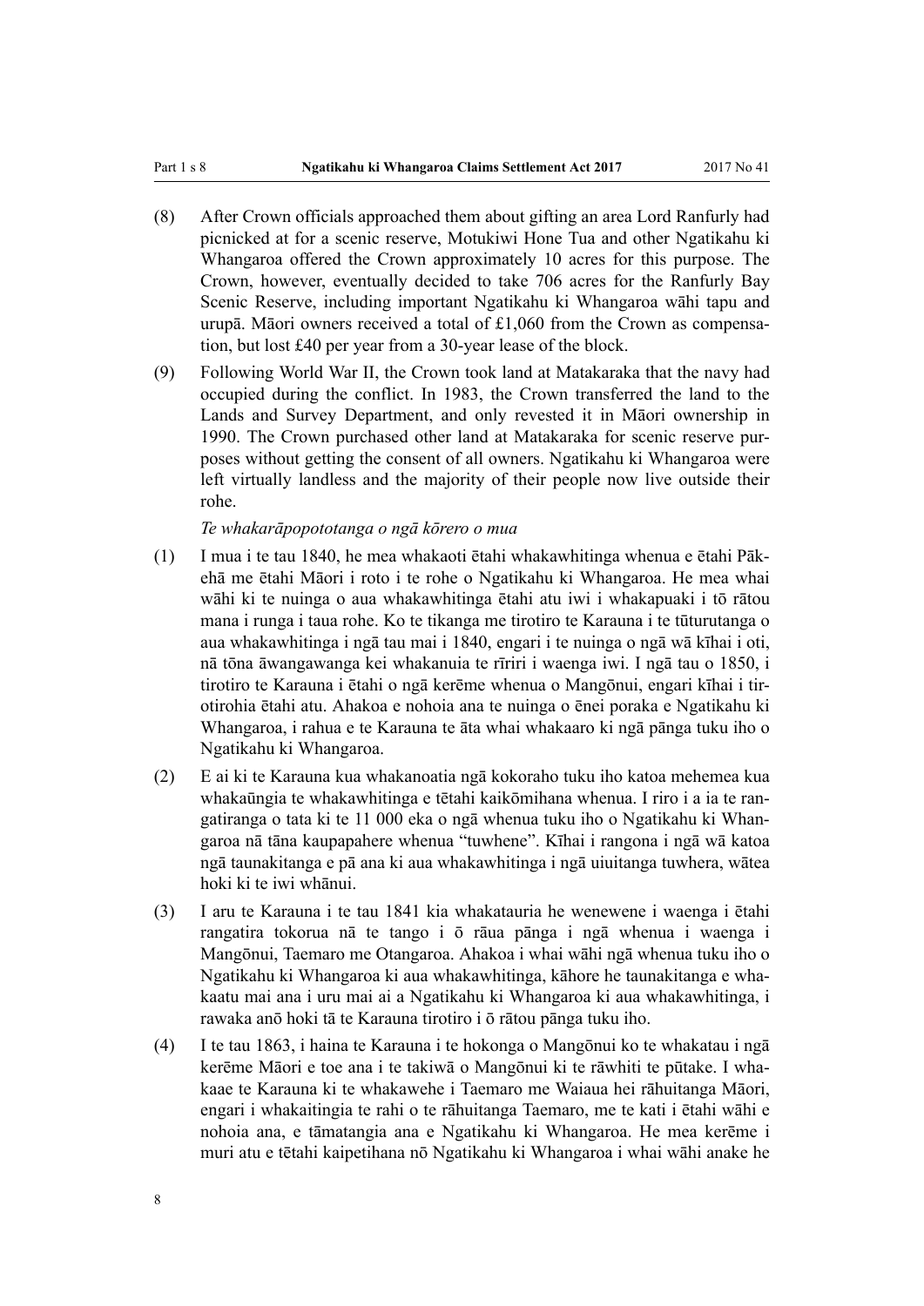(8) After Crown officials approached them about gifting an area Lord Ranfurly had picnicked at for a scenic reserve, Motukiwi Hone Tua and other Ngatikahu ki Whangaroa offered the Crown approximately 10 acres for this purpose. The Crown, however, eventually decided to take 706 acres for the Ranfurly Bay Scenic Reserve, including important Ngatikahu ki Whangaroa wāhi tapu and urupā. Māori owners received a total of £1,060 from the Crown as compensation, but lost £40 per year from a 30-year lease of the block.

(9) Following World War II, the Crown took land at Matakaraka that the navy had occupied during the conflict. In 1983, the Crown transferred the land to the Lands and Survey Department, and only revested it in Māori ownership in 1990. The Crown purchased other land at Matakaraka for scenic reserve purposes without getting the consent of all owners. Ngatikahu ki Whangaroa were left virtually landless and the majority of their people now live outside their rohe.

*Te whakarāpopototanga o ngā kōrero o mua*

(1) I mua i te tau 1840, he mea whakaoti ētahi whakawhitinga whenua e ētahi Pākehā me ētahi Māori i roto i te rohe o Ngatikahu ki Whangaroa. He mea whai wāhi ki te nuinga o aua whakawhitinga ētahi atu iwi i whakapuaki i tō rātou mana i runga i taua rohe. Ko te tikanga me tirotiro te Karauna i te tūturutanga o aua whakawhitinga i ngā tau mai i 1840, engari i te nuinga o ngā wā kīhai i oti, nā tōna āwangawanga kei whakanuia te rīriri i waenga iwi. I ngā tau o 1850, i tirotiro te Karauna i ētahi o ngā kerēme whenua o Mangōnui, engari kīhai i tirotirohia ētahi atu. Ahakoa e nohoia ana te nuinga o ēnei poraka e Ngatikahu ki Whangaroa, i rahua e te Karauna te āta whai whakaaro ki ngā pānga tuku iho o Ngatikahu ki Whangaroa.

(2) E ai ki te Karauna kua whakanoatia ngā kokoraho tuku iho katoa mehemea kua whakaūngia te whakawhitinga e tētahi kaikōmihana whenua. I riro i a ia te rangatiranga o tata ki te 11 000 eka o ngā whenua tuku iho o Ngatikahu ki Whangaroa nā tāna kaupapahere whenua "tuwhene". Kīhai i rangona i ngā wā katoa ngā taunakitanga e pā ana ki aua whakawhitinga i ngā uiuitanga tuwhera, wātea hoki ki te iwi whānui.

(3) I aru te Karauna i te tau 1841 kia whakatauria he wenewene i waenga i ētahi rangatira tokorua nā te tango i ō rāua pānga i ngā whenua i waenga i Mangōnui, Taemaro me Otangaroa. Ahakoa i whai wāhi ngā whenua tuku iho o Ngatikahu ki Whangaroa ki aua whakawhitinga, kāhore he taunakitanga e whakaatu mai ana i uru mai ai a Ngatikahu ki Whangaroa ki aua whakawhitinga, i rawaka anō hoki tā te Karauna tirotiro i ō rātou pānga tuku iho.

(4) I te tau 1863, i haina te Karauna i te hokonga o Mangōnui ko te whakatau i ngā kerēme Māori e toe ana i te takiwā o Mangōnui ki te rāwhiti te pūtake. I whakaae te Karauna ki te whakawehe i Taemaro me Waiaua hei rāhuitanga Māori, engari i whakaitingia te rahi o te rāhuitanga Taemaro, me te kati i ētahi wāhi e nohoia ana, e tāmatangia ana e Ngatikahu ki Whangaroa. He mea kerēme i muri atu e tētahi kaipetihana nō Ngatikahu ki Whangaroa i whai wāhi anake he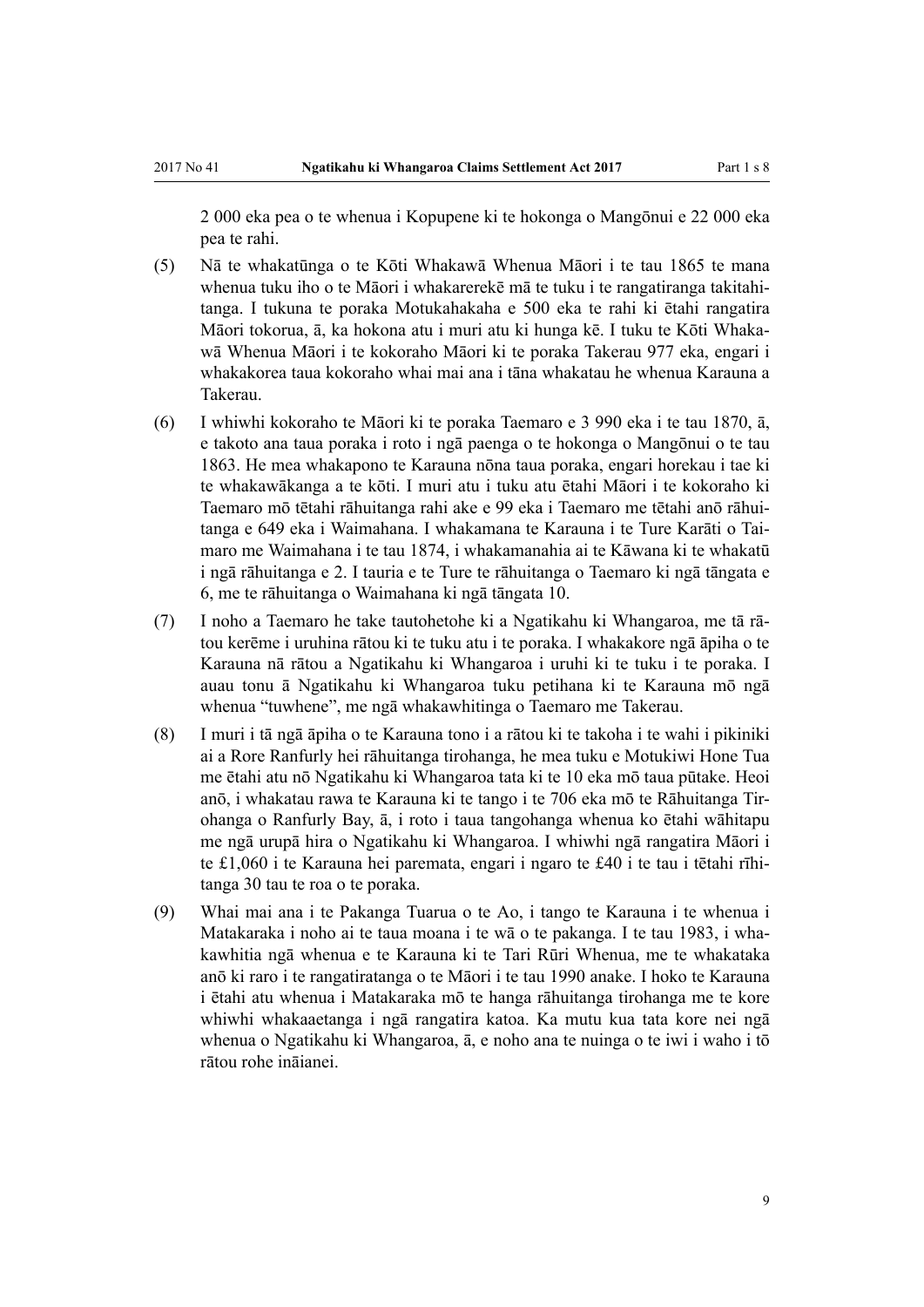2 000 eka pea o te whenua i Kopupene ki te hokonga o Mangōnui e 22 000 eka pea te rahi.

(5) Nā te whakatūnga o te Kōti Whakawā Whenua Māori i te tau 1865 te mana whenua tuku iho o te Māori i whakarerekē mā te tuku i te rangatiranga takitahitanga. I tukuna te poraka Motukahakaha e 500 eka te rahi ki ētahi rangatira Māori tokorua, ā, ka hokona atu i muri atu ki hunga kē. I tuku te Kōti Whakawā Whenua Māori i te kokoraho Māori ki te poraka Takerau 977 eka, engari i whakakorea taua kokoraho whai mai ana i tāna whakatau he whenua Karauna a Takerau.

(6) I whiwhi kokoraho te Māori ki te poraka Taemaro e 3 990 eka i te tau 1870, ā, e takoto ana taua poraka i roto i ngā paenga o te hokonga o Mangōnui o te tau 1863. He mea whakapono te Karauna nōna taua poraka, engari horekau i tae ki te whakawākanga a te kōti. I muri atu i tuku atu ētahi Māori i te kokoraho ki Taemaro mō tētahi rāhuitanga rahi ake e 99 eka i Taemaro me tētahi anō rāhuitanga e 649 eka i Waimahana. I whakamana te Karauna i te Ture Karāti o Taimaro me Waimahana i te tau 1874, i whakamanahia ai te Kāwana ki te whakatū i ngā rāhuitanga e 2. I tauria e te Ture te rāhuitanga o Taemaro ki ngā tāngata e 6, me te rāhuitanga o Waimahana ki ngā tāngata 10.

(7) I noho a Taemaro he take tautohetohe ki a Ngatikahu ki Whangaroa, me tā rātou kerēme i uruhina rātou ki te tuku atu i te poraka. I whakakore ngā āpiha o te Karauna nā rātou a Ngatikahu ki Whangaroa i uruhi ki te tuku i te poraka. I auau tonu ā Ngatikahu ki Whangaroa tuku petihana ki te Karauna mō ngā whenua "tuwhene", me ngā whakawhitinga o Taemaro me Takerau.

(8) I muri i tā ngā āpiha o te Karauna tono i a rātou ki te takoha i te wahi i pikiniki ai a Rore Ranfurly hei rāhuitanga tirohanga, he mea tuku e Motukiwi Hone Tua me ētahi atu nō Ngatikahu ki Whangaroa tata ki te 10 eka mō taua pūtake. Heoi anō, i whakatau rawa te Karauna ki te tango i te 706 eka mō te Rāhuitanga Tirohanga o Ranfurly Bay, ā, i roto i taua tangohanga whenua ko ētahi wāhitapu me ngā urupā hira o Ngatikahu ki Whangaroa. I whiwhi ngā rangatira Māori i te £1,060 i te Karauna hei paremata, engari i ngaro te £40 i te tau i tētahi rīhitanga 30 tau te roa o te poraka.

(9) Whai mai ana i te Pakanga Tuarua o te Ao, i tango te Karauna i te whenua i Matakaraka i noho ai te taua moana i te wā o te pakanga. I te tau 1983, i whakawhitia ngā whenua e te Karauna ki te Tari Rūri Whenua, me te whakataka anō ki raro i te rangatiratanga o te Māori i te tau 1990 anake. I hoko te Karauna i ētahi atu whenua i Matakaraka mō te hanga rāhuitanga tirohanga me te kore whiwhi whakaaetanga i ngā rangatira katoa. Ka mutu kua tata kore nei ngā whenua o Ngatikahu ki Whangaroa, ā, e noho ana te nuinga o te iwi i waho i tō rātou rohe ināianei.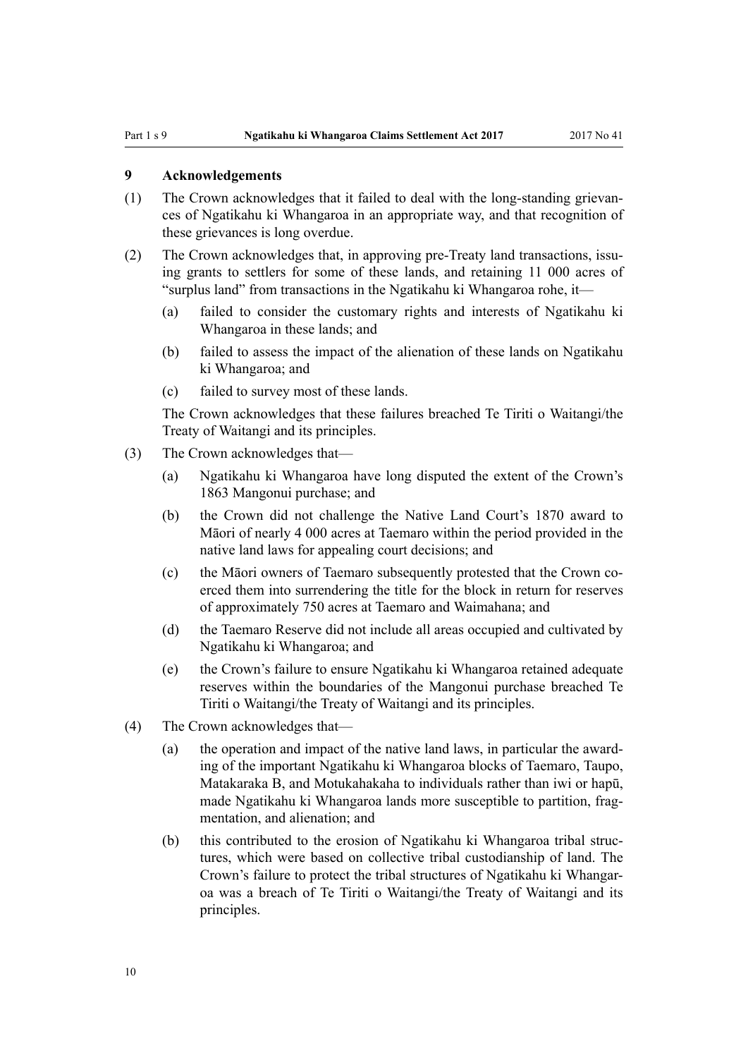### 9 Acknowledgements

(1) The Crown acknowledges that it failed to deal with the long-standing grievances of Ngatikahu ki Whangaroa in an appropriate way, and that recognition of these grievances is long overdue.

(2) The Crown acknowledges that, in approving pre-Treaty land transactions, issuing grants to settlers for some of these lands, and retaining 11 000 acres of "surplus land" from transactions in the Ngatikahu ki Whangaroa rohe, it—

- (a) failed to consider the customary rights and interests of Ngatikahu ki Whangaroa in these lands; and
- (b) failed to assess the impact of the alienation of these lands on Ngatikahu ki Whangaroa; and
- (c) failed to survey most of these lands.

The Crown acknowledges that these failures breached Te Tiriti o Waitangi/the Treaty of Waitangi and its principles.

(3) The Crown acknowledges that—

- (a) Ngatikahu ki Whangaroa have long disputed the extent of the Crown's 1863 Mangonui purchase; and
- (b) the Crown did not challenge the Native Land Court's 1870 award to Māori of nearly 4 000 acres at Taemaro within the period provided in the native land laws for appealing court decisions; and
- (c) the Māori owners of Taemaro subsequently protested that the Crown coerced them into surrendering the title for the block in return for reserves of approximately 750 acres at Taemaro and Waimahana; and
- (d) the Taemaro Reserve did not include all areas occupied and cultivated by Ngatikahu ki Whangaroa; and
- (e) the Crown's failure to ensure Ngatikahu ki Whangaroa retained adequate reserves within the boundaries of the Mangonui purchase breached Te Tiriti o Waitangi/the Treaty of Waitangi and its principles.

(4) The Crown acknowledges that—

- (a) the operation and impact of the native land laws, in particular the awarding of the important Ngatikahu ki Whangaroa blocks of Taemaro, Taupo, Matakaraka B, and Motukahakaha to individuals rather than iwi or hapū, made Ngatikahu ki Whangaroa lands more susceptible to partition, fragmentation, and alienation; and
- (b) this contributed to the erosion of Ngatikahu ki Whangaroa tribal structures, which were based on collective tribal custodianship of land. The Crown's failure to protect the tribal structures of Ngatikahu ki Whangaroa was a breach of Te Tiriti o Waitangi/the Treaty of Waitangi and its principles.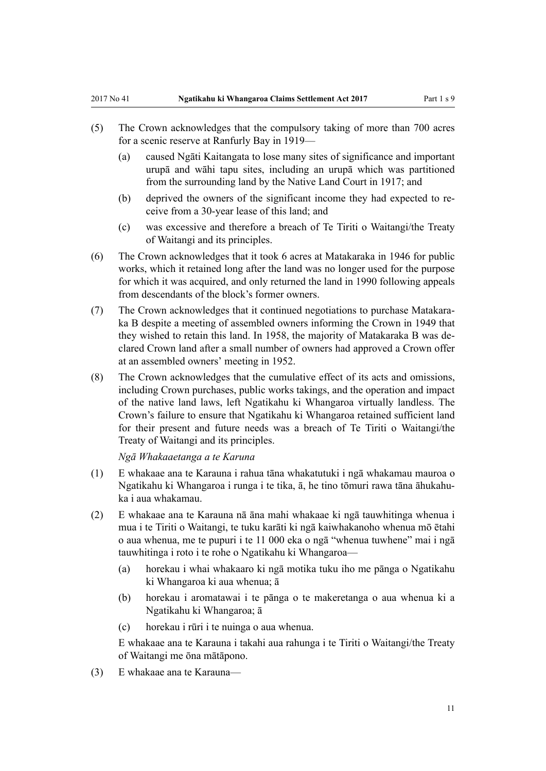(5) The Crown acknowledges that the compulsory taking of more than 700 acres for a scenic reserve at Ranfurly Bay in 1919—

(a) caused Ngāti Kaitangata to lose many sites of significance and important urupā and wāhi tapu sites, including an urupā which was partitioned from the surrounding land by the Native Land Court in 1917; and

(b) deprived the owners of the significant income they had expected to receive from a 30-year lease of this land; and

(c) was excessive and therefore a breach of Te Tiriti o Waitangi/the Treaty of Waitangi and its principles.

(6) The Crown acknowledges that it took 6 acres at Matakaraka in 1946 for public works, which it retained long after the land was no longer used for the purpose for which it was acquired, and only returned the land in 1990 following appeals from descendants of the block's former owners.

(7) The Crown acknowledges that it continued negotiations to purchase Matakaraka B despite a meeting of assembled owners informing the Crown in 1949 that they wished to retain this land. In 1958, the majority of Matakaraka B was declared Crown land after a small number of owners had approved a Crown offer at an assembled owners' meeting in 1952.

(8) The Crown acknowledges that the cumulative effect of its acts and omissions, including Crown purchases, public works takings, and the operation and impact of the native land laws, left Ngatikahu ki Whangaroa virtually landless. The Crown's failure to ensure that Ngatikahu ki Whangaroa retained sufficient land for their present and future needs was a breach of Te Tiriti o Waitangi/the Treaty of Waitangi and its principles.

*Ngā Whakaaetanga a te Karuna*

(1) E whakaae ana te Karauna i rahua tāna whakatutuki i ngā whakamau mauroa o Ngatikahu ki Whangaroa i runga i te tika, ā, he tino tōmuri rawa tāna āhukahuka i aua whakamau.

(2) E whakaae ana te Karauna nā āna mahi whakaae ki ngā tauwhitinga whenua i mua i te Tiriti o Waitangi, te tuku karāti ki ngā kaiwhakanoho whenua mō ētahi o aua whenua, me te pupuri i te 11 000 eka o ngā "whenua tuwhene" mai i ngā tauwhitinga i roto i te rohe o Ngatikahu ki Whangaroa—

(a) horekau i whai whakaaro ki ngā motika tuku iho me pānga o Ngatikahu ki Whangaroa ki aua whenua; ā

(b) horekau i aromatawai i te pānga o te makeretanga o aua whenua ki a Ngatikahu ki Whangaroa; ā

(c) horekau i rūri i te nuinga o aua whenua.

E whakaae ana te Karauna i takahi aua rahunga i te Tiriti o Waitangi/the Treaty of Waitangi me ōna mātāpono.

(3) E whakaae ana te Karauna—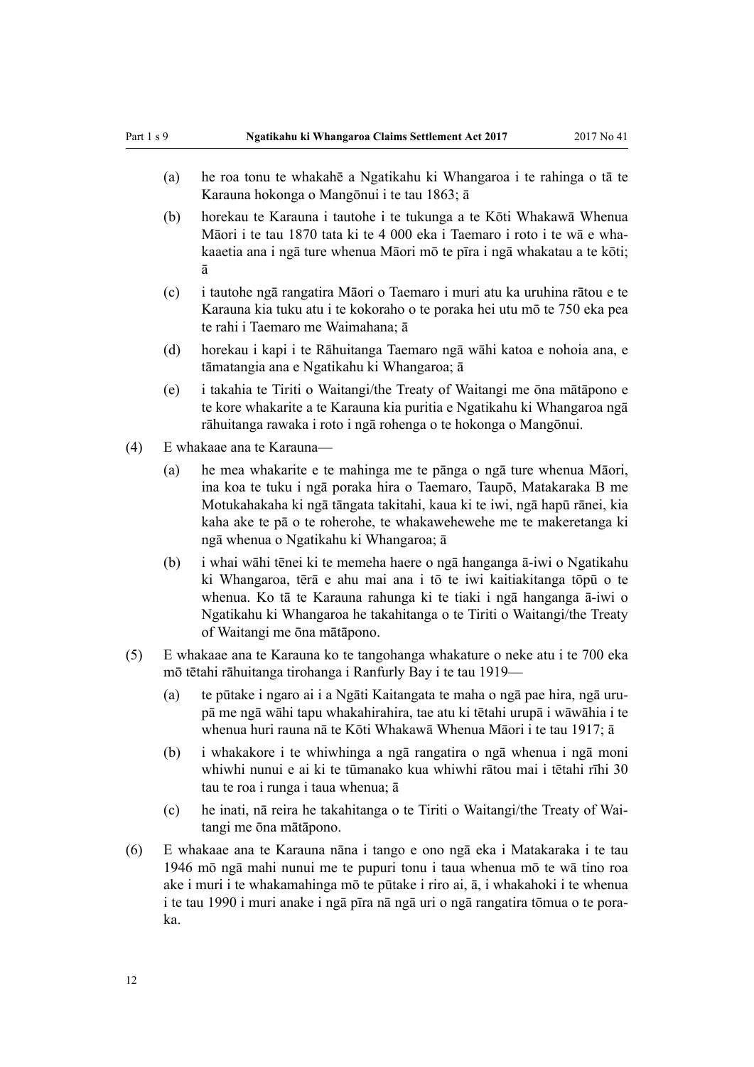(a) he roa tonu te whakahē a Ngatikahu ki Whangaroa i te rahinga o tā te Karauna hokonga o Mangōnui i te tau 1863; ā

(b) horekau te Karauna i tautohe i te tukunga a te Kōti Whakawā Whenua Māori i te tau 1870 tata ki te 4 000 eka i Taemaro i roto i te wā e whakaaetia ana i ngā ture whenua Māori mō te pīra i ngā whakatau a te kōti; ā

(c) i tautohe ngā rangatira Māori o Taemaro i muri atu ka uruhina rātou e te Karauna kia tuku atu i te kokoraho o te poraka hei utu mō te 750 eka pea te rahi i Taemaro me Waimahana; ā

(d) horekau i kapi i te Rāhuitanga Taemaro ngā wāhi katoa e nohoia ana, e tāmatangia ana e Ngatikahu ki Whangaroa; ā

(e) i takahia te Tiriti o Waitangi/the Treaty of Waitangi me ōna mātāpono e te kore whakarite a te Karauna kia puritia e Ngatikahu ki Whangaroa ngā rāhuitanga rawaka i roto i ngā rohenga o te hokonga o Mangōnui.

(4) E whakaae ana te Karauna—

(a) he mea whakarite e te mahinga me te pānga o ngā ture whenua Māori, ina koa te tuku i ngā poraka hira o Taemaro, Taupō, Matakaraka B me Motukahakaha ki ngā tāngata takitahi, kaua ki te iwi, ngā hapū rānei, kia kaha ake te pā o te roherohe, te whakawehewehe me te makeretanga ki ngā whenua o Ngatikahu ki Whangaroa; ā

(b) i whai wāhi tēnei ki te memeha haere o ngā hanganga ā-iwi o Ngatikahu ki Whangaroa, tērā e ahu mai ana i tō te iwi kaitiakitanga tōpū o te whenua. Ko tā te Karauna rahunga ki te tiaki i ngā hanganga ā-iwi o Ngatikahu ki Whangaroa he takahitanga o te Tiriti o Waitangi/the Treaty of Waitangi me ōna mātāpono.

(5) E whakaae ana te Karauna ko te tangohanga whakature o neke atu i te 700 eka mō tētahi rāhuitanga tirohanga i Ranfurly Bay i te tau 1919—

(a) te pūtake i ngaro ai i a Ngāti Kaitangata te maha o ngā pae hira, ngā urupā me ngā wāhi tapu whakahirahira, tae atu ki tētahi urupā i wāwāhia i te whenua huri rauna nā te Kōti Whakawā Whenua Māori i te tau 1917; ā

(b) i whakakore i te whiwhinga a ngā rangatira o ngā whenua i ngā moni whiwhi nunui e ai ki te tūmanako kua whiwhi rātou mai i tētahi rīhi 30 tau te roa i runga i taua whenua; ā

(c) he inati, nā reira he takahitanga o te Tiriti o Waitangi/the Treaty of Waitangi me ōna mātāpono.

(6) E whakaae ana te Karauna nāna i tango e ono ngā eka i Matakaraka i te tau 1946 mō ngā mahi nunui me te pupuri tonu i taua whenua mō te wā tino roa ake i muri i te whakamahinga mō te pūtake i riro ai, ā, i whakahoki i te whenua i te tau 1990 i muri anake i ngā pīra nā ngā uri o ngā rangatira tōmua o te poraka.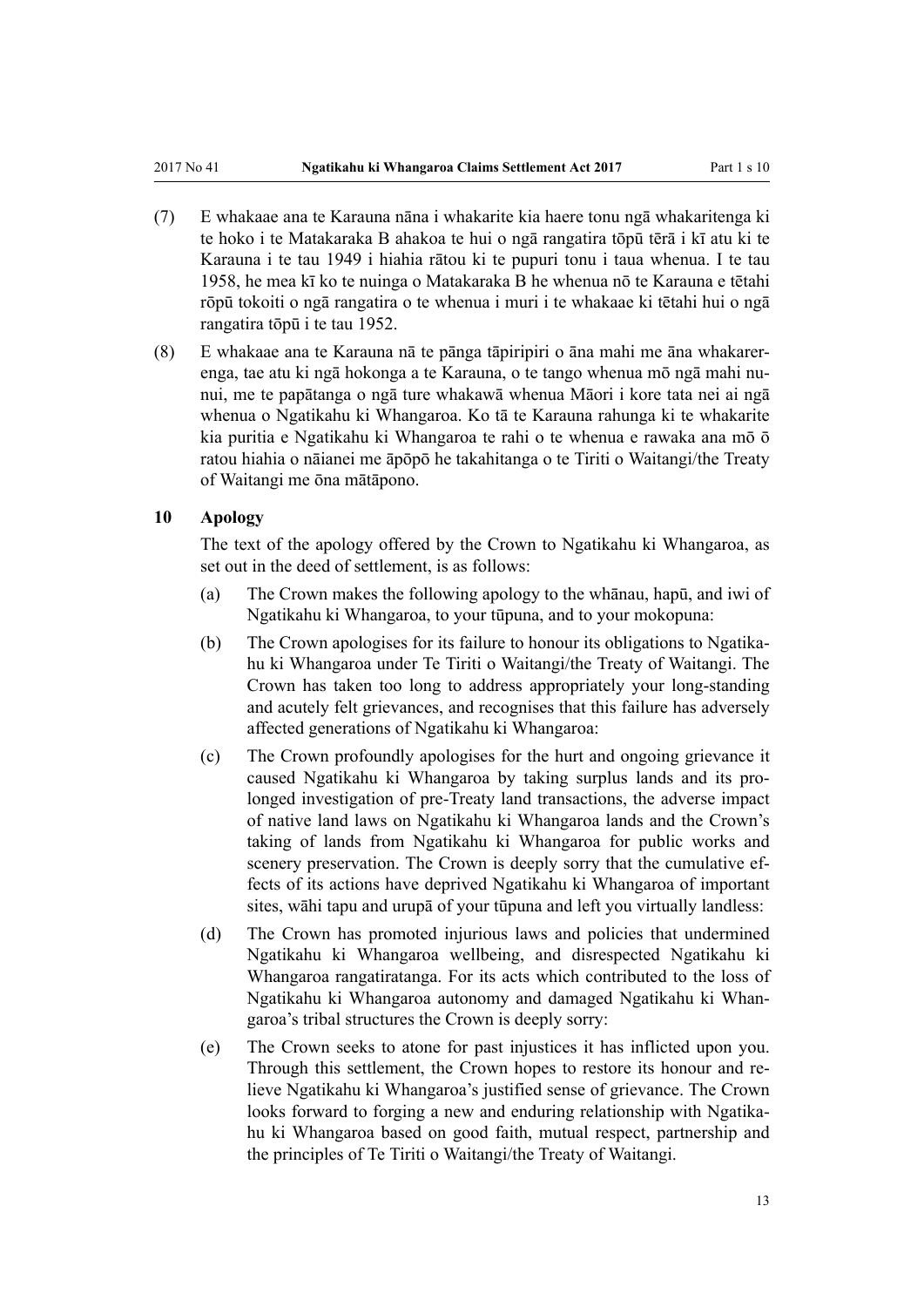(7) E whakaae ana te Karauna nāna i whakarite kia haere tonu ngā whakaritenga ki te hoko i te Matakaraka B ahakoa te hui o ngā rangatira tōpū tērā i kī atu ki te Karauna i te tau 1949 i hiahia rātou ki te pupuri tonu i taua whenua. I te tau 1958, he mea kī ko te nuinga o Matakaraka B he whenua nō te Karauna e tētahi rōpū tokoiti o ngā rangatira o te whenua i muri i te whakaae ki tētahi hui o ngā rangatira tōpū i te tau 1952.

(8) E whakaae ana te Karauna nā te pānga tāpiripiri o āna mahi me āna whakarerenga, tae atu ki ngā hokonga a te Karauna, o te tango whenua mō ngā mahi nunui, me te papātanga o ngā ture whakawā whenua Māori i kore tata nei ai ngā whenua o Ngatikahu ki Whangaroa. Ko tā te Karauna rahunga ki te whakarite kia puritia e Ngatikahu ki Whangaroa te rahi o te whenua e rawaka ana mō ō ratou hiahia o nāianei me āpōpō he takahitanga o te Tiriti o Waitangi/the Treaty of Waitangi me ōna mātāpono.

### 10 Apology

The text of the apology offered by the Crown to Ngatikahu ki Whangaroa, as set out in the deed of settlement, is as follows:

(a) The Crown makes the following apology to the whānau, hapū, and iwi of Ngatikahu ki Whangaroa, to your tūpuna, and to your mokopuna:

(b) The Crown apologises for its failure to honour its obligations to Ngatikahu ki Whangaroa under Te Tiriti o Waitangi/the Treaty of Waitangi. The Crown has taken too long to address appropriately your long-standing and acutely felt grievances, and recognises that this failure has adversely affected generations of Ngatikahu ki Whangaroa:

(c) The Crown profoundly apologises for the hurt and ongoing grievance it caused Ngatikahu ki Whangaroa by taking surplus lands and its prolonged investigation of pre-Treaty land transactions, the adverse impact of native land laws on Ngatikahu ki Whangaroa lands and the Crown's taking of lands from Ngatikahu ki Whangaroa for public works and scenery preservation. The Crown is deeply sorry that the cumulative effects of its actions have deprived Ngatikahu ki Whangaroa of important sites, wāhi tapu and urupā of your tūpuna and left you virtually landless:

(d) The Crown has promoted injurious laws and policies that undermined Ngatikahu ki Whangaroa wellbeing, and disrespected Ngatikahu ki Whangaroa rangatiratanga. For its acts which contributed to the loss of Ngatikahu ki Whangaroa autonomy and damaged Ngatikahu ki Whangaroa's tribal structures the Crown is deeply sorry:

(e) The Crown seeks to atone for past injustices it has inflicted upon you. Through this settlement, the Crown hopes to restore its honour and relieve Ngatikahu ki Whangaroa's justified sense of grievance. The Crown looks forward to forging a new and enduring relationship with Ngatikahu ki Whangaroa based on good faith, mutual respect, partnership and the principles of Te Tiriti o Waitangi/the Treaty of Waitangi.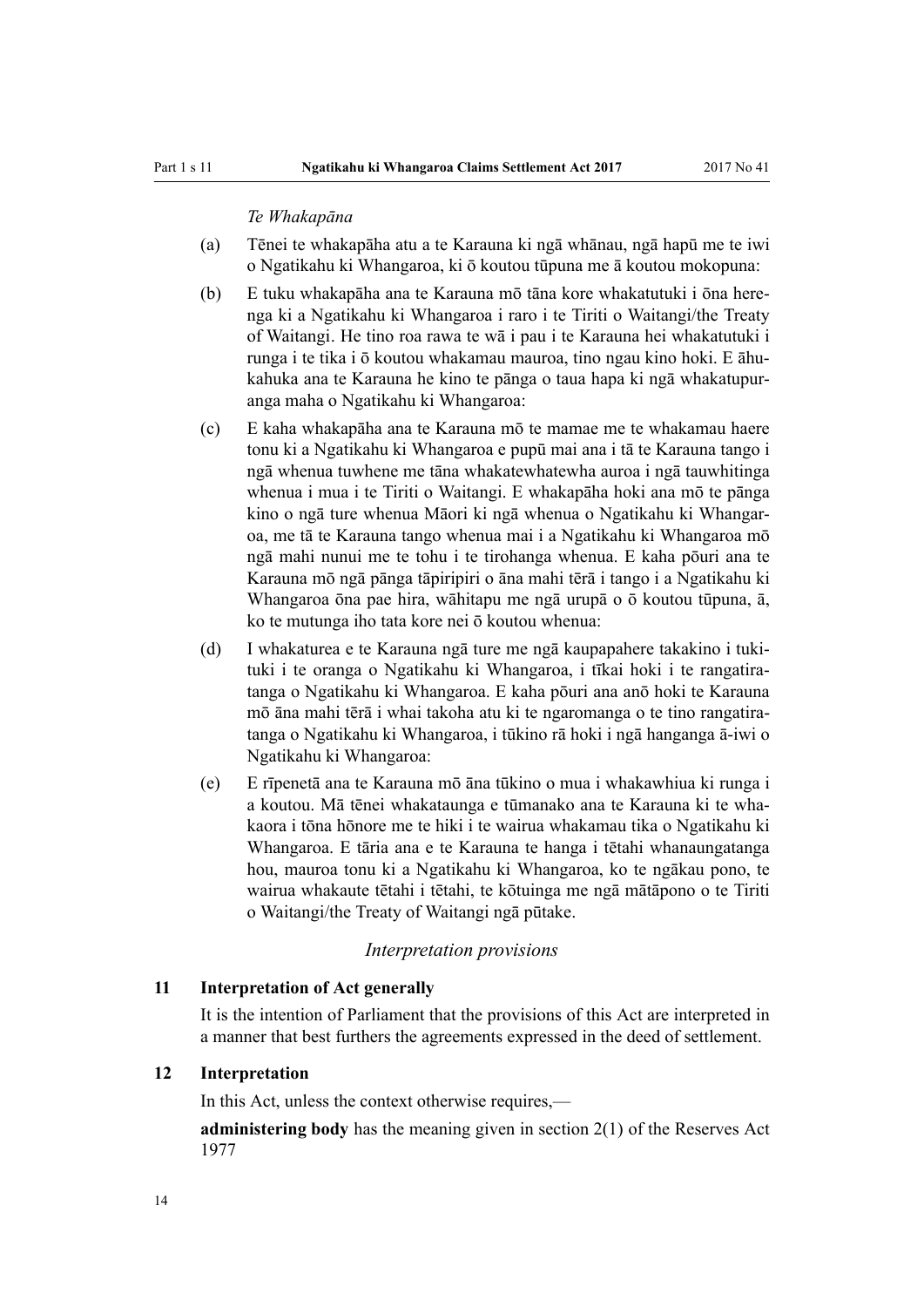*Te Whakapāna*

(a) Tēnei te whakapāha atu a te Karauna ki ngā whānau, ngā hapū me te iwi o Ngatikahu ki Whangaroa, ki ō koutou tūpuna me ā koutou mokopuna:

(b) E tuku whakapāha ana te Karauna mō tāna kore whakatutuki i ōna herenga ki a Ngatikahu ki Whangaroa i raro i te Tiriti o Waitangi/the Treaty of Waitangi. He tino roa rawa te wā i pau i te Karauna hei whakatutuki i runga i te tika i ō koutou whakamau mauroa, tino ngau kino hoki. E āhukahuka ana te Karauna he kino te pānga o taua hapa ki ngā whakatupuranga maha o Ngatikahu ki Whangaroa:

(c) E kaha whakapāha ana te Karauna mō te mamae me te whakamau haere tonu ki a Ngatikahu ki Whangaroa e pupū mai ana i tā te Karauna tango i ngā whenua tuwhene me tāna whakatewhatewha auroa i ngā tauwhitinga whenua i mua i te Tiriti o Waitangi. E whakapāha hoki ana mō te pānga kino o ngā ture whenua Māori ki ngā whenua o Ngatikahu ki Whangaroa, me tā te Karauna tango whenua mai i a Ngatikahu ki Whangaroa mō ngā mahi nunui me te tohu i te tirohanga whenua. E kaha pōuri ana te Karauna mō ngā pānga tāpiripiri o āna mahi tērā i tango i a Ngatikahu ki Whangaroa ōna pae hira, wāhitapu me ngā urupā o ō koutou tūpuna, ā, ko te mutunga iho tata kore nei ō koutou whenua:

(d) I whakaturea e te Karauna ngā ture me ngā kaupapahere takakino i tukituki i te oranga o Ngatikahu ki Whangaroa, i tīkai hoki i te rangatiratanga o Ngatikahu ki Whangaroa. E kaha pōuri ana anō hoki te Karauna mō āna mahi tērā i whai takoha atu ki te ngaromanga o te tino rangatiratanga o Ngatikahu ki Whangaroa, i tūkino rā hoki i ngā hanganga ā-iwi o Ngatikahu ki Whangaroa:

(e) E rīpenetā ana te Karauna mō āna tūkino o mua i whakawhiua ki runga i a koutou. Mā tēnei whakataunga e tūmanako ana te Karauna ki te whakaora i tōna hōnore me te hiki i te wairua whakamau tika o Ngatikahu ki Whangaroa. E tāria ana e te Karauna te hanga i tētahi whanaungatanga hou, mauroa tonu ki a Ngatikahu ki Whangaroa, ko te ngākau pono, te wairua whakaute tētahi i tētahi, te kōtuinga me ngā mātāpono o te Tiriti o Waitangi/the Treaty of Waitangi ngā pūtake.

### *Interpretation provisions*

**11 Interpretation of Act generally**

It is the intention of Parliament that the provisions of this Act are interpreted in a manner that best furthers the agreements expressed in the deed of settlement.

**12 Interpretation**

In this Act, unless the context otherwise requires,—

**administering body** has the meaning given in section 2(1) of the Reserves Act 1977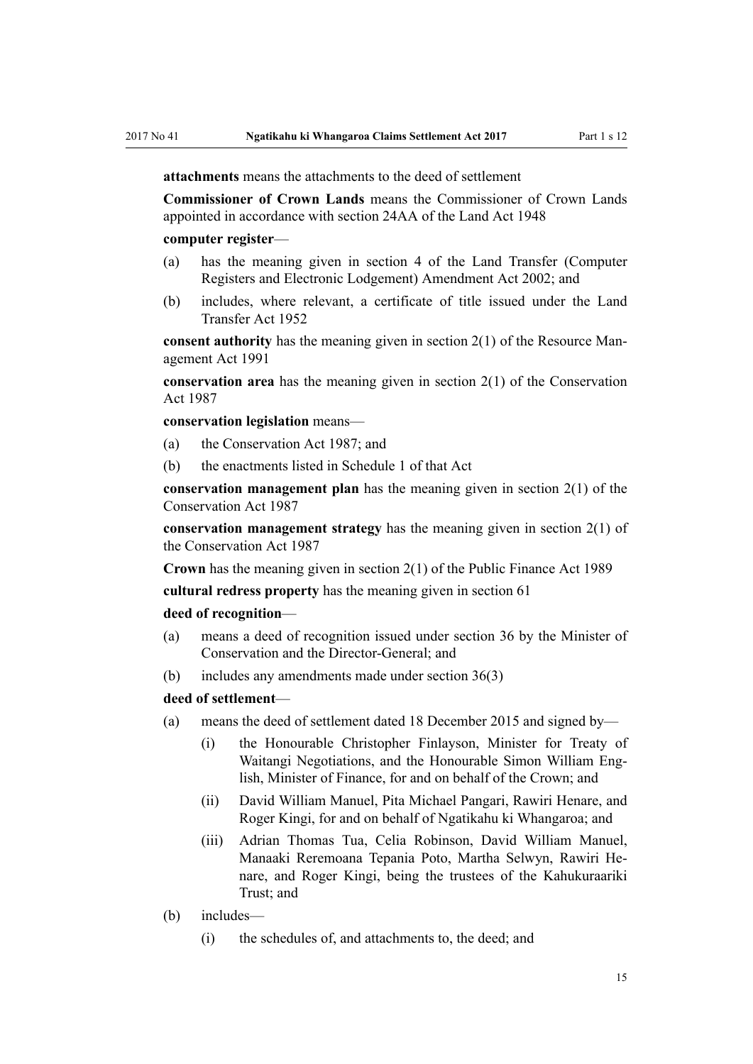**attachments** means the attachments to the deed of settlement

**Commissioner of Crown Lands** means the Commissioner of Crown Lands appointed in accordance with section 24AA of the Land Act 1948

**computer register**—

(a) has the meaning given in section 4 of the Land Transfer (Computer Registers and Electronic Lodgement) Amendment Act 2002; and

(b) includes, where relevant, a certificate of title issued under the Land Transfer Act 1952

**consent authority** has the meaning given in section 2(1) of the Resource Management Act 1991

**conservation area** has the meaning given in section 2(1) of the Conservation Act 1987

**conservation legislation** means—

(a) the Conservation Act 1987; and

(b) the enactments listed in Schedule 1 of that Act

**conservation management plan** has the meaning given in section 2(1) of the Conservation Act 1987

**conservation management strategy** has the meaning given in section 2(1) of the Conservation Act 1987

**Crown** has the meaning given in section 2(1) of the Public Finance Act 1989

**cultural redress property** has the meaning given in section 61

**deed of recognition**—

(a) means a deed of recognition issued under section 36 by the Minister of Conservation and the Director-General; and

(b) includes any amendments made under section 36(3)

**deed of settlement**—

(a) means the deed of settlement dated 18 December 2015 and signed by—

  (i) the Honourable Christopher Finlayson, Minister for Treaty of Waitangi Negotiations, and the Honourable Simon William English, Minister of Finance, for and on behalf of the Crown; and

  (ii) David William Manuel, Pita Michael Pangari, Rawiri Henare, and Roger Kingi, for and on behalf of Ngatikahu ki Whangaroa; and

  (iii) Adrian Thomas Tua, Celia Robinson, David William Manuel, Manaaki Reremoana Tepania Poto, Martha Selwyn, Rawiri Henare, and Roger Kingi, being the trustees of the Kahukuraariki Trust; and

(b) includes—

  (i) the schedules of, and attachments to, the deed; and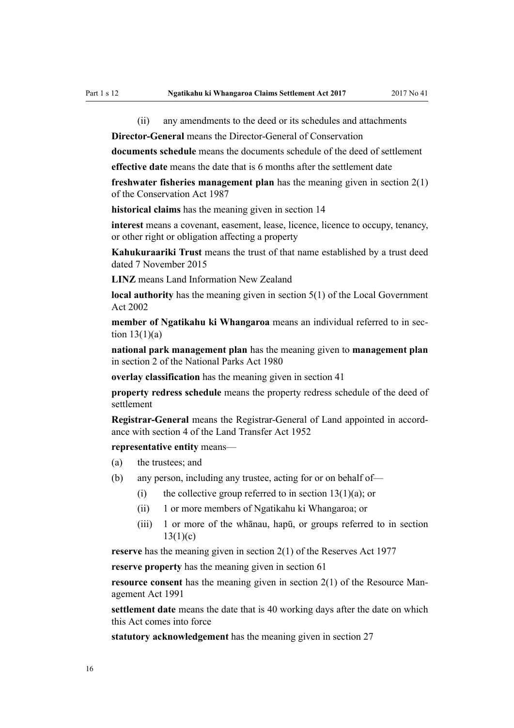(ii) any amendments to the deed or its schedules and attachments

**Director-General** means the Director-General of Conservation

**documents schedule** means the documents schedule of the deed of settlement

**effective date** means the date that is 6 months after the settlement date

**freshwater fisheries management plan** has the meaning given in section 2(1) of the Conservation Act 1987

**historical claims** has the meaning given in section 14

**interest** means a covenant, easement, lease, licence, licence to occupy, tenancy, or other right or obligation affecting a property

**Kahukuraariki Trust** means the trust of that name established by a trust deed dated 7 November 2015

**LINZ** means Land Information New Zealand

**local authority** has the meaning given in section 5(1) of the Local Government Act 2002

**member of Ngatikahu ki Whangaroa** means an individual referred to in section 13(1)(a)

**national park management plan** has the meaning given to **management plan** in section 2 of the National Parks Act 1980

**overlay classification** has the meaning given in section 41

**property redress schedule** means the property redress schedule of the deed of settlement

**Registrar-General** means the Registrar-General of Land appointed in accordance with section 4 of the Land Transfer Act 1952

**representative entity** means—

(a) the trustees; and

(b) any person, including any trustee, acting for or on behalf of—

  (i) the collective group referred to in section 13(1)(a); or

  (ii) 1 or more members of Ngatikahu ki Whangaroa; or

  (iii) 1 or more of the whānau, hapū, or groups referred to in section 13(1)(c)

**reserve** has the meaning given in section 2(1) of the Reserves Act 1977

**reserve property** has the meaning given in section 61

**resource consent** has the meaning given in section 2(1) of the Resource Management Act 1991

**settlement date** means the date that is 40 working days after the date on which this Act comes into force

**statutory acknowledgement** has the meaning given in section 27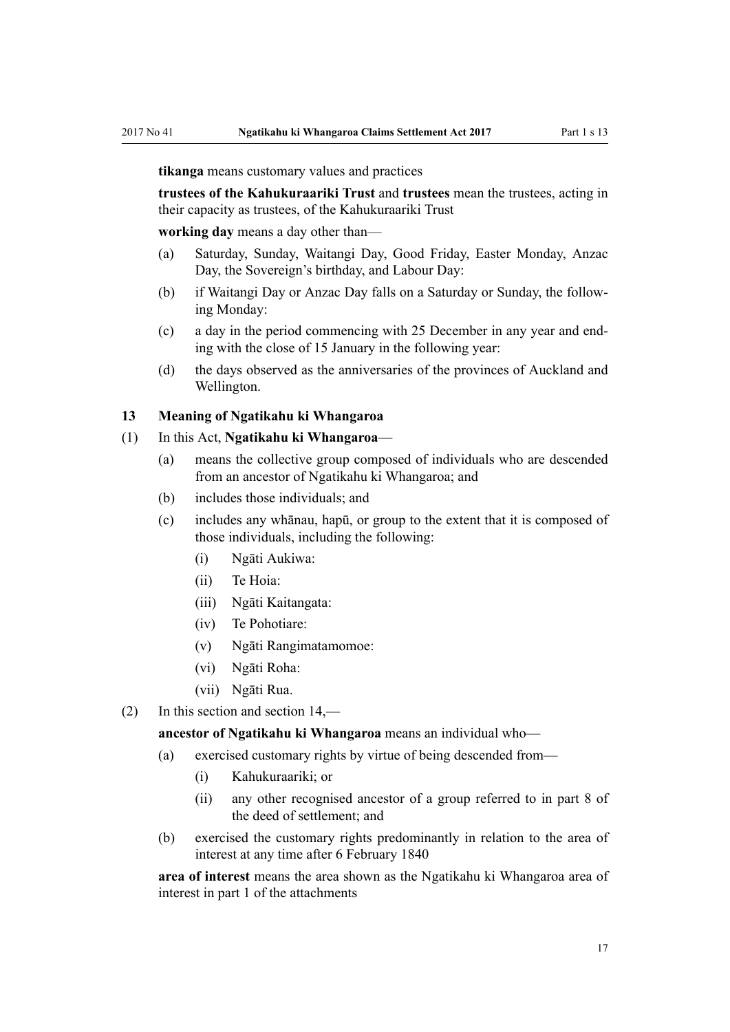**tikanga** means customary values and practices

**trustees of the Kahukuraariki Trust** and **trustees** mean the trustees, acting in their capacity as trustees, of the Kahukuraariki Trust

**working day** means a day other than—

- (a) Saturday, Sunday, Waitangi Day, Good Friday, Easter Monday, Anzac Day, the Sovereign's birthday, and Labour Day:
- (b) if Waitangi Day or Anzac Day falls on a Saturday or Sunday, the following Monday:
- (c) a day in the period commencing with 25 December in any year and ending with the close of 15 January in the following year:
- (d) the days observed as the anniversaries of the provinces of Auckland and Wellington.

### 13 Meaning of Ngatikahu ki Whangaroa

(1) In this Act, **Ngatikahu ki Whangaroa**—

- (a) means the collective group composed of individuals who are descended from an ancestor of Ngatikahu ki Whangaroa; and
- (b) includes those individuals; and
- (c) includes any whānau, hapū, or group to the extent that it is composed of those individuals, including the following:
  - (i) Ngāti Aukiwa:
  - (ii) Te Hoia:
  - (iii) Ngāti Kaitangata:
  - (iv) Te Pohotiare:
  - (v) Ngāti Rangimatamomoe:
  - (vi) Ngāti Roha:
  - (vii) Ngāti Rua.

(2) In this section and section 14,—

**ancestor of Ngatikahu ki Whangaroa** means an individual who—

- (a) exercised customary rights by virtue of being descended from—
  - (i) Kahukuraariki; or
  - (ii) any other recognised ancestor of a group referred to in part 8 of the deed of settlement; and
- (b) exercised the customary rights predominantly in relation to the area of interest at any time after 6 February 1840

**area of interest** means the area shown as the Ngatikahu ki Whangaroa area of interest in part 1 of the attachments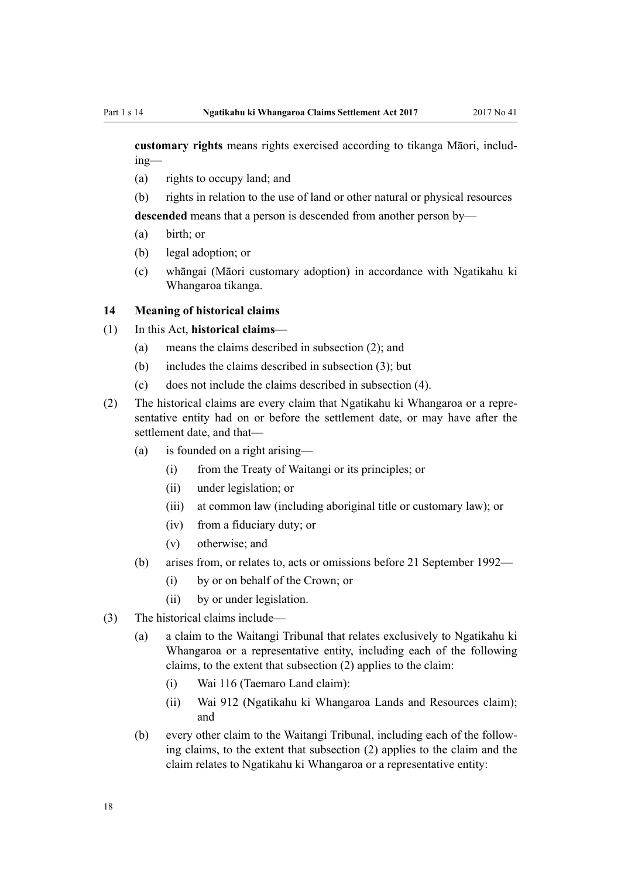**customary rights** means rights exercised according to tikanga Māori, including—

- (a) rights to occupy land; and
- (b) rights in relation to the use of land or other natural or physical resources

**descended** means that a person is descended from another person by—

- (a) birth; or
- (b) legal adoption; or
- (c) whāngai (Māori customary adoption) in accordance with Ngatikahu ki Whangaroa tikanga.

### 14 Meaning of historical claims

(1) In this Act, **historical claims**—

- (a) means the claims described in subsection (2); and
- (b) includes the claims described in subsection (3); but
- (c) does not include the claims described in subsection (4).

(2) The historical claims are every claim that Ngatikahu ki Whangaroa or a representative entity had on or before the settlement date, or may have after the settlement date, and that—

- (a) is founded on a right arising—
  - (i) from the Treaty of Waitangi or its principles; or
  - (ii) under legislation; or
  - (iii) at common law (including aboriginal title or customary law); or
  - (iv) from a fiduciary duty; or
  - (v) otherwise; and
- (b) arises from, or relates to, acts or omissions before 21 September 1992—
  - (i) by or on behalf of the Crown; or
  - (ii) by or under legislation.

(3) The historical claims include—

- (a) a claim to the Waitangi Tribunal that relates exclusively to Ngatikahu ki Whangaroa or a representative entity, including each of the following claims, to the extent that subsection (2) applies to the claim:
  - (i) Wai 116 (Taemaro Land claim):
  - (ii) Wai 912 (Ngatikahu ki Whangaroa Lands and Resources claim); and
- (b) every other claim to the Waitangi Tribunal, including each of the following claims, to the extent that subsection (2) applies to the claim and the claim relates to Ngatikahu ki Whangaroa or a representative entity: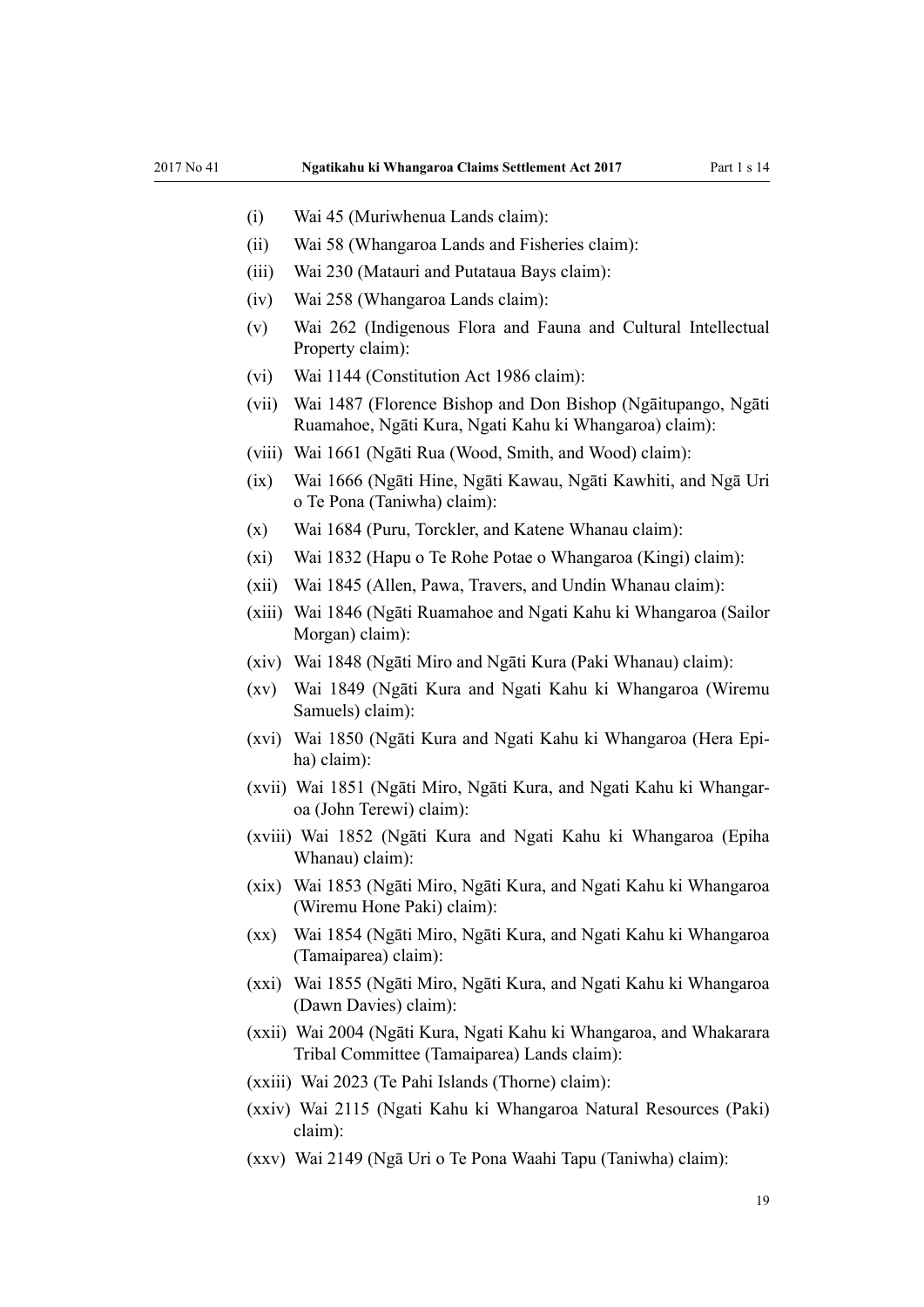(i) Wai 45 (Muriwhenua Lands claim):

(ii) Wai 58 (Whangaroa Lands and Fisheries claim):

(iii) Wai 230 (Matauri and Putataua Bays claim):

(iv) Wai 258 (Whangaroa Lands claim):

(v) Wai 262 (Indigenous Flora and Fauna and Cultural Intellectual Property claim):

(vi) Wai 1144 (Constitution Act 1986 claim):

(vii) Wai 1487 (Florence Bishop and Don Bishop (Ngāitupango, Ngāti Ruamahoe, Ngāti Kura, Ngati Kahu ki Whangaroa) claim):

(viii) Wai 1661 (Ngāti Rua (Wood, Smith, and Wood) claim):

(ix) Wai 1666 (Ngāti Hine, Ngāti Kawau, Ngāti Kawhiti, and Ngā Uri o Te Pona (Taniwha) claim):

(x) Wai 1684 (Puru, Torckler, and Katene Whanau claim):

(xi) Wai 1832 (Hapu o Te Rohe Potae o Whangaroa (Kingi) claim):

(xii) Wai 1845 (Allen, Pawa, Travers, and Undin Whanau claim):

(xiii) Wai 1846 (Ngāti Ruamahoe and Ngati Kahu ki Whangaroa (Sailor Morgan) claim):

(xiv) Wai 1848 (Ngāti Miro and Ngāti Kura (Paki Whanau) claim):

(xv) Wai 1849 (Ngāti Kura and Ngati Kahu ki Whangaroa (Wiremu Samuels) claim):

(xvi) Wai 1850 (Ngāti Kura and Ngati Kahu ki Whangaroa (Hera Epiha) claim):

(xvii) Wai 1851 (Ngāti Miro, Ngāti Kura, and Ngati Kahu ki Whangaroa (John Terewi) claim):

(xviii) Wai 1852 (Ngāti Kura and Ngati Kahu ki Whangaroa (Epiha Whanau) claim):

(xix) Wai 1853 (Ngāti Miro, Ngāti Kura, and Ngati Kahu ki Whangaroa (Wiremu Hone Paki) claim):

(xx) Wai 1854 (Ngāti Miro, Ngāti Kura, and Ngati Kahu ki Whangaroa (Tamaiparea) claim):

(xxi) Wai 1855 (Ngāti Miro, Ngāti Kura, and Ngati Kahu ki Whangaroa (Dawn Davies) claim):

(xxii) Wai 2004 (Ngāti Kura, Ngati Kahu ki Whangaroa, and Whakarara Tribal Committee (Tamaiparea) Lands claim):

(xxiii) Wai 2023 (Te Pahi Islands (Thorne) claim):

(xxiv) Wai 2115 (Ngati Kahu ki Whangaroa Natural Resources (Paki) claim):

(xxv) Wai 2149 (Ngā Uri o Te Pona Waahi Tapu (Taniwha) claim):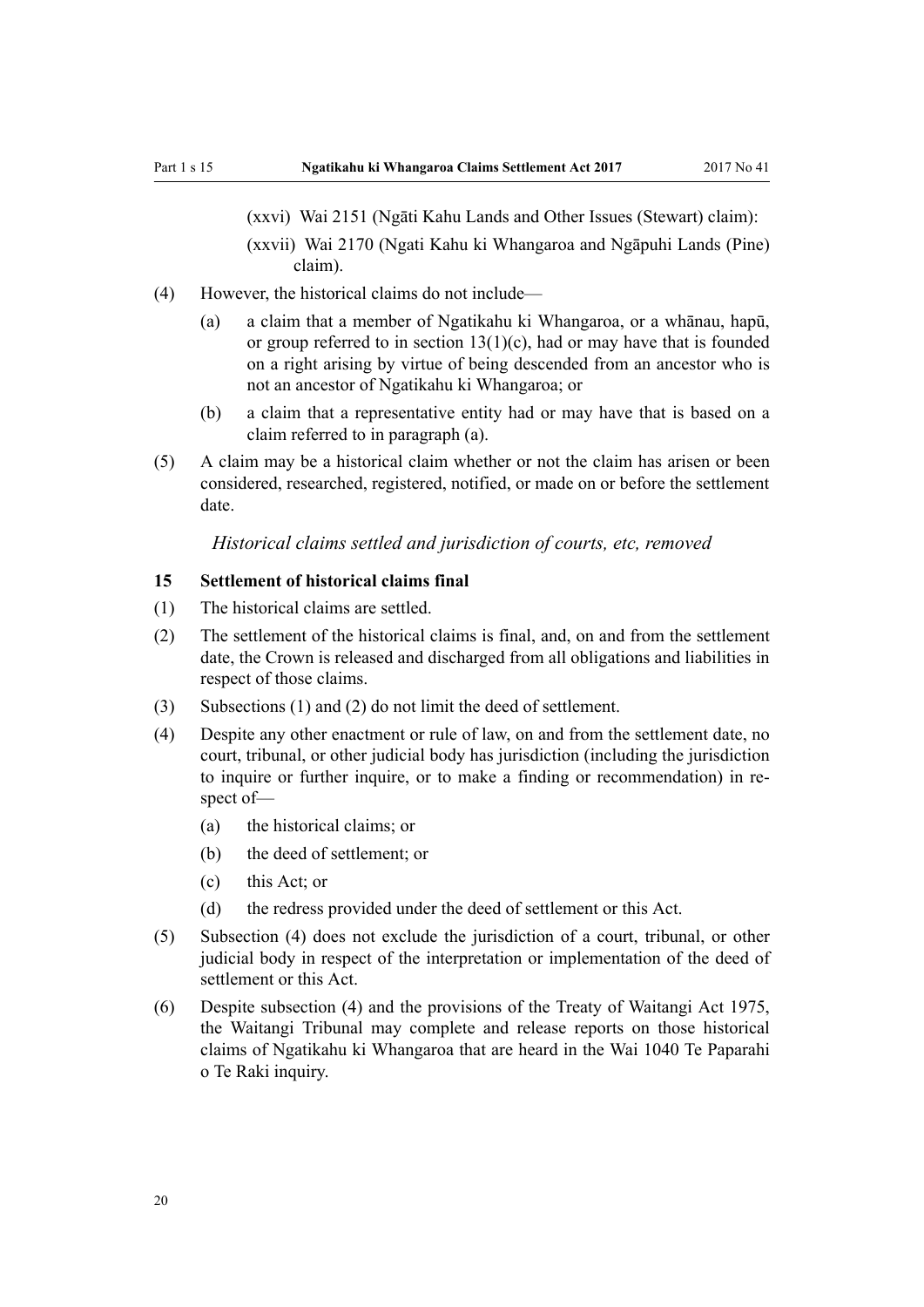(xxvi) Wai 2151 (Ngāti Kahu Lands and Other Issues (Stewart) claim):

(xxvii) Wai 2170 (Ngati Kahu ki Whangaroa and Ngāpuhi Lands (Pine) claim).

(4) However, the historical claims do not include—

(a) a claim that a member of Ngatikahu ki Whangaroa, or a whānau, hapū, or group referred to in section 13(1)(c), had or may have that is founded on a right arising by virtue of being descended from an ancestor who is not an ancestor of Ngatikahu ki Whangaroa; or

(b) a claim that a representative entity had or may have that is based on a claim referred to in paragraph (a).

(5) A claim may be a historical claim whether or not the claim has arisen or been considered, researched, registered, notified, or made on or before the settlement date.

*Historical claims settled and jurisdiction of courts, etc, removed*

**15 Settlement of historical claims final**

(1) The historical claims are settled.

(2) The settlement of the historical claims is final, and, on and from the settlement date, the Crown is released and discharged from all obligations and liabilities in respect of those claims.

(3) Subsections (1) and (2) do not limit the deed of settlement.

(4) Despite any other enactment or rule of law, on and from the settlement date, no court, tribunal, or other judicial body has jurisdiction (including the jurisdiction to inquire or further inquire, or to make a finding or recommendation) in respect of—

(a) the historical claims; or

(b) the deed of settlement; or

(c) this Act; or

(d) the redress provided under the deed of settlement or this Act.

(5) Subsection (4) does not exclude the jurisdiction of a court, tribunal, or other judicial body in respect of the interpretation or implementation of the deed of settlement or this Act.

(6) Despite subsection (4) and the provisions of the Treaty of Waitangi Act 1975, the Waitangi Tribunal may complete and release reports on those historical claims of Ngatikahu ki Whangaroa that are heard in the Wai 1040 Te Paparahi o Te Raki inquiry.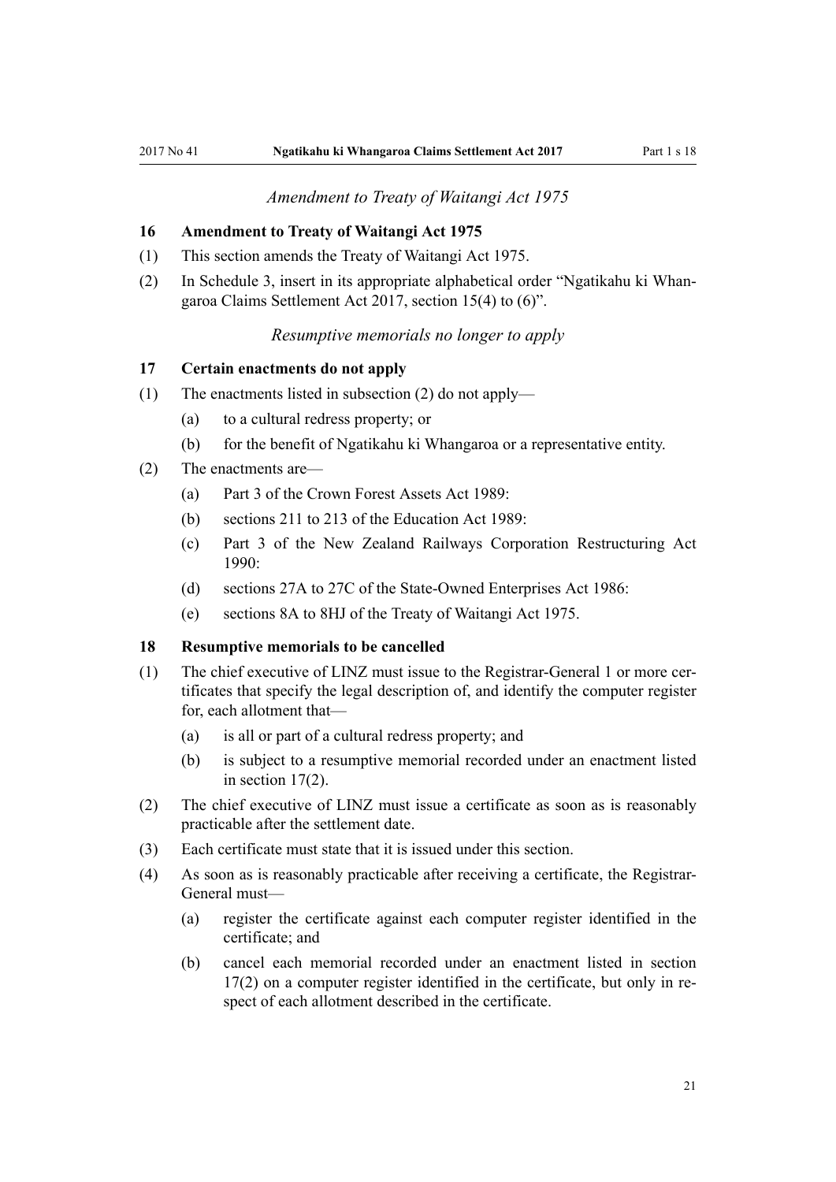*Amendment to Treaty of Waitangi Act 1975*

### 16 Amendment to Treaty of Waitangi Act 1975

(1) This section amends the Treaty of Waitangi Act 1975.

(2) In Schedule 3, insert in its appropriate alphabetical order "Ngatikahu ki Whangaroa Claims Settlement Act 2017, section 15(4) to (6)".

*Resumptive memorials no longer to apply*

### 17 Certain enactments do not apply

(1) The enactments listed in subsection (2) do not apply—

(a) to a cultural redress property; or

(b) for the benefit of Ngatikahu ki Whangaroa or a representative entity.

(2) The enactments are—

(a) Part 3 of the Crown Forest Assets Act 1989:

(b) sections 211 to 213 of the Education Act 1989:

(c) Part 3 of the New Zealand Railways Corporation Restructuring Act 1990:

(d) sections 27A to 27C of the State-Owned Enterprises Act 1986:

(e) sections 8A to 8HJ of the Treaty of Waitangi Act 1975.

### 18 Resumptive memorials to be cancelled

(1) The chief executive of LINZ must issue to the Registrar-General 1 or more certificates that specify the legal description of, and identify the computer register for, each allotment that—

(a) is all or part of a cultural redress property; and

(b) is subject to a resumptive memorial recorded under an enactment listed in section 17(2).

(2) The chief executive of LINZ must issue a certificate as soon as is reasonably practicable after the settlement date.

(3) Each certificate must state that it is issued under this section.

(4) As soon as is reasonably practicable after receiving a certificate, the Registrar-General must—

(a) register the certificate against each computer register identified in the certificate; and

(b) cancel each memorial recorded under an enactment listed in section 17(2) on a computer register identified in the certificate, but only in respect of each allotment described in the certificate.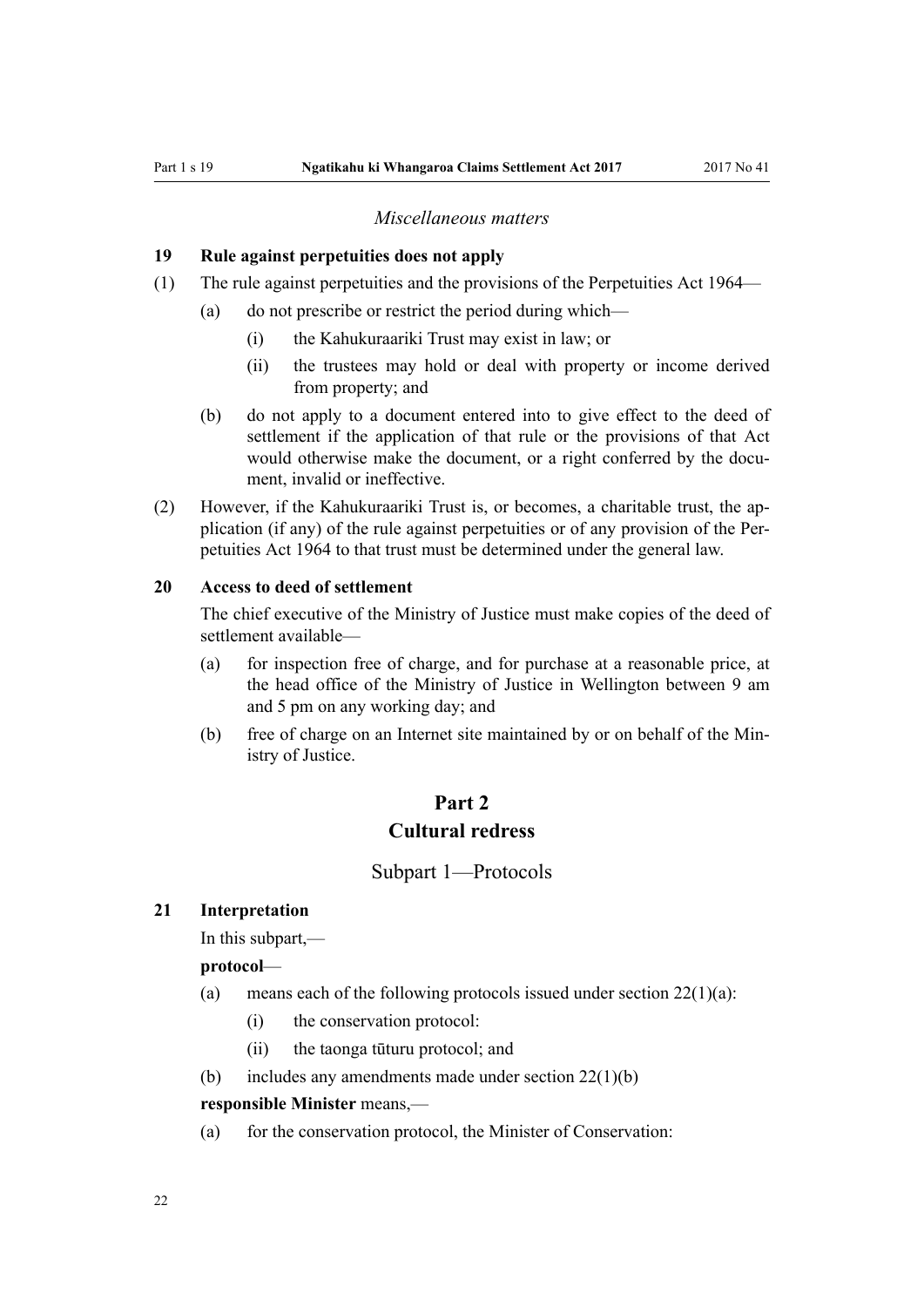*Miscellaneous matters*

**19 Rule against perpetuities does not apply**

(1) The rule against perpetuities and the provisions of the Perpetuities Act 1964—

(a) do not prescribe or restrict the period during which—

(i) the Kahukuraariki Trust may exist in law; or

(ii) the trustees may hold or deal with property or income derived from property; and

(b) do not apply to a document entered into to give effect to the deed of settlement if the application of that rule or the provisions of that Act would otherwise make the document, or a right conferred by the document, invalid or ineffective.

(2) However, if the Kahukuraariki Trust is, or becomes, a charitable trust, the application (if any) of the rule against perpetuities or of any provision of the Perpetuities Act 1964 to that trust must be determined under the general law.

**20 Access to deed of settlement**

The chief executive of the Ministry of Justice must make copies of the deed of settlement available—

(a) for inspection free of charge, and for purchase at a reasonable price, at the head office of the Ministry of Justice in Wellington between 9 am and 5 pm on any working day; and

(b) free of charge on an Internet site maintained by or on behalf of the Ministry of Justice.

# Part 2
# Cultural redress

## Subpart 1—Protocols

**21 Interpretation**

In this subpart,—

**protocol**—

(a) means each of the following protocols issued under section 22(1)(a):

(i) the conservation protocol:

(ii) the taonga tūturu protocol; and

(b) includes any amendments made under section 22(1)(b)

**responsible Minister** means,—

(a) for the conservation protocol, the Minister of Conservation: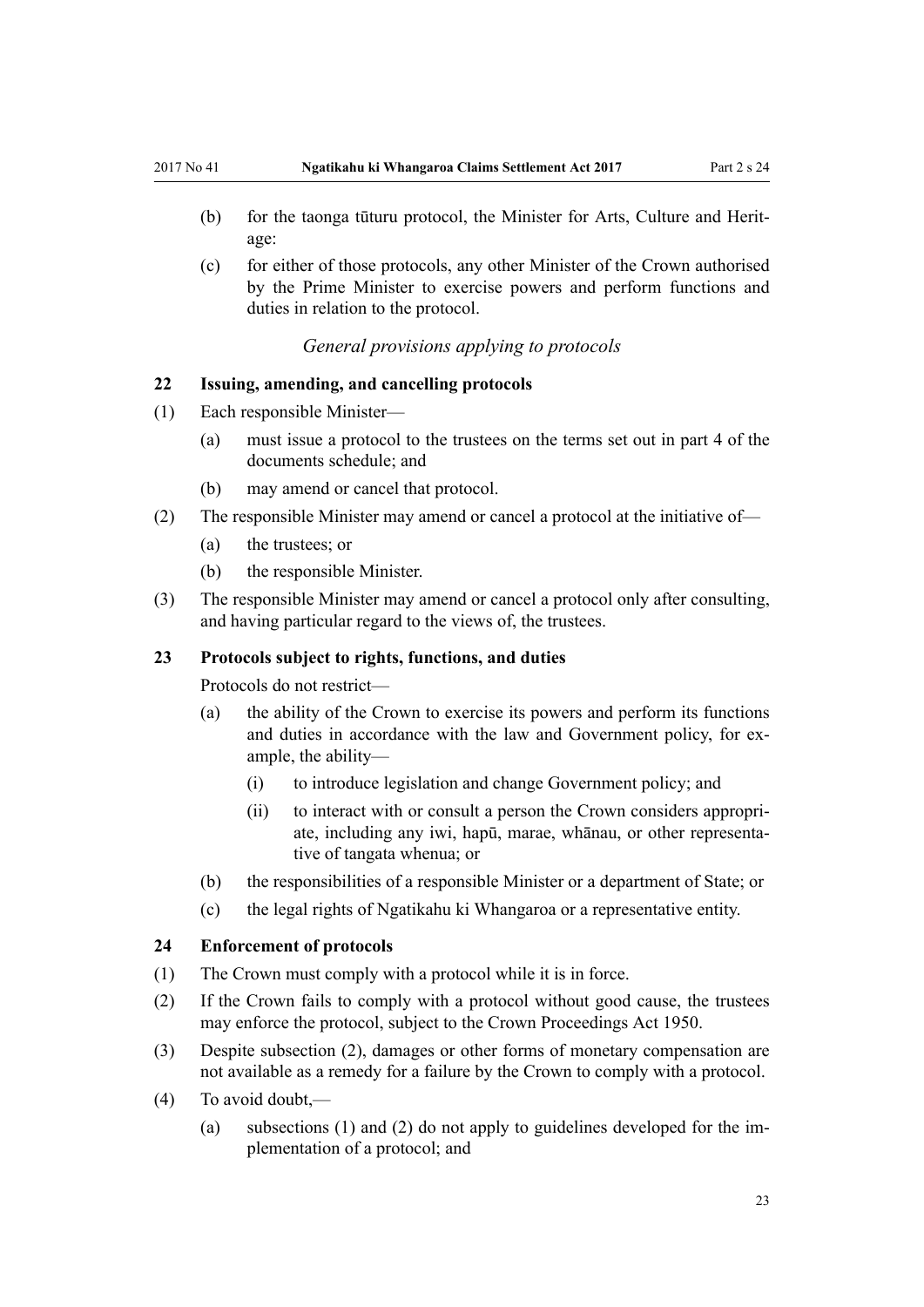(b) for the taonga tūturu protocol, the Minister for Arts, Culture and Heritage:

(c) for either of those protocols, any other Minister of the Crown authorised by the Prime Minister to exercise powers and perform functions and duties in relation to the protocol.

*General provisions applying to protocols*

### 22 Issuing, amending, and cancelling protocols

(1) Each responsible Minister—

(a) must issue a protocol to the trustees on the terms set out in part 4 of the documents schedule; and

(b) may amend or cancel that protocol.

(2) The responsible Minister may amend or cancel a protocol at the initiative of—

(a) the trustees; or

(b) the responsible Minister.

(3) The responsible Minister may amend or cancel a protocol only after consulting, and having particular regard to the views of, the trustees.

### 23 Protocols subject to rights, functions, and duties

Protocols do not restrict—

(a) the ability of the Crown to exercise its powers and perform its functions and duties in accordance with the law and Government policy, for example, the ability—

(i) to introduce legislation and change Government policy; and

(ii) to interact with or consult a person the Crown considers appropriate, including any iwi, hapū, marae, whānau, or other representative of tangata whenua; or

(b) the responsibilities of a responsible Minister or a department of State; or

(c) the legal rights of Ngatikahu ki Whangaroa or a representative entity.

### 24 Enforcement of protocols

(1) The Crown must comply with a protocol while it is in force.

(2) If the Crown fails to comply with a protocol without good cause, the trustees may enforce the protocol, subject to the Crown Proceedings Act 1950.

(3) Despite subsection (2), damages or other forms of monetary compensation are not available as a remedy for a failure by the Crown to comply with a protocol.

(4) To avoid doubt,—

(a) subsections (1) and (2) do not apply to guidelines developed for the implementation of a protocol; and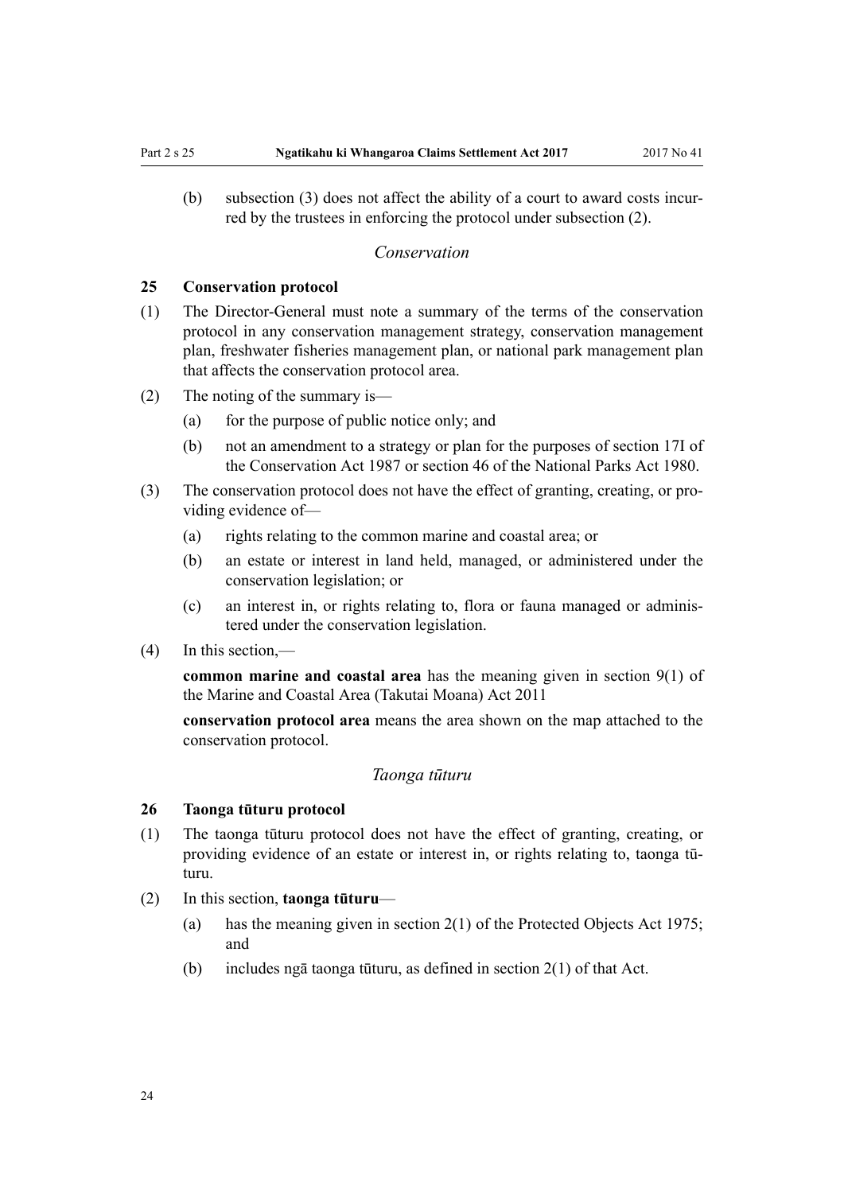(b) subsection (3) does not affect the ability of a court to award costs incurred by the trustees in enforcing the protocol under subsection (2).

*Conservation*

### 25 Conservation protocol

(1) The Director-General must note a summary of the terms of the conservation protocol in any conservation management strategy, conservation management plan, freshwater fisheries management plan, or national park management plan that affects the conservation protocol area.

(2) The noting of the summary is—

(a) for the purpose of public notice only; and

(b) not an amendment to a strategy or plan for the purposes of section 17I of the Conservation Act 1987 or section 46 of the National Parks Act 1980.

(3) The conservation protocol does not have the effect of granting, creating, or providing evidence of—

(a) rights relating to the common marine and coastal area; or

(b) an estate or interest in land held, managed, or administered under the conservation legislation; or

(c) an interest in, or rights relating to, flora or fauna managed or administered under the conservation legislation.

(4) In this section,—

**common marine and coastal area** has the meaning given in section 9(1) of the Marine and Coastal Area (Takutai Moana) Act 2011

**conservation protocol area** means the area shown on the map attached to the conservation protocol.

*Taonga tūturu*

### 26 Taonga tūturu protocol

(1) The taonga tūturu protocol does not have the effect of granting, creating, or providing evidence of an estate or interest in, or rights relating to, taonga tūturu.

(2) In this section, **taonga tūturu**—

(a) has the meaning given in section 2(1) of the Protected Objects Act 1975; and

(b) includes ngā taonga tūturu, as defined in section 2(1) of that Act.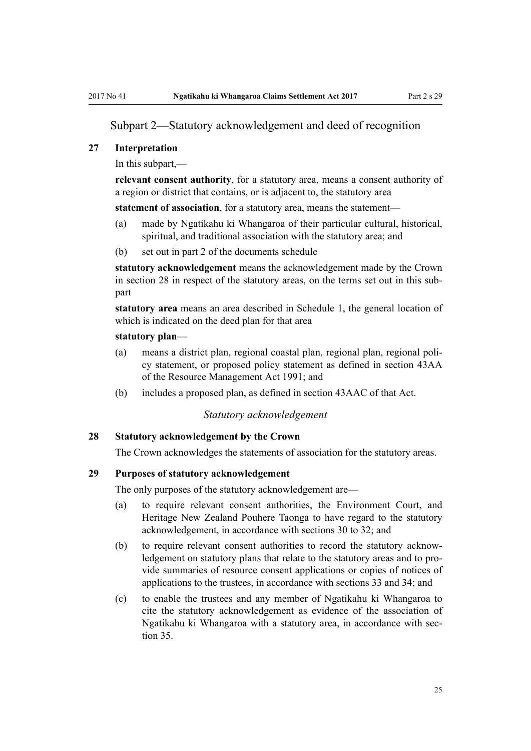## Subpart 2—Statutory acknowledgement and deed of recognition

### 27 Interpretation

In this subpart,—

**relevant consent authority**, for a statutory area, means a consent authority of a region or district that contains, or is adjacent to, the statutory area

**statement of association**, for a statutory area, means the statement—

(a) made by Ngatikahu ki Whangaroa of their particular cultural, historical, spiritual, and traditional association with the statutory area; and

(b) set out in part 2 of the documents schedule

**statutory acknowledgement** means the acknowledgement made by the Crown in section 28 in respect of the statutory areas, on the terms set out in this subpart

**statutory area** means an area described in Schedule 1, the general location of which is indicated on the deed plan for that area

**statutory plan**—

(a) means a district plan, regional coastal plan, regional plan, regional policy statement, or proposed policy statement as defined in section 43AA of the Resource Management Act 1991; and

(b) includes a proposed plan, as defined in section 43AAC of that Act.

*Statutory acknowledgement*

### 28 Statutory acknowledgement by the Crown

The Crown acknowledges the statements of association for the statutory areas.

### 29 Purposes of statutory acknowledgement

The only purposes of the statutory acknowledgement are—

(a) to require relevant consent authorities, the Environment Court, and Heritage New Zealand Pouhere Taonga to have regard to the statutory acknowledgement, in accordance with sections 30 to 32; and

(b) to require relevant consent authorities to record the statutory acknowledgement on statutory plans that relate to the statutory areas and to provide summaries of resource consent applications or copies of notices of applications to the trustees, in accordance with sections 33 and 34; and

(c) to enable the trustees and any member of Ngatikahu ki Whangaroa to cite the statutory acknowledgement as evidence of the association of Ngatikahu ki Whangaroa with a statutory area, in accordance with section 35.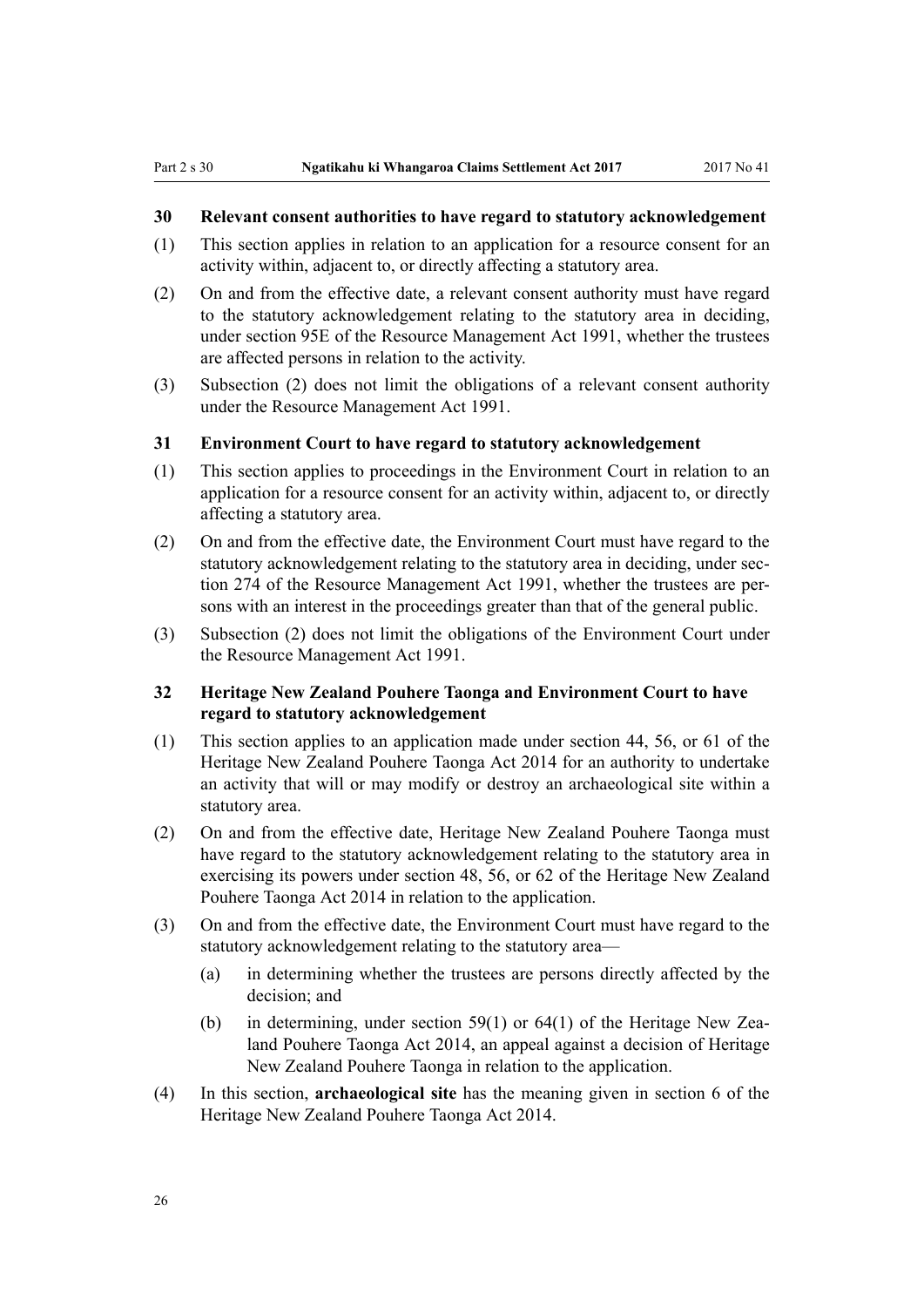### 30 Relevant consent authorities to have regard to statutory acknowledgement

(1) This section applies in relation to an application for a resource consent for an activity within, adjacent to, or directly affecting a statutory area.

(2) On and from the effective date, a relevant consent authority must have regard to the statutory acknowledgement relating to the statutory area in deciding, under section 95E of the Resource Management Act 1991, whether the trustees are affected persons in relation to the activity.

(3) Subsection (2) does not limit the obligations of a relevant consent authority under the Resource Management Act 1991.

### 31 Environment Court to have regard to statutory acknowledgement

(1) This section applies to proceedings in the Environment Court in relation to an application for a resource consent for an activity within, adjacent to, or directly affecting a statutory area.

(2) On and from the effective date, the Environment Court must have regard to the statutory acknowledgement relating to the statutory area in deciding, under section 274 of the Resource Management Act 1991, whether the trustees are persons with an interest in the proceedings greater than that of the general public.

(3) Subsection (2) does not limit the obligations of the Environment Court under the Resource Management Act 1991.

### 32 Heritage New Zealand Pouhere Taonga and Environment Court to have regard to statutory acknowledgement

(1) This section applies to an application made under section 44, 56, or 61 of the Heritage New Zealand Pouhere Taonga Act 2014 for an authority to undertake an activity that will or may modify or destroy an archaeological site within a statutory area.

(2) On and from the effective date, Heritage New Zealand Pouhere Taonga must have regard to the statutory acknowledgement relating to the statutory area in exercising its powers under section 48, 56, or 62 of the Heritage New Zealand Pouhere Taonga Act 2014 in relation to the application.

(3) On and from the effective date, the Environment Court must have regard to the statutory acknowledgement relating to the statutory area—

(a) in determining whether the trustees are persons directly affected by the decision; and

(b) in determining, under section 59(1) or 64(1) of the Heritage New Zealand Pouhere Taonga Act 2014, an appeal against a decision of Heritage New Zealand Pouhere Taonga in relation to the application.

(4) In this section, **archaeological site** has the meaning given in section 6 of the Heritage New Zealand Pouhere Taonga Act 2014.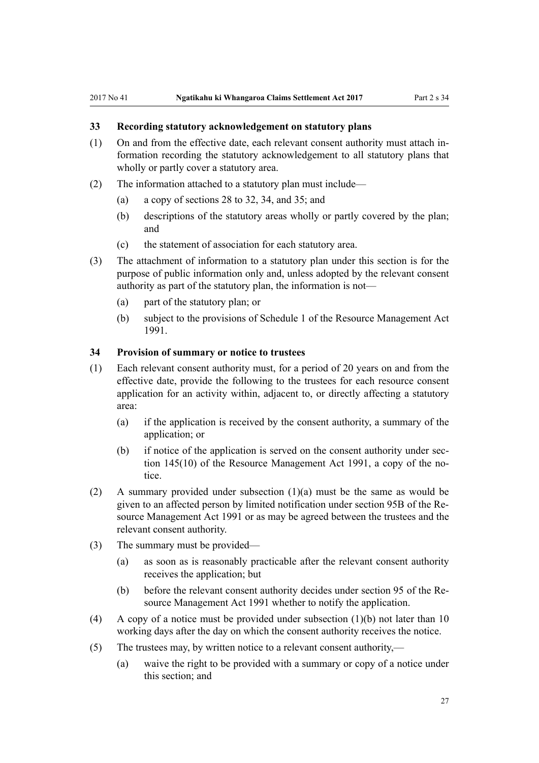### 33 Recording statutory acknowledgement on statutory plans

(1) On and from the effective date, each relevant consent authority must attach information recording the statutory acknowledgement to all statutory plans that wholly or partly cover a statutory area.

(2) The information attached to a statutory plan must include—

(a) a copy of sections 28 to 32, 34, and 35; and

(b) descriptions of the statutory areas wholly or partly covered by the plan; and

(c) the statement of association for each statutory area.

(3) The attachment of information to a statutory plan under this section is for the purpose of public information only and, unless adopted by the relevant consent authority as part of the statutory plan, the information is not—

(a) part of the statutory plan; or

(b) subject to the provisions of Schedule 1 of the Resource Management Act 1991.

### 34 Provision of summary or notice to trustees

(1) Each relevant consent authority must, for a period of 20 years on and from the effective date, provide the following to the trustees for each resource consent application for an activity within, adjacent to, or directly affecting a statutory area:

(a) if the application is received by the consent authority, a summary of the application; or

(b) if notice of the application is served on the consent authority under section 145(10) of the Resource Management Act 1991, a copy of the notice.

(2) A summary provided under subsection (1)(a) must be the same as would be given to an affected person by limited notification under section 95B of the Resource Management Act 1991 or as may be agreed between the trustees and the relevant consent authority.

(3) The summary must be provided—

(a) as soon as is reasonably practicable after the relevant consent authority receives the application; but

(b) before the relevant consent authority decides under section 95 of the Resource Management Act 1991 whether to notify the application.

(4) A copy of a notice must be provided under subsection (1)(b) not later than 10 working days after the day on which the consent authority receives the notice.

(5) The trustees may, by written notice to a relevant consent authority,—

(a) waive the right to be provided with a summary or copy of a notice under this section; and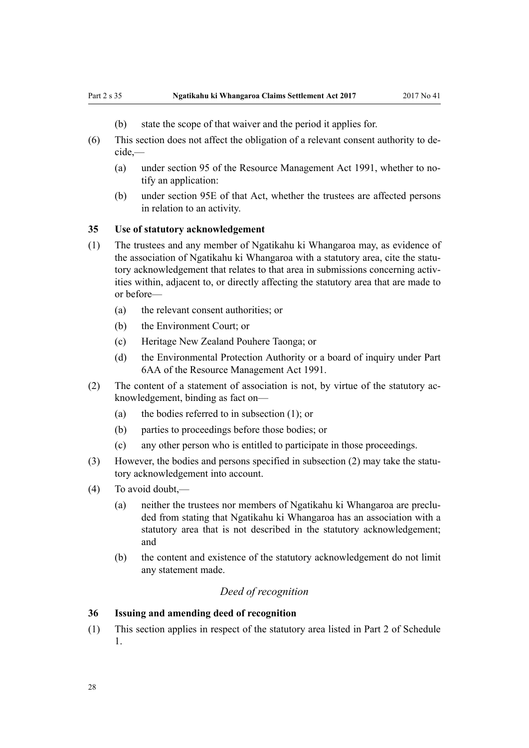(b) state the scope of that waiver and the period it applies for.

(6) This section does not affect the obligation of a relevant consent authority to decide,—

(a) under section 95 of the Resource Management Act 1991, whether to notify an application:

(b) under section 95E of that Act, whether the trustees are affected persons in relation to an activity.

### 35 Use of statutory acknowledgement

(1) The trustees and any member of Ngatikahu ki Whangaroa may, as evidence of the association of Ngatikahu ki Whangaroa with a statutory area, cite the statutory acknowledgement that relates to that area in submissions concerning activities within, adjacent to, or directly affecting the statutory area that are made to or before—

(a) the relevant consent authorities; or

(b) the Environment Court; or

(c) Heritage New Zealand Pouhere Taonga; or

(d) the Environmental Protection Authority or a board of inquiry under Part 6AA of the Resource Management Act 1991.

(2) The content of a statement of association is not, by virtue of the statutory acknowledgement, binding as fact on—

(a) the bodies referred to in subsection (1); or

(b) parties to proceedings before those bodies; or

(c) any other person who is entitled to participate in those proceedings.

(3) However, the bodies and persons specified in subsection (2) may take the statutory acknowledgement into account.

(4) To avoid doubt,—

(a) neither the trustees nor members of Ngatikahu ki Whangaroa are precluded from stating that Ngatikahu ki Whangaroa has an association with a statutory area that is not described in the statutory acknowledgement; and

(b) the content and existence of the statutory acknowledgement do not limit any statement made.

*Deed of recognition*

### 36 Issuing and amending deed of recognition

(1) This section applies in respect of the statutory area listed in Part 2 of Schedule 1.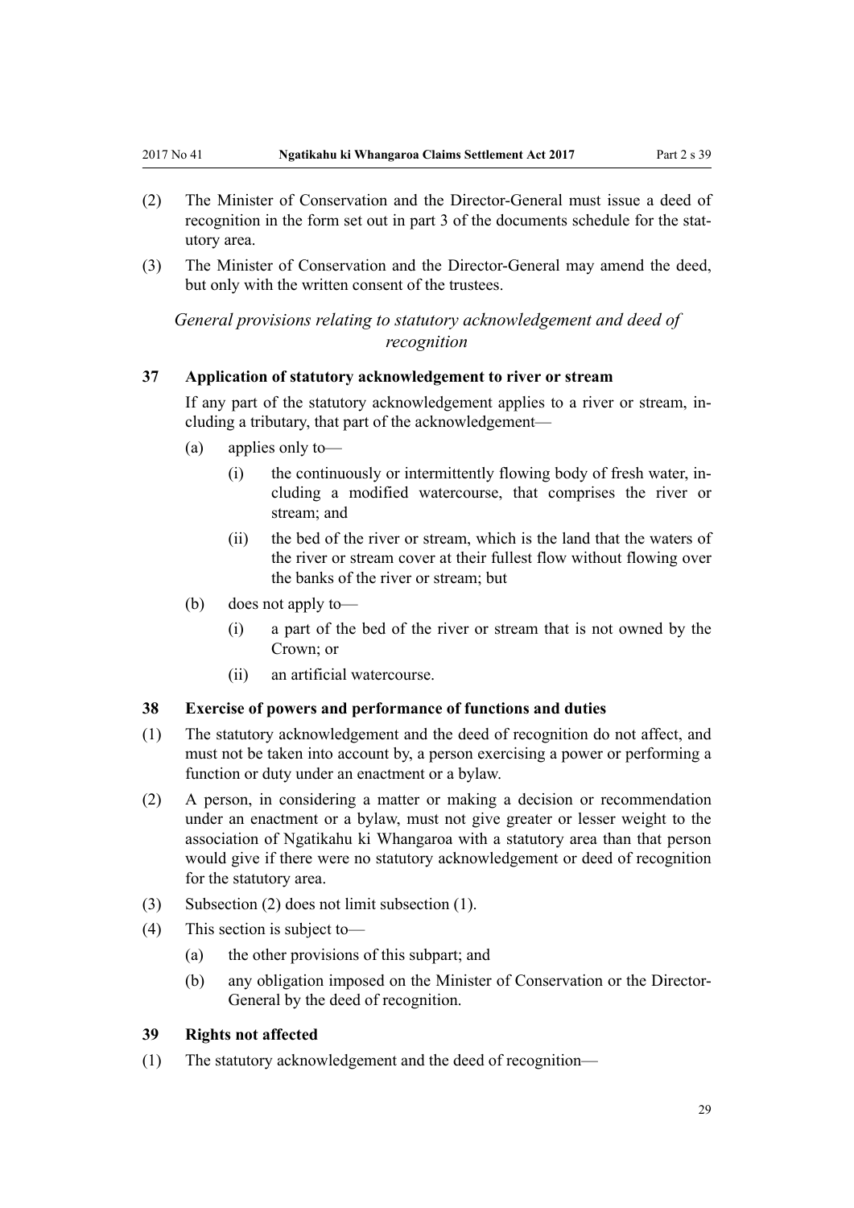(2) The Minister of Conservation and the Director-General must issue a deed of recognition in the form set out in part 3 of the documents schedule for the statutory area.

(3) The Minister of Conservation and the Director-General may amend the deed, but only with the written consent of the trustees.

### *General provisions relating to statutory acknowledgement and deed of recognition*

#### 37 Application of statutory acknowledgement to river or stream

If any part of the statutory acknowledgement applies to a river or stream, including a tributary, that part of the acknowledgement—

- (a) applies only to—
  - (i) the continuously or intermittently flowing body of fresh water, including a modified watercourse, that comprises the river or stream; and
  - (ii) the bed of the river or stream, which is the land that the waters of the river or stream cover at their fullest flow without flowing over the banks of the river or stream; but
- (b) does not apply to—
  - (i) a part of the bed of the river or stream that is not owned by the Crown; or
  - (ii) an artificial watercourse.

#### 38 Exercise of powers and performance of functions and duties

(1) The statutory acknowledgement and the deed of recognition do not affect, and must not be taken into account by, a person exercising a power or performing a function or duty under an enactment or a bylaw.

(2) A person, in considering a matter or making a decision or recommendation under an enactment or a bylaw, must not give greater or lesser weight to the association of Ngatikahu ki Whangaroa with a statutory area than that person would give if there were no statutory acknowledgement or deed of recognition for the statutory area.

(3) Subsection (2) does not limit subsection (1).

(4) This section is subject to—

- (a) the other provisions of this subpart; and
- (b) any obligation imposed on the Minister of Conservation or the Director-General by the deed of recognition.

#### 39 Rights not affected

(1) The statutory acknowledgement and the deed of recognition—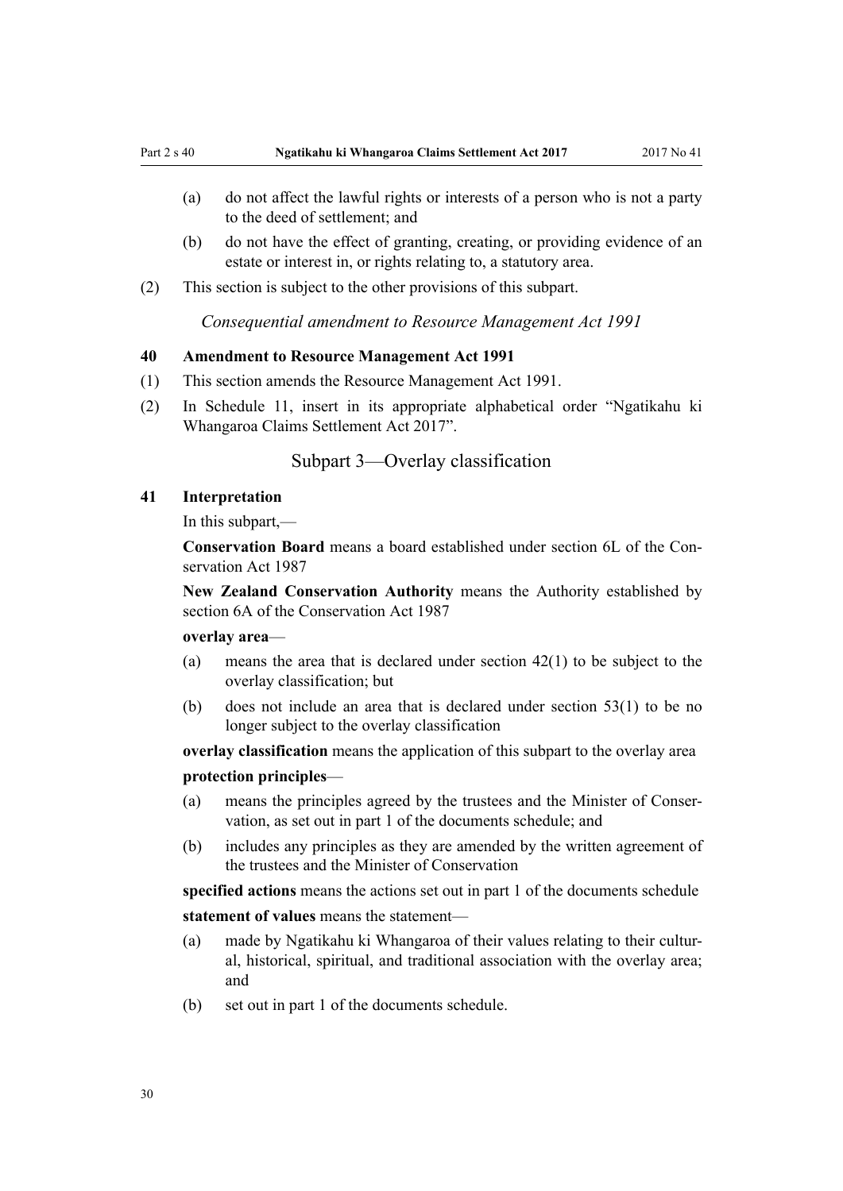(a) do not affect the lawful rights or interests of a person who is not a party to the deed of settlement; and

(b) do not have the effect of granting, creating, or providing evidence of an estate or interest in, or rights relating to, a statutory area.

(2) This section is subject to the other provisions of this subpart.

*Consequential amendment to Resource Management Act 1991*

#### 40 Amendment to Resource Management Act 1991

(1) This section amends the Resource Management Act 1991.

(2) In Schedule 11, insert in its appropriate alphabetical order "Ngatikahu ki Whangaroa Claims Settlement Act 2017".

### Subpart 3—Overlay classification

#### 41 Interpretation

In this subpart,—

**Conservation Board** means a board established under section 6L of the Conservation Act 1987

**New Zealand Conservation Authority** means the Authority established by section 6A of the Conservation Act 1987

**overlay area**—

(a) means the area that is declared under section 42(1) to be subject to the overlay classification; but

(b) does not include an area that is declared under section 53(1) to be no longer subject to the overlay classification

**overlay classification** means the application of this subpart to the overlay area

**protection principles**—

(a) means the principles agreed by the trustees and the Minister of Conservation, as set out in part 1 of the documents schedule; and

(b) includes any principles as they are amended by the written agreement of the trustees and the Minister of Conservation

**specified actions** means the actions set out in part 1 of the documents schedule

**statement of values** means the statement—

(a) made by Ngatikahu ki Whangaroa of their values relating to their cultural, historical, spiritual, and traditional association with the overlay area; and

(b) set out in part 1 of the documents schedule.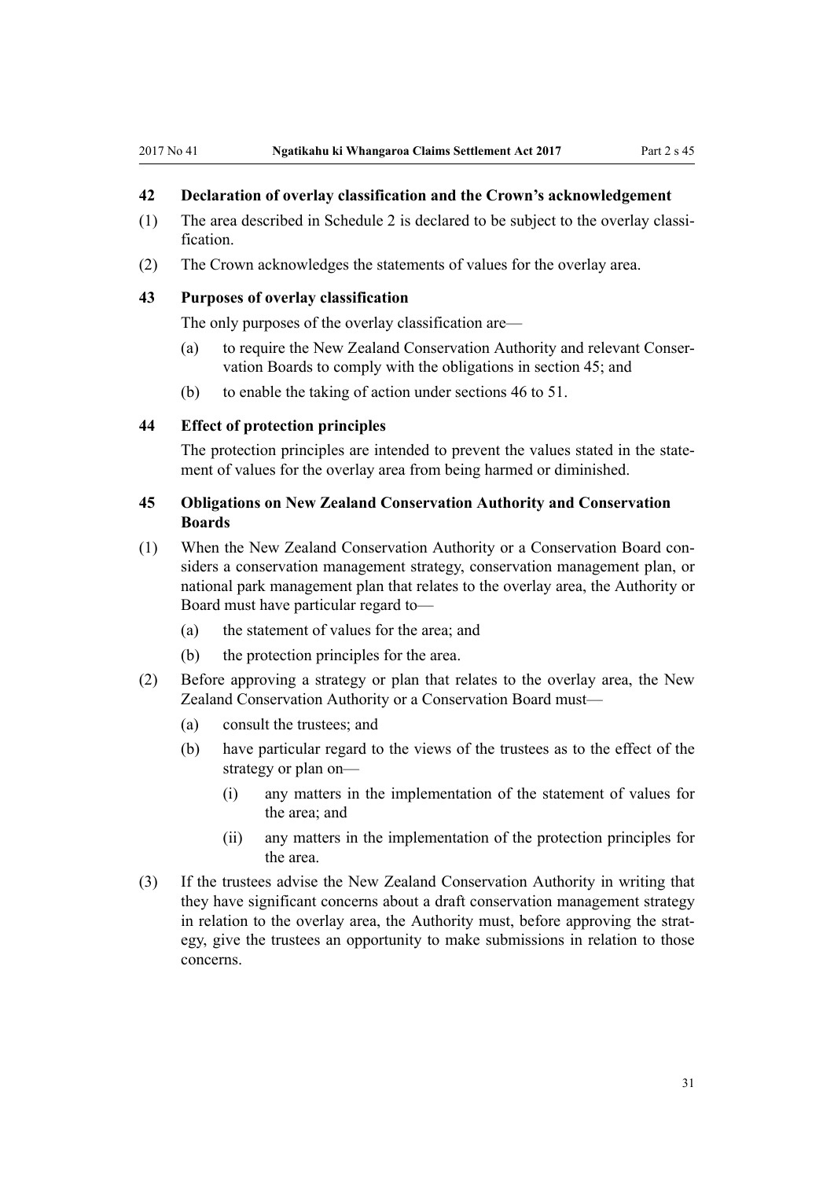### 42 Declaration of overlay classification and the Crown's acknowledgement

(1) The area described in Schedule 2 is declared to be subject to the overlay classification.

(2) The Crown acknowledges the statements of values for the overlay area.

### 43 Purposes of overlay classification

The only purposes of the overlay classification are—

(a) to require the New Zealand Conservation Authority and relevant Conservation Boards to comply with the obligations in section 45; and

(b) to enable the taking of action under sections 46 to 51.

### 44 Effect of protection principles

The protection principles are intended to prevent the values stated in the statement of values for the overlay area from being harmed or diminished.

### 45 Obligations on New Zealand Conservation Authority and Conservation Boards

(1) When the New Zealand Conservation Authority or a Conservation Board considers a conservation management strategy, conservation management plan, or national park management plan that relates to the overlay area, the Authority or Board must have particular regard to—

(a) the statement of values for the area; and

(b) the protection principles for the area.

(2) Before approving a strategy or plan that relates to the overlay area, the New Zealand Conservation Authority or a Conservation Board must—

(a) consult the trustees; and

(b) have particular regard to the views of the trustees as to the effect of the strategy or plan on—

(i) any matters in the implementation of the statement of values for the area; and

(ii) any matters in the implementation of the protection principles for the area.

(3) If the trustees advise the New Zealand Conservation Authority in writing that they have significant concerns about a draft conservation management strategy in relation to the overlay area, the Authority must, before approving the strategy, give the trustees an opportunity to make submissions in relation to those concerns.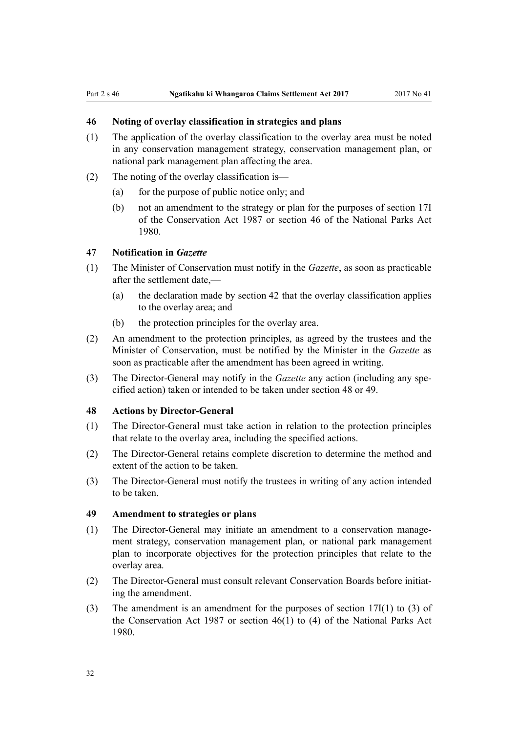### 46 Noting of overlay classification in strategies and plans

(1) The application of the overlay classification to the overlay area must be noted in any conservation management strategy, conservation management plan, or national park management plan affecting the area.

(2) The noting of the overlay classification is—

- (a) for the purpose of public notice only; and
- (b) not an amendment to the strategy or plan for the purposes of section 17I of the Conservation Act 1987 or section 46 of the National Parks Act 1980.

### 47 Notification in *Gazette*

(1) The Minister of Conservation must notify in the *Gazette*, as soon as practicable after the settlement date,—

- (a) the declaration made by section 42 that the overlay classification applies to the overlay area; and
- (b) the protection principles for the overlay area.

(2) An amendment to the protection principles, as agreed by the trustees and the Minister of Conservation, must be notified by the Minister in the *Gazette* as soon as practicable after the amendment has been agreed in writing.

(3) The Director-General may notify in the *Gazette* any action (including any specified action) taken or intended to be taken under section 48 or 49.

### 48 Actions by Director-General

(1) The Director-General must take action in relation to the protection principles that relate to the overlay area, including the specified actions.

(2) The Director-General retains complete discretion to determine the method and extent of the action to be taken.

(3) The Director-General must notify the trustees in writing of any action intended to be taken.

### 49 Amendment to strategies or plans

(1) The Director-General may initiate an amendment to a conservation management strategy, conservation management plan, or national park management plan to incorporate objectives for the protection principles that relate to the overlay area.

(2) The Director-General must consult relevant Conservation Boards before initiating the amendment.

(3) The amendment is an amendment for the purposes of section 17I(1) to (3) of the Conservation Act 1987 or section 46(1) to (4) of the National Parks Act 1980.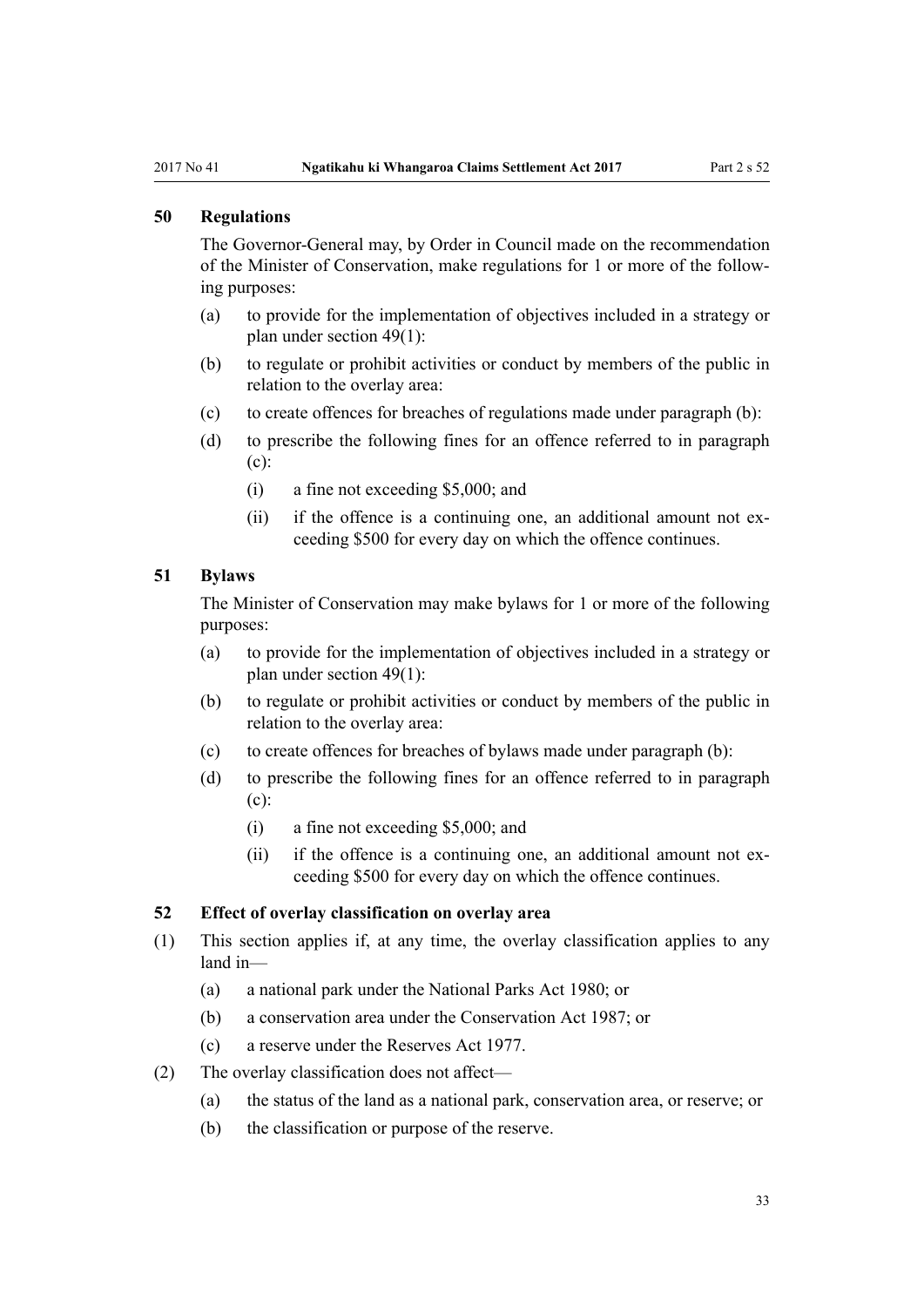### 50 Regulations

The Governor-General may, by Order in Council made on the recommendation of the Minister of Conservation, make regulations for 1 or more of the following purposes:

(a) to provide for the implementation of objectives included in a strategy or plan under section 49(1):

(b) to regulate or prohibit activities or conduct by members of the public in relation to the overlay area:

(c) to create offences for breaches of regulations made under paragraph (b):

(d) to prescribe the following fines for an offence referred to in paragraph (c):

  (i) a fine not exceeding $5,000; and

  (ii) if the offence is a continuing one, an additional amount not exceeding $500 for every day on which the offence continues.

### 51 Bylaws

The Minister of Conservation may make bylaws for 1 or more of the following purposes:

(a) to provide for the implementation of objectives included in a strategy or plan under section 49(1):

(b) to regulate or prohibit activities or conduct by members of the public in relation to the overlay area:

(c) to create offences for breaches of bylaws made under paragraph (b):

(d) to prescribe the following fines for an offence referred to in paragraph (c):

  (i) a fine not exceeding $5,000; and

  (ii) if the offence is a continuing one, an additional amount not exceeding $500 for every day on which the offence continues.

### 52 Effect of overlay classification on overlay area

(1) This section applies if, at any time, the overlay classification applies to any land in—

  (a) a national park under the National Parks Act 1980; or

  (b) a conservation area under the Conservation Act 1987; or

  (c) a reserve under the Reserves Act 1977.

(2) The overlay classification does not affect—

  (a) the status of the land as a national park, conservation area, or reserve; or

  (b) the classification or purpose of the reserve.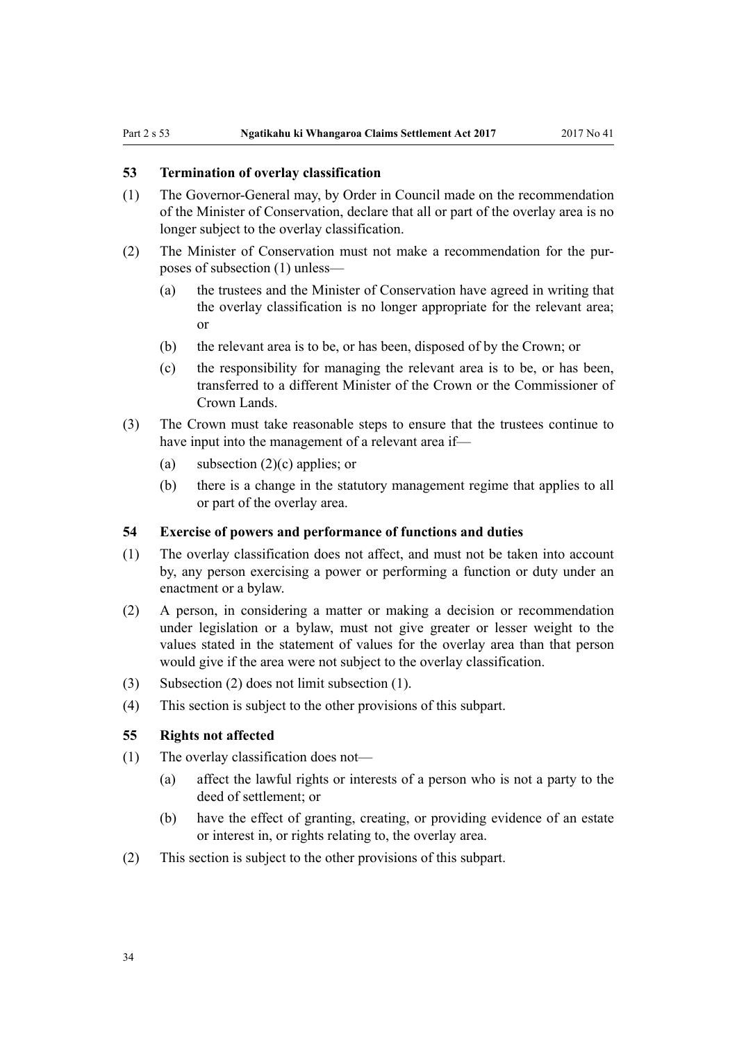### 53 Termination of overlay classification

(1) The Governor-General may, by Order in Council made on the recommendation of the Minister of Conservation, declare that all or part of the overlay area is no longer subject to the overlay classification.

(2) The Minister of Conservation must not make a recommendation for the purposes of subsection (1) unless—

- (a) the trustees and the Minister of Conservation have agreed in writing that the overlay classification is no longer appropriate for the relevant area; or
- (b) the relevant area is to be, or has been, disposed of by the Crown; or
- (c) the responsibility for managing the relevant area is to be, or has been, transferred to a different Minister of the Crown or the Commissioner of Crown Lands.

(3) The Crown must take reasonable steps to ensure that the trustees continue to have input into the management of a relevant area if—

- (a) subsection (2)(c) applies; or
- (b) there is a change in the statutory management regime that applies to all or part of the overlay area.

### 54 Exercise of powers and performance of functions and duties

(1) The overlay classification does not affect, and must not be taken into account by, any person exercising a power or performing a function or duty under an enactment or a bylaw.

(2) A person, in considering a matter or making a decision or recommendation under legislation or a bylaw, must not give greater or lesser weight to the values stated in the statement of values for the overlay area than that person would give if the area were not subject to the overlay classification.

(3) Subsection (2) does not limit subsection (1).

(4) This section is subject to the other provisions of this subpart.

### 55 Rights not affected

(1) The overlay classification does not—

- (a) affect the lawful rights or interests of a person who is not a party to the deed of settlement; or
- (b) have the effect of granting, creating, or providing evidence of an estate or interest in, or rights relating to, the overlay area.

(2) This section is subject to the other provisions of this subpart.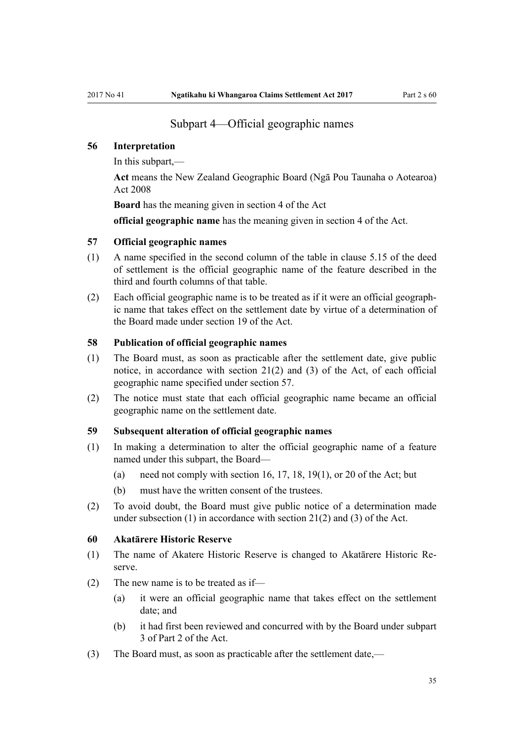## Subpart 4—Official geographic names

### 56 Interpretation

In this subpart,—

**Act** means the New Zealand Geographic Board (Ngā Pou Taunaha o Aotearoa) Act 2008

**Board** has the meaning given in section 4 of the Act

**official geographic name** has the meaning given in section 4 of the Act.

### 57 Official geographic names

(1) A name specified in the second column of the table in clause 5.15 of the deed of settlement is the official geographic name of the feature described in the third and fourth columns of that table.

(2) Each official geographic name is to be treated as if it were an official geographic name that takes effect on the settlement date by virtue of a determination of the Board made under section 19 of the Act.

### 58 Publication of official geographic names

(1) The Board must, as soon as practicable after the settlement date, give public notice, in accordance with section 21(2) and (3) of the Act, of each official geographic name specified under section 57.

(2) The notice must state that each official geographic name became an official geographic name on the settlement date.

### 59 Subsequent alteration of official geographic names

(1) In making a determination to alter the official geographic name of a feature named under this subpart, the Board—

  (a) need not comply with section 16, 17, 18, 19(1), or 20 of the Act; but

  (b) must have the written consent of the trustees.

(2) To avoid doubt, the Board must give public notice of a determination made under subsection (1) in accordance with section 21(2) and (3) of the Act.

### 60 Akatārere Historic Reserve

(1) The name of Akatere Historic Reserve is changed to Akatārere Historic Reserve.

(2) The new name is to be treated as if—

  (a) it were an official geographic name that takes effect on the settlement date; and

  (b) it had first been reviewed and concurred with by the Board under subpart 3 of Part 2 of the Act.

(3) The Board must, as soon as practicable after the settlement date,—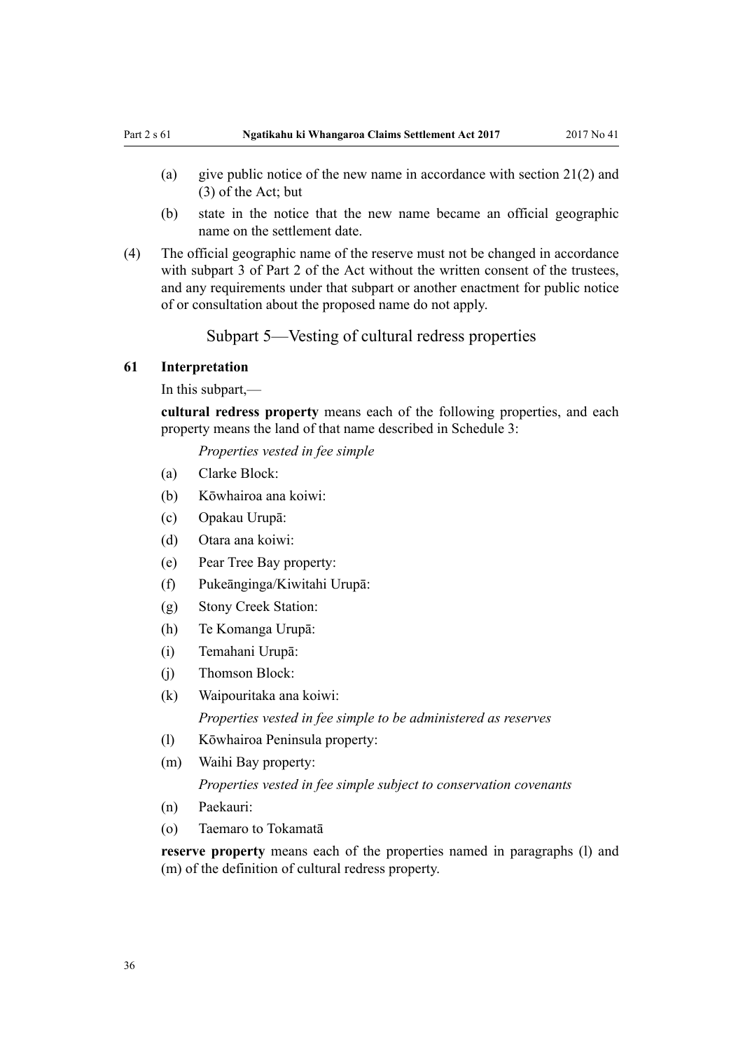(a) give public notice of the new name in accordance with section 21(2) and (3) of the Act; but

(b) state in the notice that the new name became an official geographic name on the settlement date.

(4) The official geographic name of the reserve must not be changed in accordance with subpart 3 of Part 2 of the Act without the written consent of the trustees, and any requirements under that subpart or another enactment for public notice of or consultation about the proposed name do not apply.

## Subpart 5—Vesting of cultural redress properties

### 61 Interpretation

In this subpart,—

**cultural redress property** means each of the following properties, and each property means the land of that name described in Schedule 3:

*Properties vested in fee simple*

(a) Clarke Block:

(b) Kōwhairoa ana koiwi:

(c) Opakau Urupā:

(d) Otara ana koiwi:

(e) Pear Tree Bay property:

(f) Pukeānginga/Kiwitahi Urupā:

(g) Stony Creek Station:

(h) Te Komanga Urupā:

(i) Temahani Urupā:

(j) Thomson Block:

(k) Waipouritaka ana koiwi:

*Properties vested in fee simple to be administered as reserves*

(l) Kōwhairoa Peninsula property:

(m) Waihi Bay property:

*Properties vested in fee simple subject to conservation covenants*

(n) Paekauri:

(o) Taemaro to Tokamatā

**reserve property** means each of the properties named in paragraphs (l) and (m) of the definition of cultural redress property.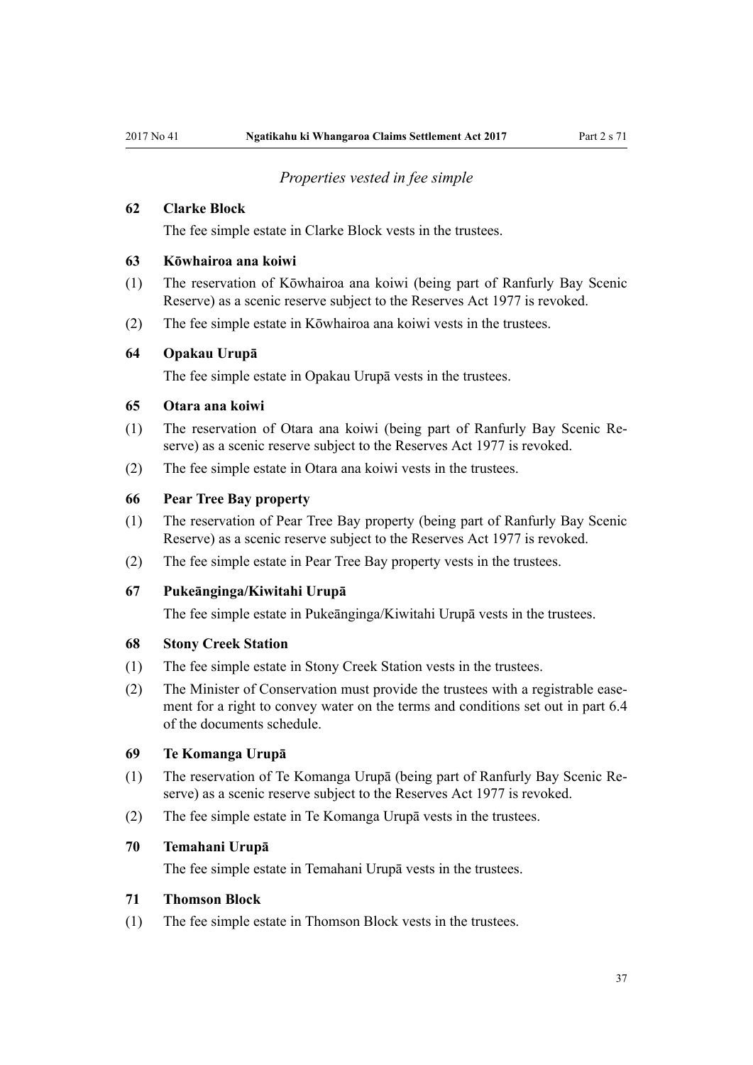*Properties vested in fee simple*

### 62 Clarke Block

The fee simple estate in Clarke Block vests in the trustees.

### 63 Kōwhairoa ana koiwi

(1) The reservation of Kōwhairoa ana koiwi (being part of Ranfurly Bay Scenic Reserve) as a scenic reserve subject to the Reserves Act 1977 is revoked.

(2) The fee simple estate in Kōwhairoa ana koiwi vests in the trustees.

### 64 Opakau Urupā

The fee simple estate in Opakau Urupā vests in the trustees.

### 65 Otara ana koiwi

(1) The reservation of Otara ana koiwi (being part of Ranfurly Bay Scenic Reserve) as a scenic reserve subject to the Reserves Act 1977 is revoked.

(2) The fee simple estate in Otara ana koiwi vests in the trustees.

### 66 Pear Tree Bay property

(1) The reservation of Pear Tree Bay property (being part of Ranfurly Bay Scenic Reserve) as a scenic reserve subject to the Reserves Act 1977 is revoked.

(2) The fee simple estate in Pear Tree Bay property vests in the trustees.

### 67 Pukeānginga/Kiwitahi Urupā

The fee simple estate in Pukeānginga/Kiwitahi Urupā vests in the trustees.

### 68 Stony Creek Station

(1) The fee simple estate in Stony Creek Station vests in the trustees.

(2) The Minister of Conservation must provide the trustees with a registrable easement for a right to convey water on the terms and conditions set out in part 6.4 of the documents schedule.

### 69 Te Komanga Urupā

(1) The reservation of Te Komanga Urupā (being part of Ranfurly Bay Scenic Reserve) as a scenic reserve subject to the Reserves Act 1977 is revoked.

(2) The fee simple estate in Te Komanga Urupā vests in the trustees.

### 70 Temahani Urupā

The fee simple estate in Temahani Urupā vests in the trustees.

### 71 Thomson Block

(1) The fee simple estate in Thomson Block vests in the trustees.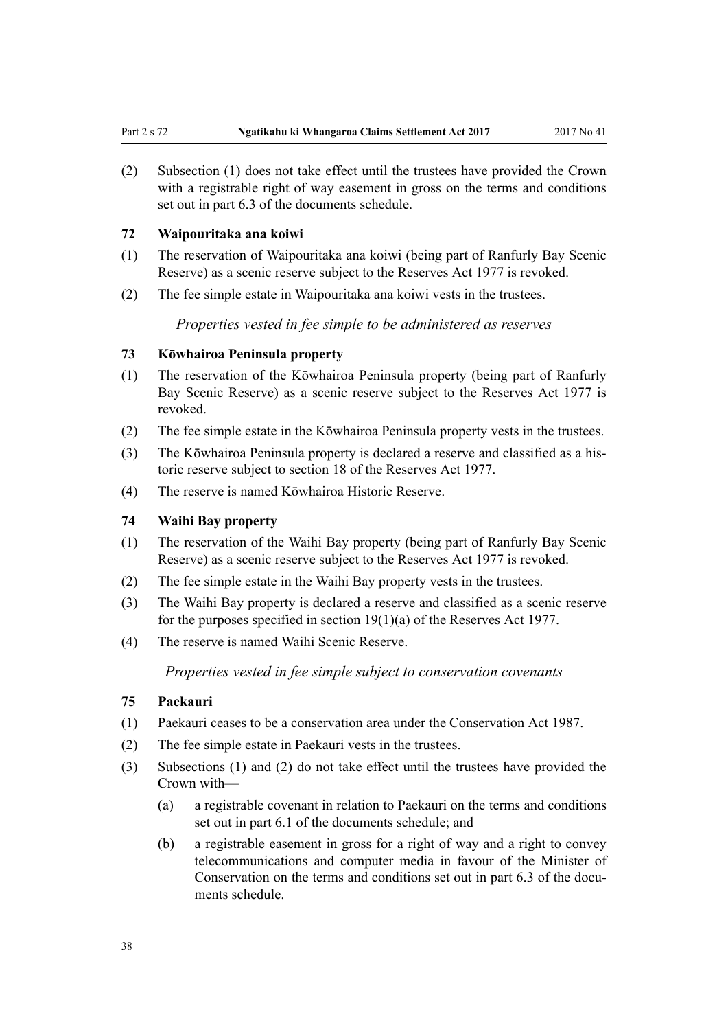(2) Subsection (1) does not take effect until the trustees have provided the Crown with a registrable right of way easement in gross on the terms and conditions set out in part 6.3 of the documents schedule.

### 72 Waipouritaka ana koiwi

(1) The reservation of Waipouritaka ana koiwi (being part of Ranfurly Bay Scenic Reserve) as a scenic reserve subject to the Reserves Act 1977 is revoked.

(2) The fee simple estate in Waipouritaka ana koiwi vests in the trustees.

*Properties vested in fee simple to be administered as reserves*

### 73 Kōwhairoa Peninsula property

(1) The reservation of the Kōwhairoa Peninsula property (being part of Ranfurly Bay Scenic Reserve) as a scenic reserve subject to the Reserves Act 1977 is revoked.

(2) The fee simple estate in the Kōwhairoa Peninsula property vests in the trustees.

(3) The Kōwhairoa Peninsula property is declared a reserve and classified as a historic reserve subject to section 18 of the Reserves Act 1977.

(4) The reserve is named Kōwhairoa Historic Reserve.

### 74 Waihi Bay property

(1) The reservation of the Waihi Bay property (being part of Ranfurly Bay Scenic Reserve) as a scenic reserve subject to the Reserves Act 1977 is revoked.

(2) The fee simple estate in the Waihi Bay property vests in the trustees.

(3) The Waihi Bay property is declared a reserve and classified as a scenic reserve for the purposes specified in section 19(1)(a) of the Reserves Act 1977.

(4) The reserve is named Waihi Scenic Reserve.

*Properties vested in fee simple subject to conservation covenants*

### 75 Paekauri

(1) Paekauri ceases to be a conservation area under the Conservation Act 1987.

(2) The fee simple estate in Paekauri vests in the trustees.

(3) Subsections (1) and (2) do not take effect until the trustees have provided the Crown with—

- (a) a registrable covenant in relation to Paekauri on the terms and conditions set out in part 6.1 of the documents schedule; and
- (b) a registrable easement in gross for a right of way and a right to convey telecommunications and computer media in favour of the Minister of Conservation on the terms and conditions set out in part 6.3 of the documents schedule.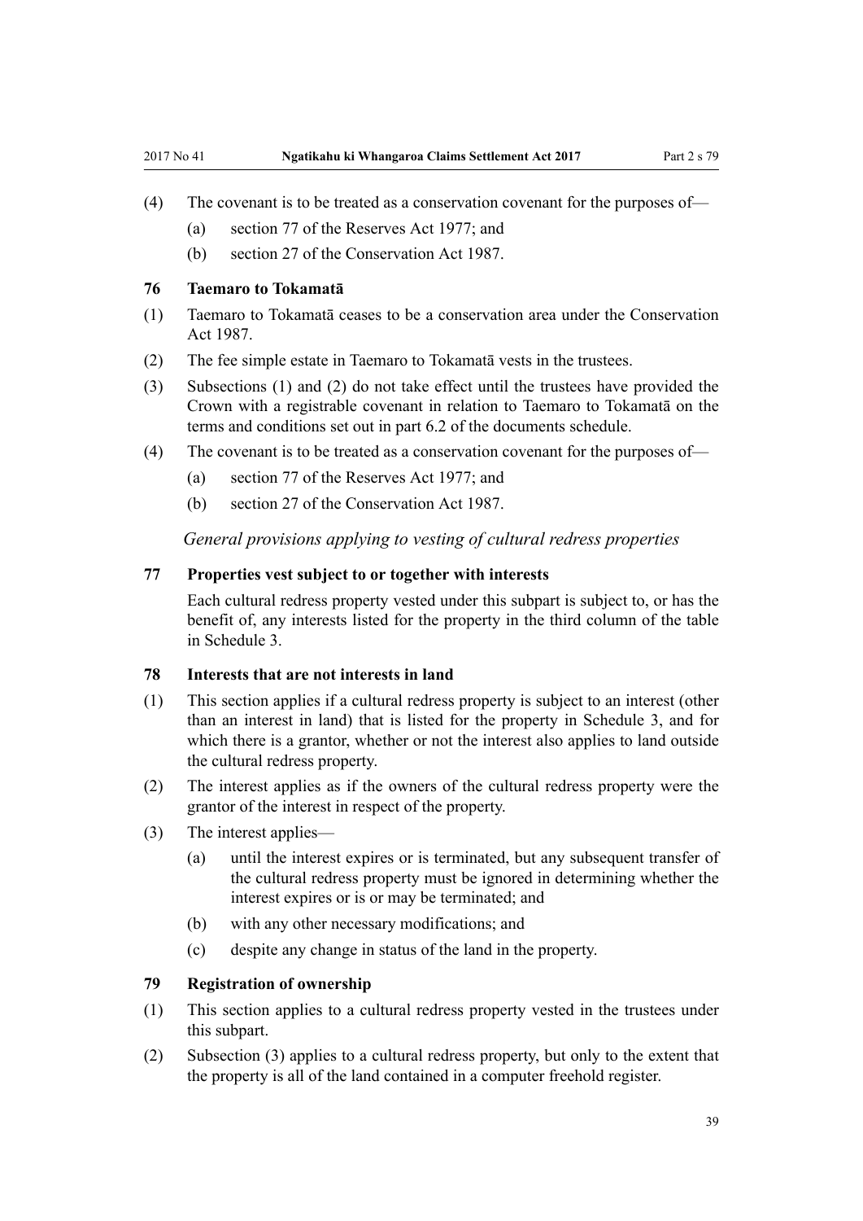(4) The covenant is to be treated as a conservation covenant for the purposes of—

(a) section 77 of the Reserves Act 1977; and

(b) section 27 of the Conservation Act 1987.

### 76 Taemaro to Tokamatā

(1) Taemaro to Tokamatā ceases to be a conservation area under the Conservation Act 1987.

(2) The fee simple estate in Taemaro to Tokamatā vests in the trustees.

(3) Subsections (1) and (2) do not take effect until the trustees have provided the Crown with a registrable covenant in relation to Taemaro to Tokamatā on the terms and conditions set out in part 6.2 of the documents schedule.

(4) The covenant is to be treated as a conservation covenant for the purposes of—

(a) section 77 of the Reserves Act 1977; and

(b) section 27 of the Conservation Act 1987.

*General provisions applying to vesting of cultural redress properties*

### 77 Properties vest subject to or together with interests

Each cultural redress property vested under this subpart is subject to, or has the benefit of, any interests listed for the property in the third column of the table in Schedule 3.

### 78 Interests that are not interests in land

(1) This section applies if a cultural redress property is subject to an interest (other than an interest in land) that is listed for the property in Schedule 3, and for which there is a grantor, whether or not the interest also applies to land outside the cultural redress property.

(2) The interest applies as if the owners of the cultural redress property were the grantor of the interest in respect of the property.

(3) The interest applies—

(a) until the interest expires or is terminated, but any subsequent transfer of the cultural redress property must be ignored in determining whether the interest expires or is or may be terminated; and

(b) with any other necessary modifications; and

(c) despite any change in status of the land in the property.

### 79 Registration of ownership

(1) This section applies to a cultural redress property vested in the trustees under this subpart.

(2) Subsection (3) applies to a cultural redress property, but only to the extent that the property is all of the land contained in a computer freehold register.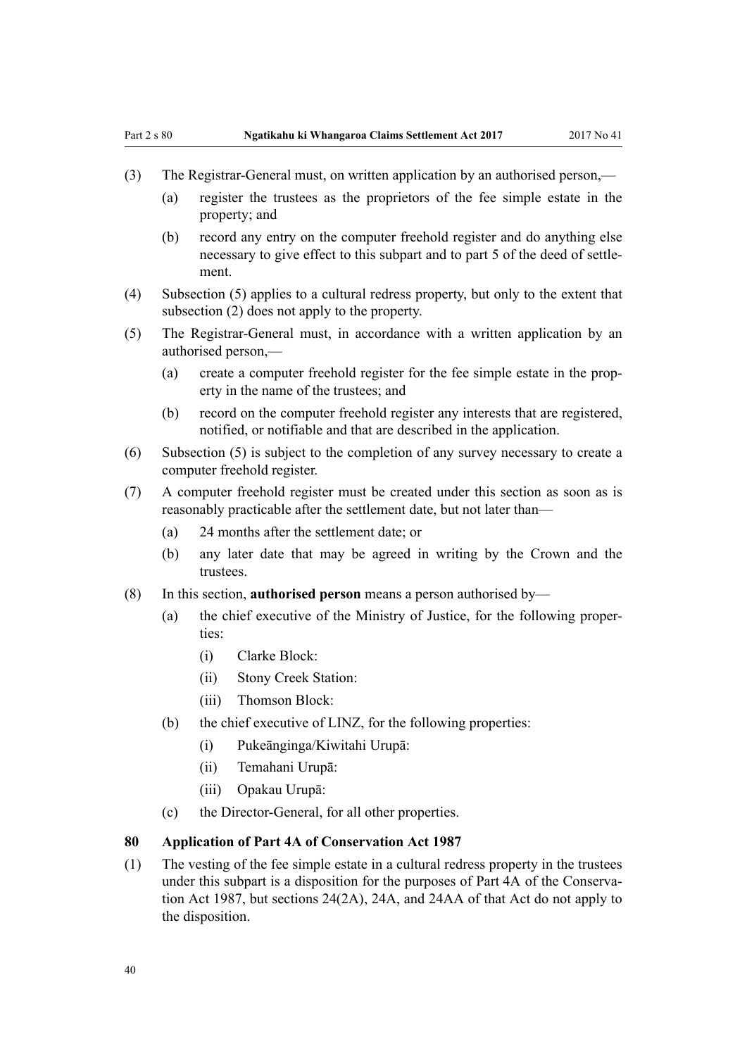(3) The Registrar-General must, on written application by an authorised person,—

(a) register the trustees as the proprietors of the fee simple estate in the property; and

(b) record any entry on the computer freehold register and do anything else necessary to give effect to this subpart and to part 5 of the deed of settlement.

(4) Subsection (5) applies to a cultural redress property, but only to the extent that subsection (2) does not apply to the property.

(5) The Registrar-General must, in accordance with a written application by an authorised person,—

(a) create a computer freehold register for the fee simple estate in the property in the name of the trustees; and

(b) record on the computer freehold register any interests that are registered, notified, or notifiable and that are described in the application.

(6) Subsection (5) is subject to the completion of any survey necessary to create a computer freehold register.

(7) A computer freehold register must be created under this section as soon as is reasonably practicable after the settlement date, but not later than—

(a) 24 months after the settlement date; or

(b) any later date that may be agreed in writing by the Crown and the trustees.

(8) In this section, **authorised person** means a person authorised by—

(a) the chief executive of the Ministry of Justice, for the following properties:

(i) Clarke Block:

(ii) Stony Creek Station:

(iii) Thomson Block:

(b) the chief executive of LINZ, for the following properties:

(i) Pukeānginga/Kiwitahi Urupā:

(ii) Temahani Urupā:

(iii) Opakau Urupā:

(c) the Director-General, for all other properties.

### 80 Application of Part 4A of Conservation Act 1987

(1) The vesting of the fee simple estate in a cultural redress property in the trustees under this subpart is a disposition for the purposes of Part 4A of the Conservation Act 1987, but sections 24(2A), 24A, and 24AA of that Act do not apply to the disposition.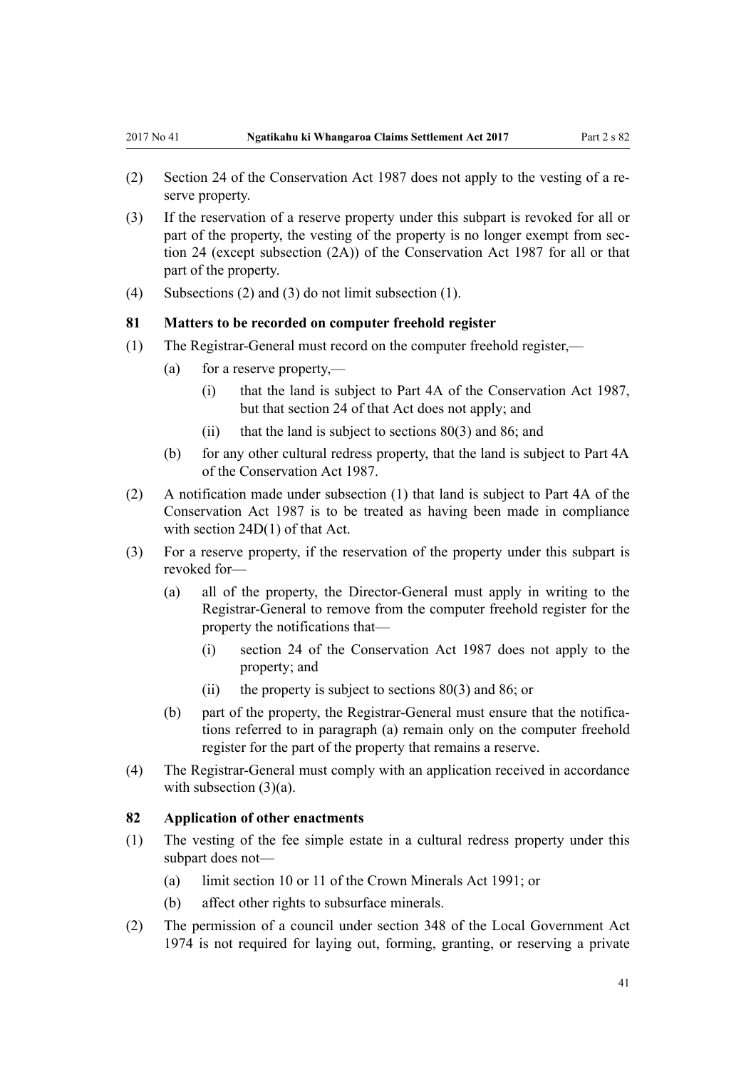(2) Section 24 of the Conservation Act 1987 does not apply to the vesting of a reserve property.

(3) If the reservation of a reserve property under this subpart is revoked for all or part of the property, the vesting of the property is no longer exempt from section 24 (except subsection (2A)) of the Conservation Act 1987 for all or that part of the property.

(4) Subsections (2) and (3) do not limit subsection (1).

### 81 Matters to be recorded on computer freehold register

(1) The Registrar-General must record on the computer freehold register,—

  (a) for a reserve property,—

    (i) that the land is subject to Part 4A of the Conservation Act 1987, but that section 24 of that Act does not apply; and

    (ii) that the land is subject to sections 80(3) and 86; and

  (b) for any other cultural redress property, that the land is subject to Part 4A of the Conservation Act 1987.

(2) A notification made under subsection (1) that land is subject to Part 4A of the Conservation Act 1987 is to be treated as having been made in compliance with section 24D(1) of that Act.

(3) For a reserve property, if the reservation of the property under this subpart is revoked for—

  (a) all of the property, the Director-General must apply in writing to the Registrar-General to remove from the computer freehold register for the property the notifications that—

    (i) section 24 of the Conservation Act 1987 does not apply to the property; and

    (ii) the property is subject to sections 80(3) and 86; or

  (b) part of the property, the Registrar-General must ensure that the notifications referred to in paragraph (a) remain only on the computer freehold register for the part of the property that remains a reserve.

(4) The Registrar-General must comply with an application received in accordance with subsection (3)(a).

### 82 Application of other enactments

(1) The vesting of the fee simple estate in a cultural redress property under this subpart does not—

  (a) limit section 10 or 11 of the Crown Minerals Act 1991; or

  (b) affect other rights to subsurface minerals.

(2) The permission of a council under section 348 of the Local Government Act 1974 is not required for laying out, forming, granting, or reserving a private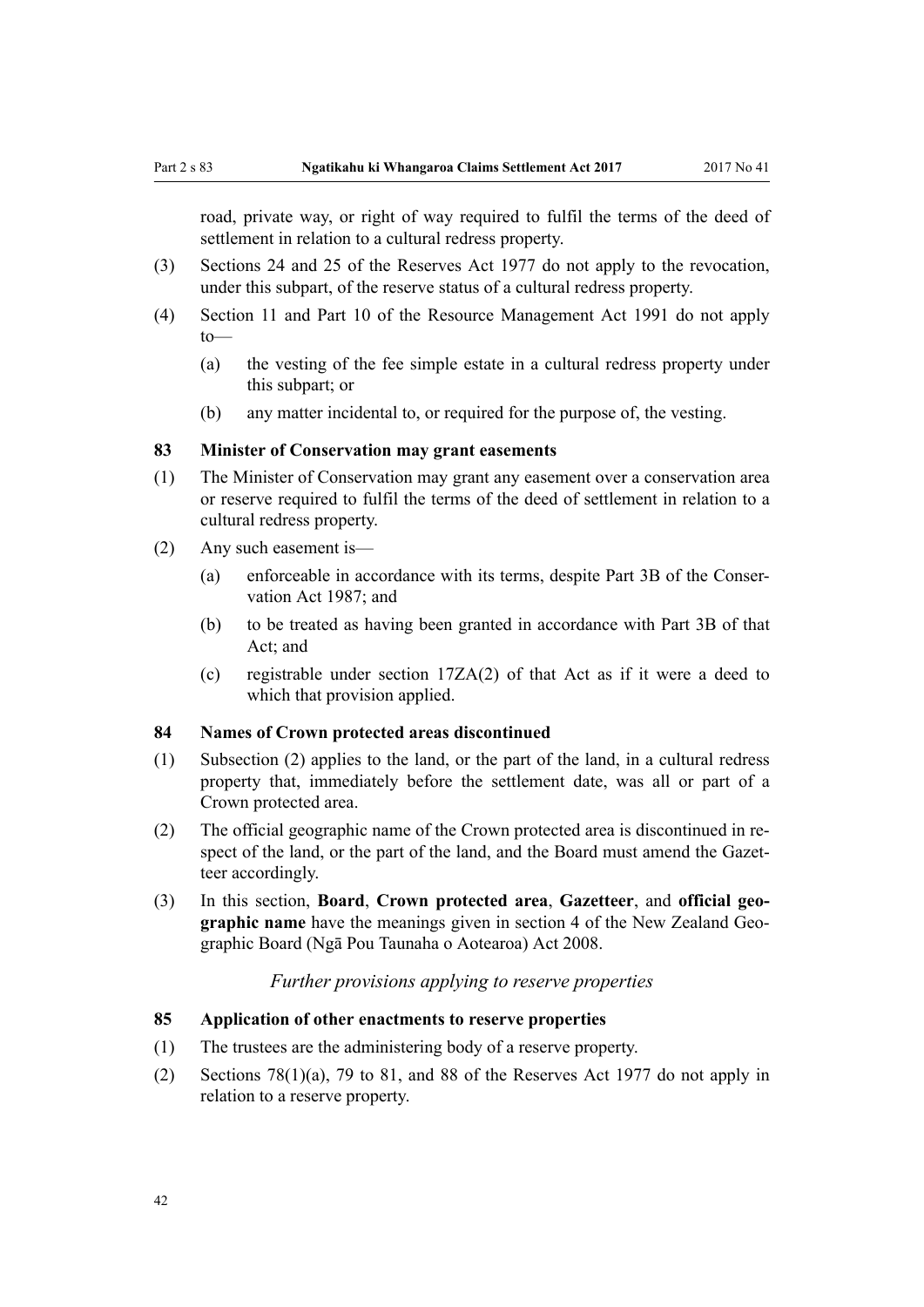road, private way, or right of way required to fulfil the terms of the deed of settlement in relation to a cultural redress property.

(3) Sections 24 and 25 of the Reserves Act 1977 do not apply to the revocation, under this subpart, of the reserve status of a cultural redress property.

(4) Section 11 and Part 10 of the Resource Management Act 1991 do not apply to—

  (a) the vesting of the fee simple estate in a cultural redress property under this subpart; or

  (b) any matter incidental to, or required for the purpose of, the vesting.

### 83 Minister of Conservation may grant easements

(1) The Minister of Conservation may grant any easement over a conservation area or reserve required to fulfil the terms of the deed of settlement in relation to a cultural redress property.

(2) Any such easement is—

  (a) enforceable in accordance with its terms, despite Part 3B of the Conservation Act 1987; and

  (b) to be treated as having been granted in accordance with Part 3B of that Act; and

  (c) registrable under section 17ZA(2) of that Act as if it were a deed to which that provision applied.

### 84 Names of Crown protected areas discontinued

(1) Subsection (2) applies to the land, or the part of the land, in a cultural redress property that, immediately before the settlement date, was all or part of a Crown protected area.

(2) The official geographic name of the Crown protected area is discontinued in respect of the land, or the part of the land, and the Board must amend the Gazetteer accordingly.

(3) In this section, **Board**, **Crown protected area**, **Gazetteer**, and **official geographic name** have the meanings given in section 4 of the New Zealand Geographic Board (Ngā Pou Taunaha o Aotearoa) Act 2008.

*Further provisions applying to reserve properties*

### 85 Application of other enactments to reserve properties

(1) The trustees are the administering body of a reserve property.

(2) Sections 78(1)(a), 79 to 81, and 88 of the Reserves Act 1977 do not apply in relation to a reserve property.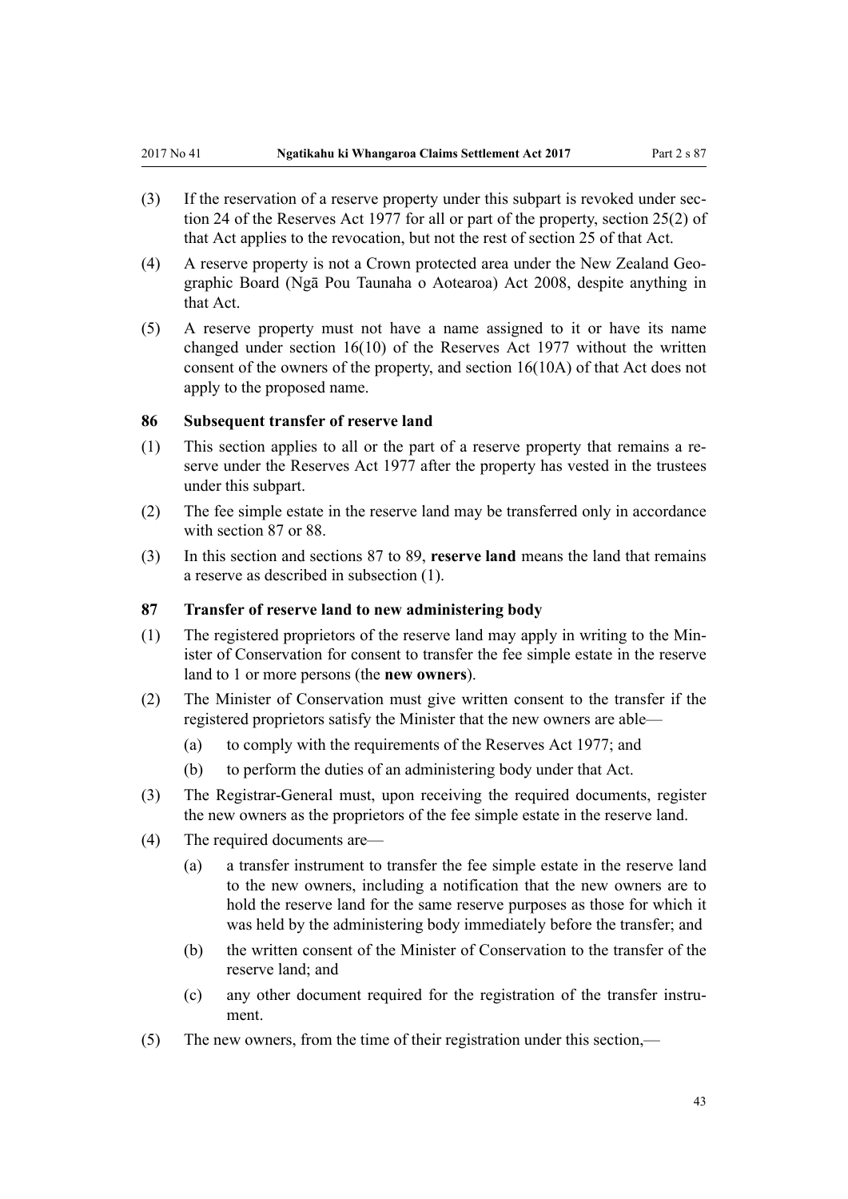(3) If the reservation of a reserve property under this subpart is revoked under section 24 of the Reserves Act 1977 for all or part of the property, section 25(2) of that Act applies to the revocation, but not the rest of section 25 of that Act.

(4) A reserve property is not a Crown protected area under the New Zealand Geographic Board (Ngā Pou Taunaha o Aotearoa) Act 2008, despite anything in that Act.

(5) A reserve property must not have a name assigned to it or have its name changed under section 16(10) of the Reserves Act 1977 without the written consent of the owners of the property, and section 16(10A) of that Act does not apply to the proposed name.

### 86 Subsequent transfer of reserve land

(1) This section applies to all or the part of a reserve property that remains a reserve under the Reserves Act 1977 after the property has vested in the trustees under this subpart.

(2) The fee simple estate in the reserve land may be transferred only in accordance with section 87 or 88.

(3) In this section and sections 87 to 89, **reserve land** means the land that remains a reserve as described in subsection (1).

### 87 Transfer of reserve land to new administering body

(1) The registered proprietors of the reserve land may apply in writing to the Minister of Conservation for consent to transfer the fee simple estate in the reserve land to 1 or more persons (the **new owners**).

(2) The Minister of Conservation must give written consent to the transfer if the registered proprietors satisfy the Minister that the new owners are able—

   (a) to comply with the requirements of the Reserves Act 1977; and

   (b) to perform the duties of an administering body under that Act.

(3) The Registrar-General must, upon receiving the required documents, register the new owners as the proprietors of the fee simple estate in the reserve land.

(4) The required documents are—

   (a) a transfer instrument to transfer the fee simple estate in the reserve land to the new owners, including a notification that the new owners are to hold the reserve land for the same reserve purposes as those for which it was held by the administering body immediately before the transfer; and

   (b) the written consent of the Minister of Conservation to the transfer of the reserve land; and

   (c) any other document required for the registration of the transfer instrument.

(5) The new owners, from the time of their registration under this section,—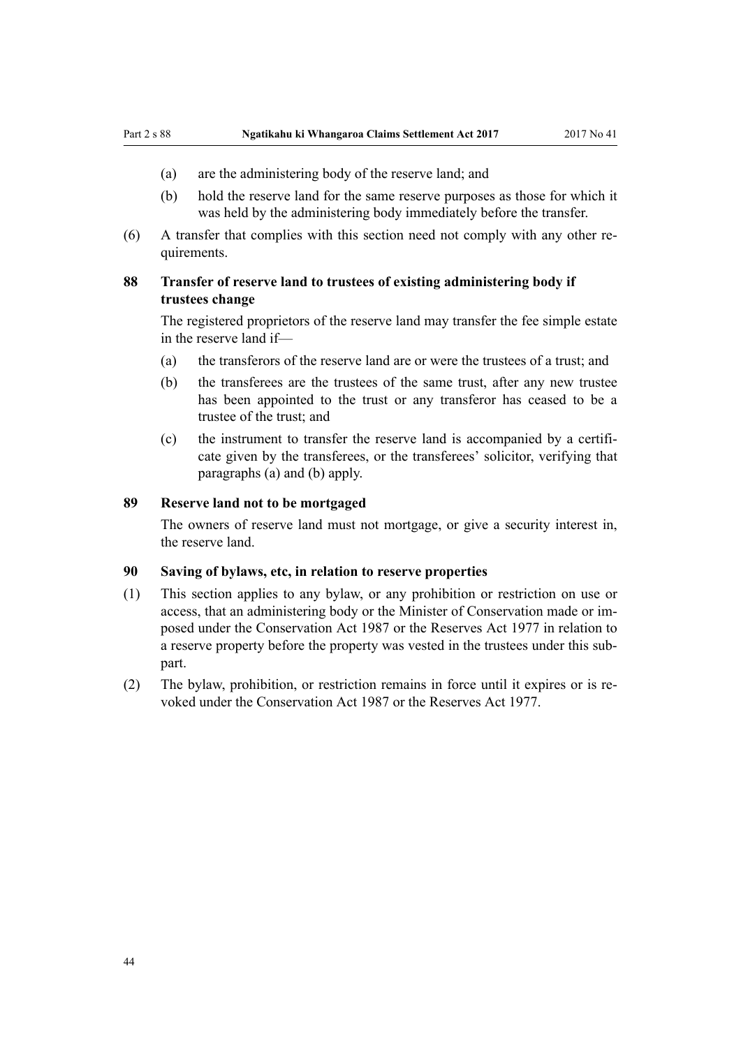(a) are the administering body of the reserve land; and

(b) hold the reserve land for the same reserve purposes as those for which it was held by the administering body immediately before the transfer.

(6) A transfer that complies with this section need not comply with any other requirements.

### 88 Transfer of reserve land to trustees of existing administering body if trustees change

The registered proprietors of the reserve land may transfer the fee simple estate in the reserve land if—

(a) the transferors of the reserve land are or were the trustees of a trust; and

(b) the transferees are the trustees of the same trust, after any new trustee has been appointed to the trust or any transferor has ceased to be a trustee of the trust; and

(c) the instrument to transfer the reserve land is accompanied by a certificate given by the transferees, or the transferees' solicitor, verifying that paragraphs (a) and (b) apply.

### 89 Reserve land not to be mortgaged

The owners of reserve land must not mortgage, or give a security interest in, the reserve land.

### 90 Saving of bylaws, etc, in relation to reserve properties

(1) This section applies to any bylaw, or any prohibition or restriction on use or access, that an administering body or the Minister of Conservation made or imposed under the Conservation Act 1987 or the Reserves Act 1977 in relation to a reserve property before the property was vested in the trustees under this subpart.

(2) The bylaw, prohibition, or restriction remains in force until it expires or is revoked under the Conservation Act 1987 or the Reserves Act 1977.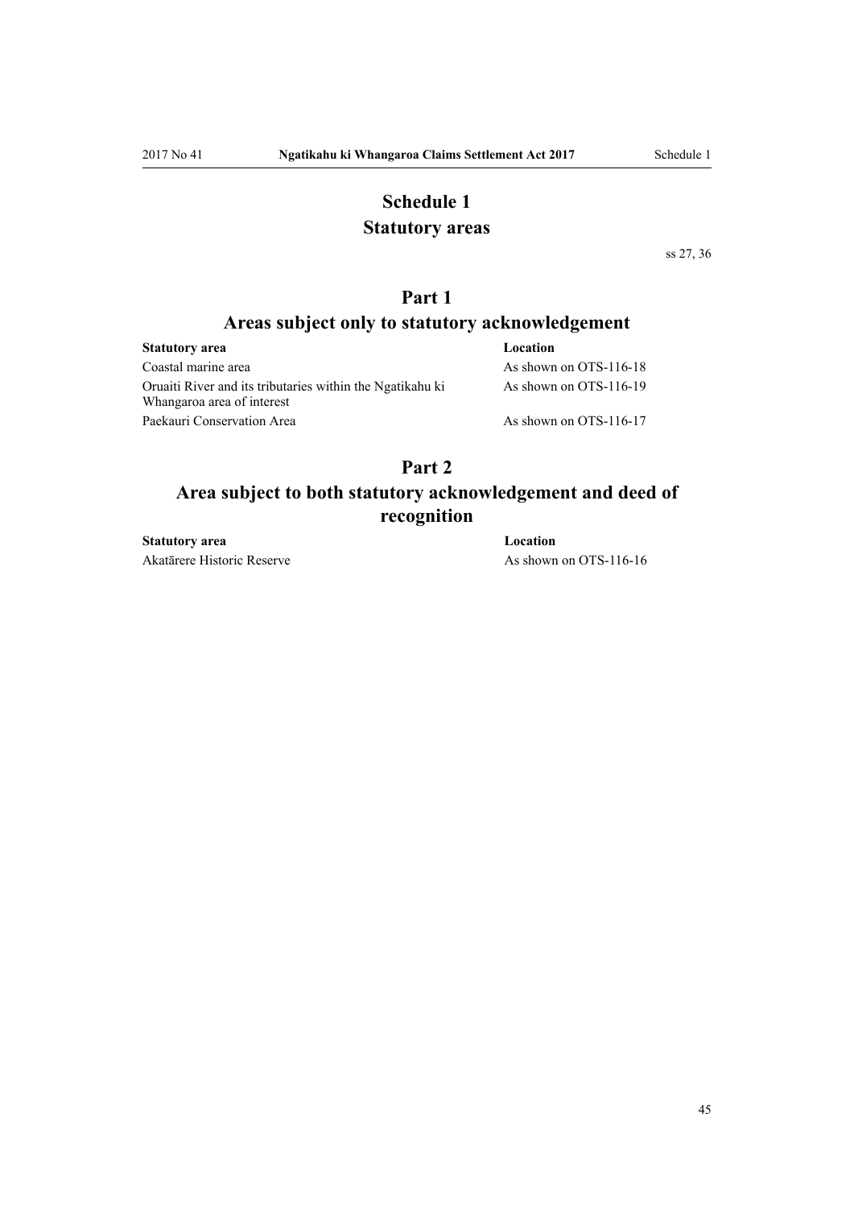# Schedule 1
## Statutory areas

ss 27, 36

## Part 1
### Areas subject only to statutory acknowledgement

| Statutory area | Location |
| --- | --- |
| Coastal marine area | As shown on OTS-116-18 |
| Oruaiti River and its tributaries within the Ngatikahu ki Whangaroa area of interest | As shown on OTS-116-19 |
| Paekauri Conservation Area | As shown on OTS-116-17 |

## Part 2
### Area subject to both statutory acknowledgement and deed of recognition

| Statutory area | Location |
| --- | --- |
| Akatārere Historic Reserve | As shown on OTS-116-16 |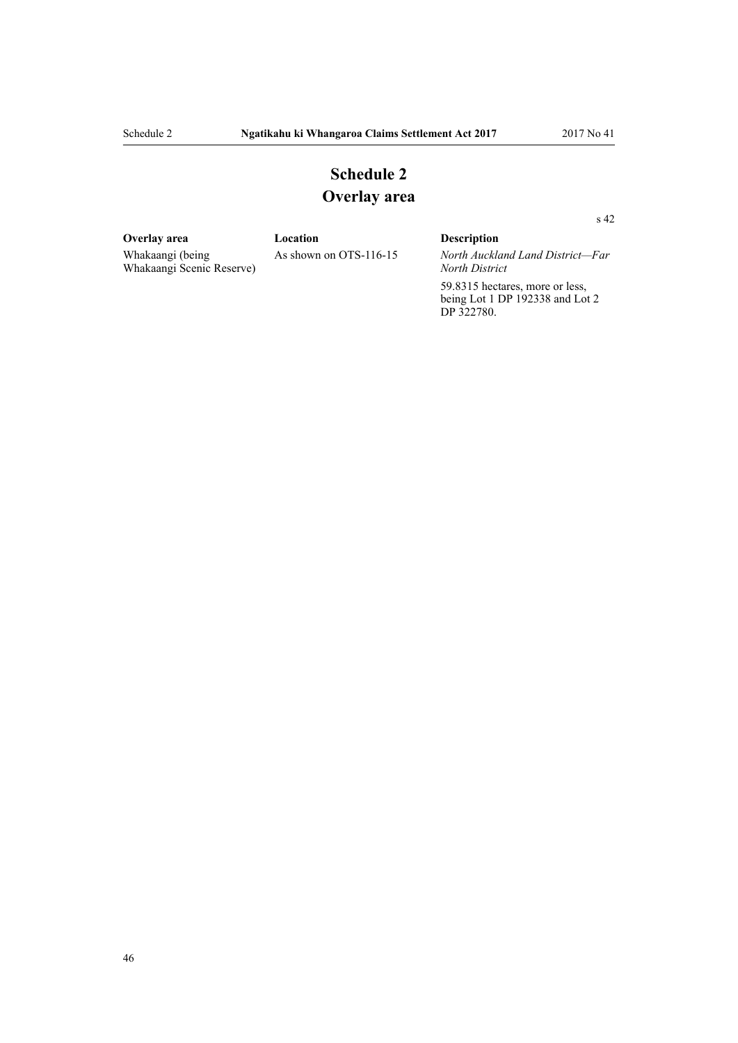# Schedule 2
## Overlay area

s 42

| Overlay area | Location | Description |
| --- | --- | --- |
| Whakaangi (being Whakaangi Scenic Reserve) | As shown on OTS-116-15 | *North Auckland Land District—Far North District* 59.8315 hectares, more or less, being Lot 1 DP 192338 and Lot 2 DP 322780. |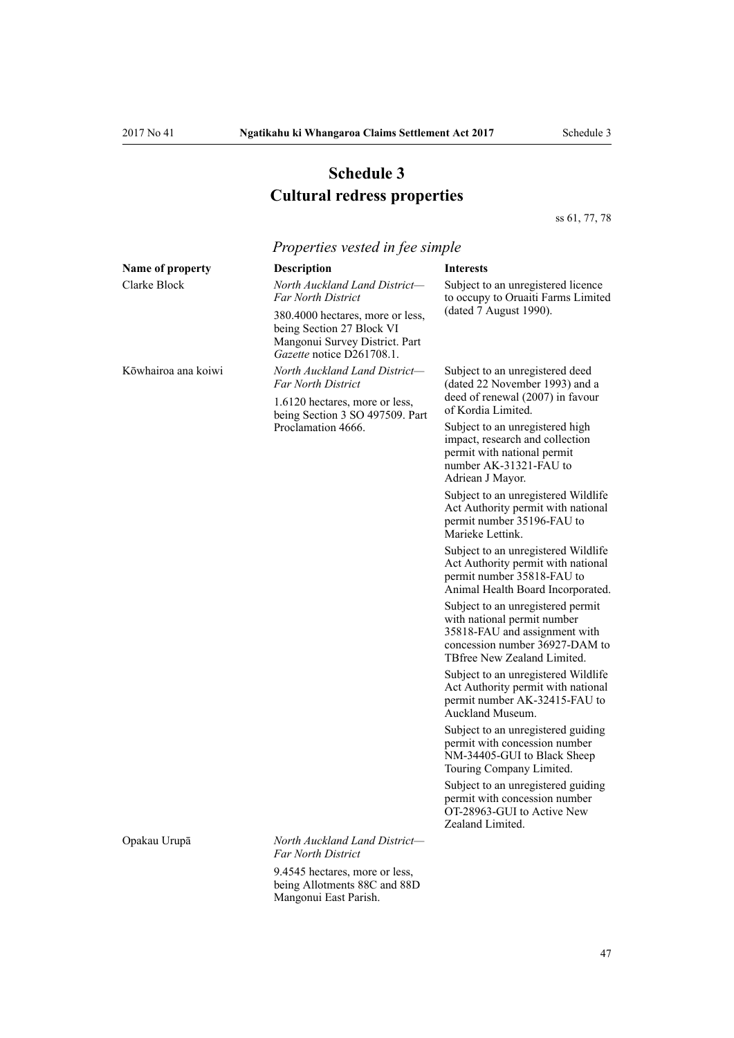# Schedule 3
# Cultural redress properties

ss 61, 77, 78

## *Properties vested in fee simple*

| Name of property | Description | Interests |
| --- | --- | --- |
| Clarke Block | *North Auckland Land District—Far North District*<br>380.4000 hectares, more or less, being Section 27 Block VI Mangonui Survey District. Part *Gazette* notice D261708.1. | Subject to an unregistered licence to occupy to Oruaiti Farms Limited (dated 7 August 1990). |
| Kōwhairoa ana koiwi | *North Auckland Land District—Far North District*<br>1.6120 hectares, more or less, being Section 3 SO 497509. Part Proclamation 4666. | Subject to an unregistered deed (dated 22 November 1993) and a deed of renewal (2007) in favour of Kordia Limited.<br>Subject to an unregistered high impact, research and collection permit with national permit number AK-31321-FAU to Adriean J Mayor.<br>Subject to an unregistered Wildlife Act Authority permit with national permit number 35196-FAU to Marieke Lettink.<br>Subject to an unregistered Wildlife Act Authority permit with national permit number 35818-FAU to Animal Health Board Incorporated.<br>Subject to an unregistered permit with national permit number 35818-FAU and assignment with concession number 36927-DAM to TBfree New Zealand Limited.<br>Subject to an unregistered Wildlife Act Authority permit with national permit number AK-32415-FAU to Auckland Museum.<br>Subject to an unregistered guiding permit with concession number NM-34405-GUI to Black Sheep Touring Company Limited.<br>Subject to an unregistered guiding permit with concession number OT-28963-GUI to Active New Zealand Limited. |
| Opakau Urupā | *North Auckland Land District—Far North District*<br>9.4545 hectares, more or less, being Allotments 88C and 88D Mangonui East Parish. | |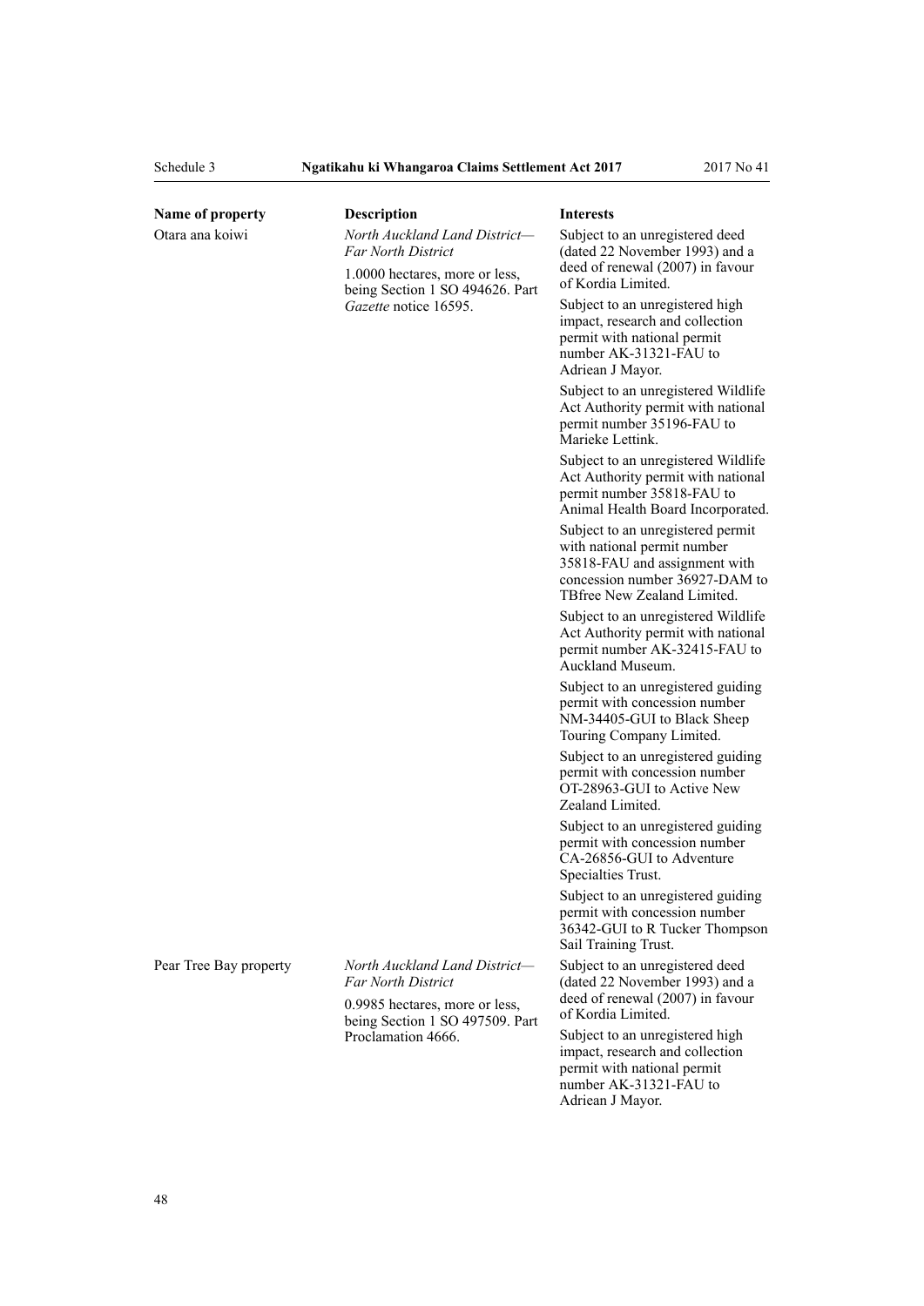| Name of property | Description | Interests |
|---|---|---|
| Otara ana koiwi | *North Auckland Land District—Far North District*<br><br>1.0000 hectares, more or less, being Section 1 SO 494626. Part *Gazette* notice 16595. | Subject to an unregistered deed (dated 22 November 1993) and a deed of renewal (2007) in favour of Kordia Limited.<br><br>Subject to an unregistered high impact, research and collection permit with national permit number AK-31321-FAU to Adriean J Mayor.<br><br>Subject to an unregistered Wildlife Act Authority permit with national permit number 35196-FAU to Marieke Lettink.<br><br>Subject to an unregistered Wildlife Act Authority permit with national permit number 35818-FAU to Animal Health Board Incorporated.<br><br>Subject to an unregistered permit with national permit number 35818-FAU and assignment with concession number 36927-DAM to TBfree New Zealand Limited.<br><br>Subject to an unregistered Wildlife Act Authority permit with national permit number AK-32415-FAU to Auckland Museum.<br><br>Subject to an unregistered guiding permit with concession number NM-34405-GUI to Black Sheep Touring Company Limited.<br><br>Subject to an unregistered guiding permit with concession number OT-28963-GUI to Active New Zealand Limited.<br><br>Subject to an unregistered guiding permit with concession number CA-26856-GUI to Adventure Specialties Trust.<br><br>Subject to an unregistered guiding permit with concession number 36342-GUI to R Tucker Thompson Sail Training Trust. |
| Pear Tree Bay property | *North Auckland Land District—Far North District*<br><br>0.9985 hectares, more or less, being Section 1 SO 497509. Part Proclamation 4666. | Subject to an unregistered deed (dated 22 November 1993) and a deed of renewal (2007) in favour of Kordia Limited.<br><br>Subject to an unregistered high impact, research and collection permit with national permit number AK-31321-FAU to Adriean J Mayor. |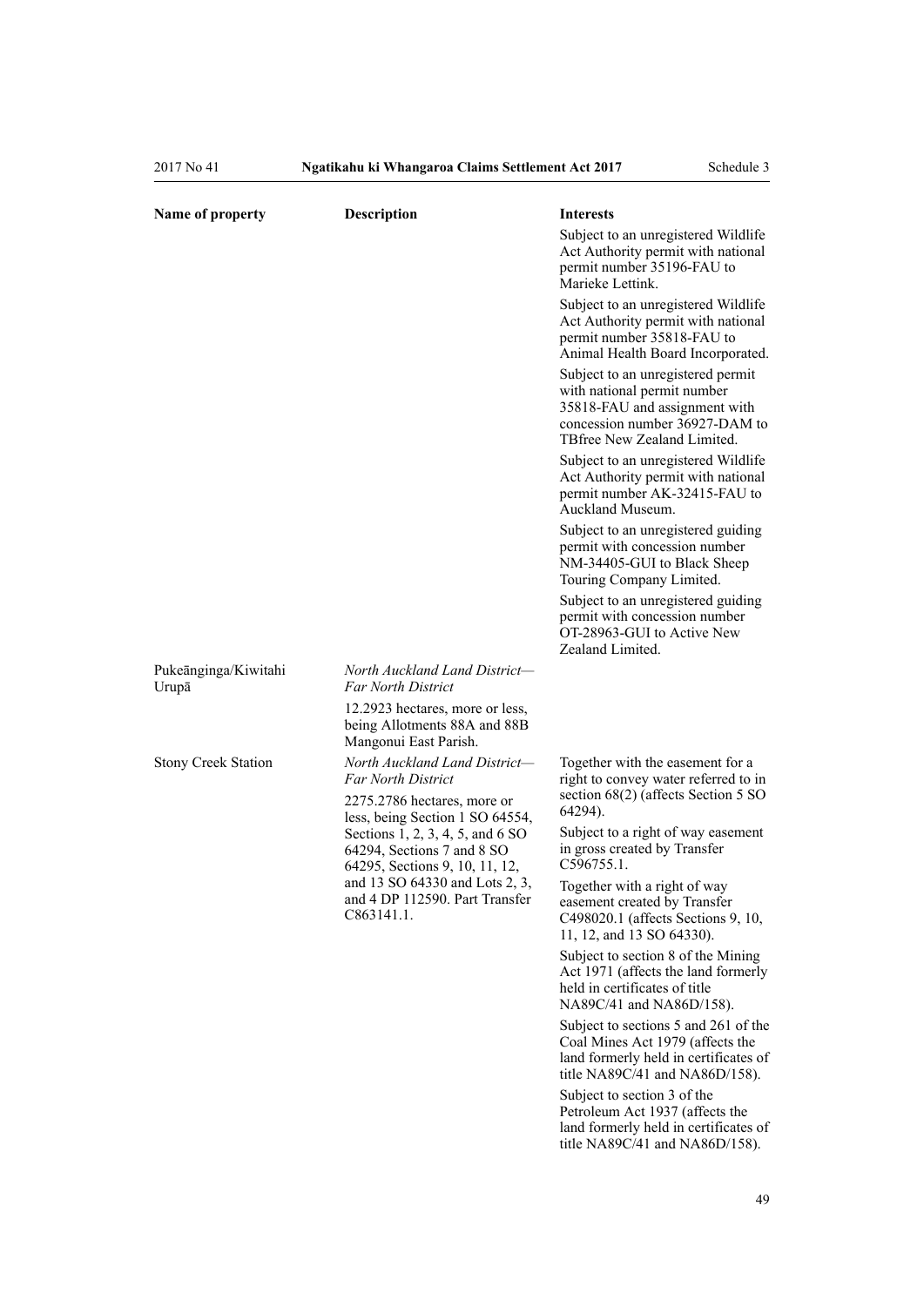| Name of property | Description | Interests |
|---|---|---|
| | | Subject to an unregistered Wildlife Act Authority permit with national permit number 35196-FAU to Marieke Lettink.<br><br>Subject to an unregistered Wildlife Act Authority permit with national permit number 35818-FAU to Animal Health Board Incorporated.<br><br>Subject to an unregistered permit with national permit number 35818-FAU and assignment with concession number 36927-DAM to TBfree New Zealand Limited.<br><br>Subject to an unregistered Wildlife Act Authority permit with national permit number AK-32415-FAU to Auckland Museum.<br><br>Subject to an unregistered guiding permit with concession number NM-34405-GUI to Black Sheep Touring Company Limited.<br><br>Subject to an unregistered guiding permit with concession number OT-28963-GUI to Active New Zealand Limited. |
| Pukeānginga/Kiwitahi Urupā | *North Auckland Land District—Far North District*<br><br>12.2923 hectares, more or less, being Allotments 88A and 88B Mangonui East Parish. | |
| Stony Creek Station | *North Auckland Land District—Far North District*<br><br>2275.2786 hectares, more or less, being Section 1 SO 64554, Sections 1, 2, 3, 4, 5, and 6 SO 64294, Sections 7 and 8 SO 64295, Sections 9, 10, 11, 12, and 13 SO 64330 and Lots 2, 3, and 4 DP 112590. Part Transfer C863141.1. | Together with the easement for a right to convey water referred to in section 68(2) (affects Section 5 SO 64294).<br><br>Subject to a right of way easement in gross created by Transfer C596755.1.<br><br>Together with a right of way easement created by Transfer C498020.1 (affects Sections 9, 10, 11, 12, and 13 SO 64330).<br><br>Subject to section 8 of the Mining Act 1971 (affects the land formerly held in certificates of title NA89C/41 and NA86D/158).<br><br>Subject to sections 5 and 261 of the Coal Mines Act 1979 (affects the land formerly held in certificates of title NA89C/41 and NA86D/158).<br><br>Subject to section 3 of the Petroleum Act 1937 (affects the land formerly held in certificates of title NA89C/41 and NA86D/158). |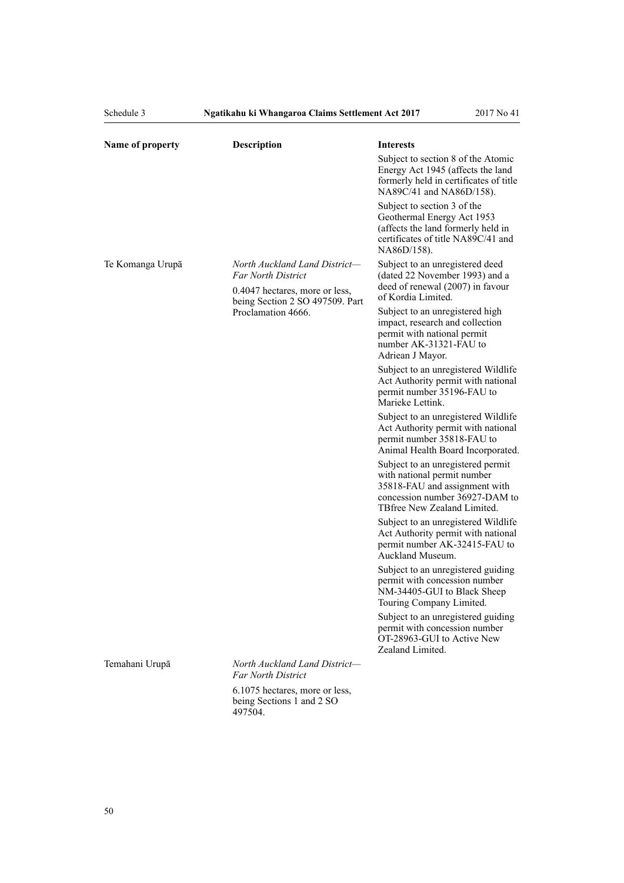| Name of property | Description | Interests |
|---|---|---|
| | | Subject to section 8 of the Atomic Energy Act 1945 (affects the land formerly held in certificates of title NA89C/41 and NA86D/158).<br><br>Subject to section 3 of the Geothermal Energy Act 1953 (affects the land formerly held in certificates of title NA89C/41 and NA86D/158). |
| Te Komanga Urupā | *North Auckland Land District—Far North District*<br><br>0.4047 hectares, more or less, being Section 2 SO 497509. Part Proclamation 4666. | Subject to an unregistered deed (dated 22 November 1993) and a deed of renewal (2007) in favour of Kordia Limited.<br><br>Subject to an unregistered high impact, research and collection permit with national permit number AK-31321-FAU to Adriean J Mayor.<br><br>Subject to an unregistered Wildlife Act Authority permit with national permit number 35196-FAU to Marieke Lettink.<br><br>Subject to an unregistered Wildlife Act Authority permit with national permit number 35818-FAU to Animal Health Board Incorporated.<br><br>Subject to an unregistered permit with national permit number 35818-FAU and assignment with concession number 36927-DAM to TBfree New Zealand Limited.<br><br>Subject to an unregistered Wildlife Act Authority permit with national permit number AK-32415-FAU to Auckland Museum.<br><br>Subject to an unregistered guiding permit with concession number NM-34405-GUI to Black Sheep Touring Company Limited.<br><br>Subject to an unregistered guiding permit with concession number OT-28963-GUI to Active New Zealand Limited. |
| Temahani Urupā | *North Auckland Land District—Far North District*<br><br>6.1075 hectares, more or less, being Sections 1 and 2 SO 497504. | |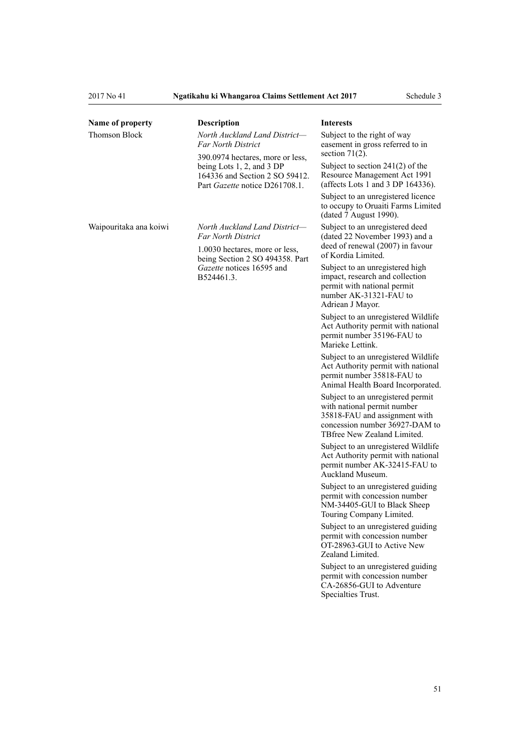| Name of property | Description | Interests |
|---|---|---|
| Thomson Block | *North Auckland Land District—Far North District*<br><br>390.0974 hectares, more or less, being Lots 1, 2, and 3 DP 164336 and Section 2 SO 59412. Part *Gazette* notice D261708.1. | Subject to the right of way easement in gross referred to in section 71(2).<br><br>Subject to section 241(2) of the Resource Management Act 1991 (affects Lots 1 and 3 DP 164336).<br><br>Subject to an unregistered licence to occupy to Oruaiti Farms Limited (dated 7 August 1990). |
| Waipouritaka ana koiwi | *North Auckland Land District—Far North District*<br><br>1.0030 hectares, more or less, being Section 2 SO 494358. Part *Gazette* notices 16595 and B524461.3. | Subject to an unregistered deed (dated 22 November 1993) and a deed of renewal (2007) in favour of Kordia Limited.<br><br>Subject to an unregistered high impact, research and collection permit with national permit number AK-31321-FAU to Adriean J Mayor.<br><br>Subject to an unregistered Wildlife Act Authority permit with national permit number 35196-FAU to Marieke Lettink.<br><br>Subject to an unregistered Wildlife Act Authority permit with national permit number 35818-FAU to Animal Health Board Incorporated.<br><br>Subject to an unregistered permit with national permit number 35818-FAU and assignment with concession number 36927-DAM to TBfree New Zealand Limited.<br><br>Subject to an unregistered Wildlife Act Authority permit with national permit number AK-32415-FAU to Auckland Museum.<br><br>Subject to an unregistered guiding permit with concession number NM-34405-GUI to Black Sheep Touring Company Limited.<br><br>Subject to an unregistered guiding permit with concession number OT-28963-GUI to Active New Zealand Limited.<br><br>Subject to an unregistered guiding permit with concession number CA-26856-GUI to Adventure Specialties Trust. |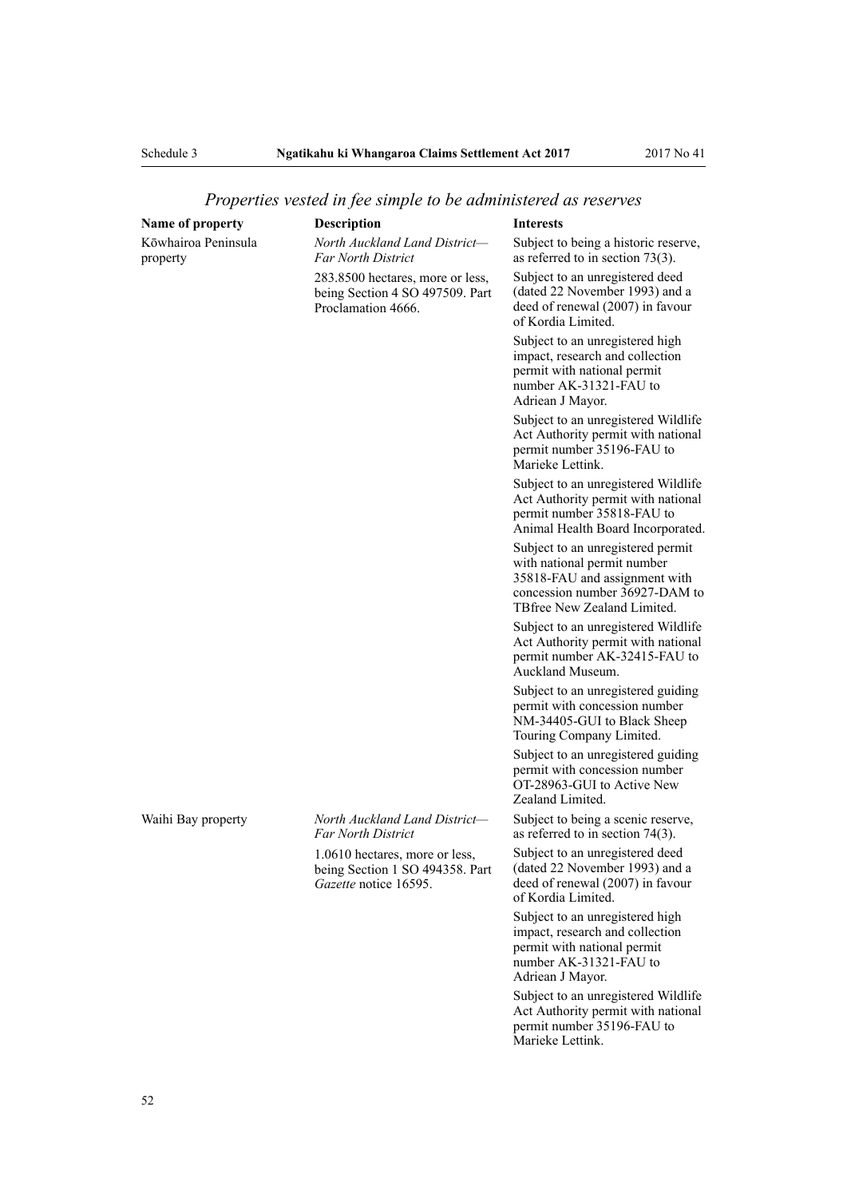## *Properties vested in fee simple to be administered as reserves*

| Name of property | Description | Interests |
|---|---|---|
| Kōwhairoa Peninsula property | *North Auckland Land District—Far North District*<br><br>283.8500 hectares, more or less, being Section 4 SO 497509. Part Proclamation 4666. | Subject to being a historic reserve, as referred to in section 73(3).<br><br>Subject to an unregistered deed (dated 22 November 1993) and a deed of renewal (2007) in favour of Kordia Limited.<br><br>Subject to an unregistered high impact, research and collection permit with national permit number AK-31321-FAU to Adriean J Mayor.<br><br>Subject to an unregistered Wildlife Act Authority permit with national permit number 35196-FAU to Marieke Lettink.<br><br>Subject to an unregistered Wildlife Act Authority permit with national permit number 35818-FAU to Animal Health Board Incorporated.<br><br>Subject to an unregistered permit with national permit number 35818-FAU and assignment with concession number 36927-DAM to TBfree New Zealand Limited.<br><br>Subject to an unregistered Wildlife Act Authority permit with national permit number AK-32415-FAU to Auckland Museum.<br><br>Subject to an unregistered guiding permit with concession number NM-34405-GUI to Black Sheep Touring Company Limited.<br><br>Subject to an unregistered guiding permit with concession number OT-28963-GUI to Active New Zealand Limited. |
| Waihi Bay property | *North Auckland Land District—Far North District*<br><br>1.0610 hectares, more or less, being Section 1 SO 494358. Part *Gazette* notice 16595. | Subject to being a scenic reserve, as referred to in section 74(3).<br><br>Subject to an unregistered deed (dated 22 November 1993) and a deed of renewal (2007) in favour of Kordia Limited.<br><br>Subject to an unregistered high impact, research and collection permit with national permit number AK-31321-FAU to Adriean J Mayor.<br><br>Subject to an unregistered Wildlife Act Authority permit with national permit number 35196-FAU to Marieke Lettink. |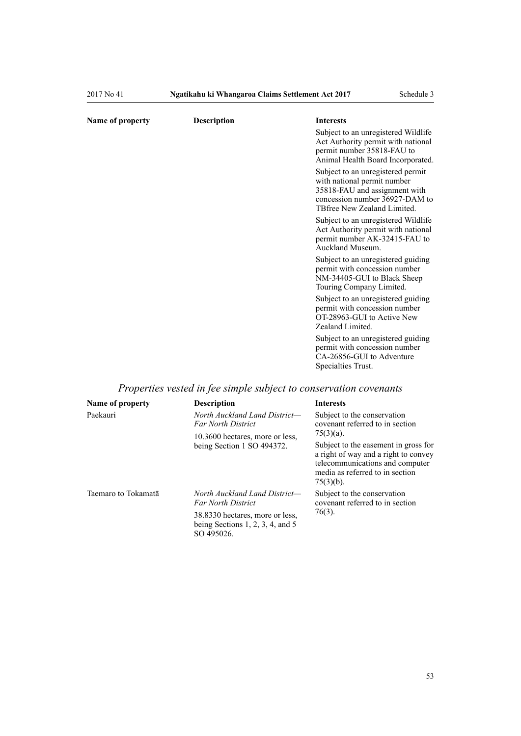| Name of property | Description | Interests |
|---|---|---|
| | | Subject to an unregistered Wildlife Act Authority permit with national permit number 35818-FAU to Animal Health Board Incorporated. Subject to an unregistered permit with national permit number 35818-FAU and assignment with concession number 36927-DAM to TBfree New Zealand Limited. Subject to an unregistered Wildlife Act Authority permit with national permit number AK-32415-FAU to Auckland Museum. Subject to an unregistered guiding permit with concession number NM-34405-GUI to Black Sheep Touring Company Limited. Subject to an unregistered guiding permit with concession number OT-28963-GUI to Active New Zealand Limited. Subject to an unregistered guiding permit with concession number CA-26856-GUI to Adventure Specialties Trust. |

## *Properties vested in fee simple subject to conservation covenants*

| Name of property | Description | Interests |
|---|---|---|
| Paekauri | *North Auckland Land District—Far North District* 10.3600 hectares, more or less, being Section 1 SO 494372. | Subject to the conservation covenant referred to in section 75(3)(a). Subject to the easement in gross for a right of way and a right to convey telecommunications and computer media as referred to in section 75(3)(b). |
| Taemaro to Tokamatā | *North Auckland Land District—Far North District* 38.8330 hectares, more or less, being Sections 1, 2, 3, 4, and 5 SO 495026. | Subject to the conservation covenant referred to in section 76(3). |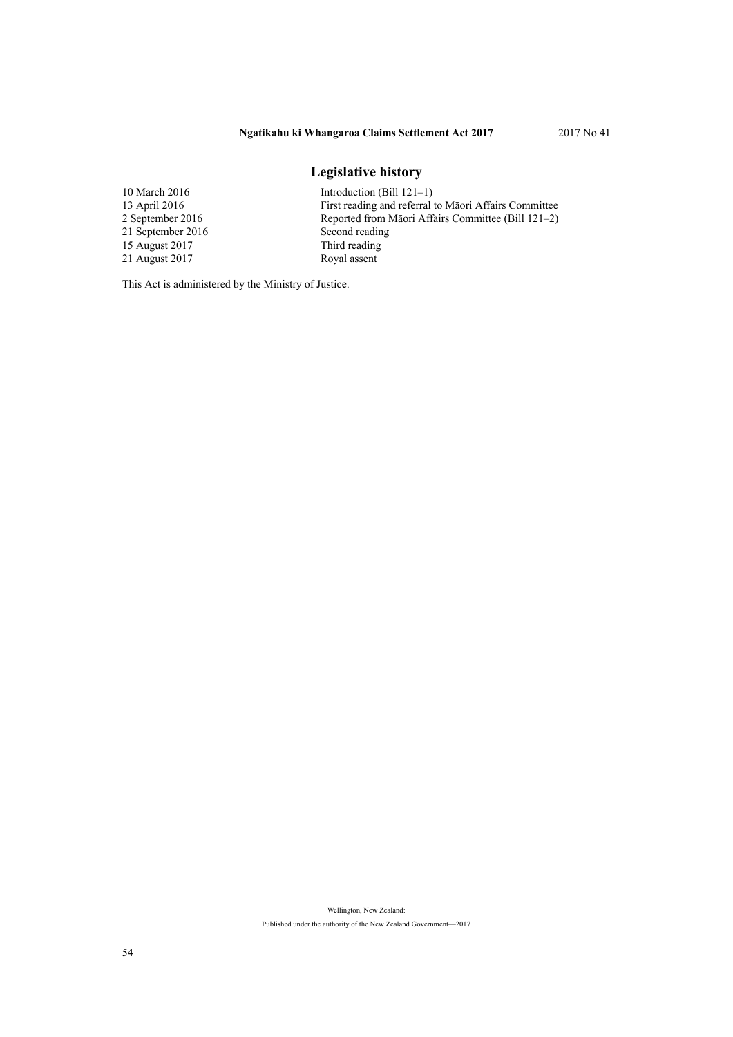## Legislative history

| | |
|---|---|
| 10 March 2016 | Introduction (Bill 121–1) |
| 13 April 2016 | First reading and referral to Māori Affairs Committee |
| 2 September 2016 | Reported from Māori Affairs Committee (Bill 121–2) |
| 21 September 2016 | Second reading |
| 15 August 2017 | Third reading |
| 21 August 2017 | Royal assent |

This Act is administered by the Ministry of Justice.

Wellington, New Zealand:

Published under the authority of the New Zealand Government—2017